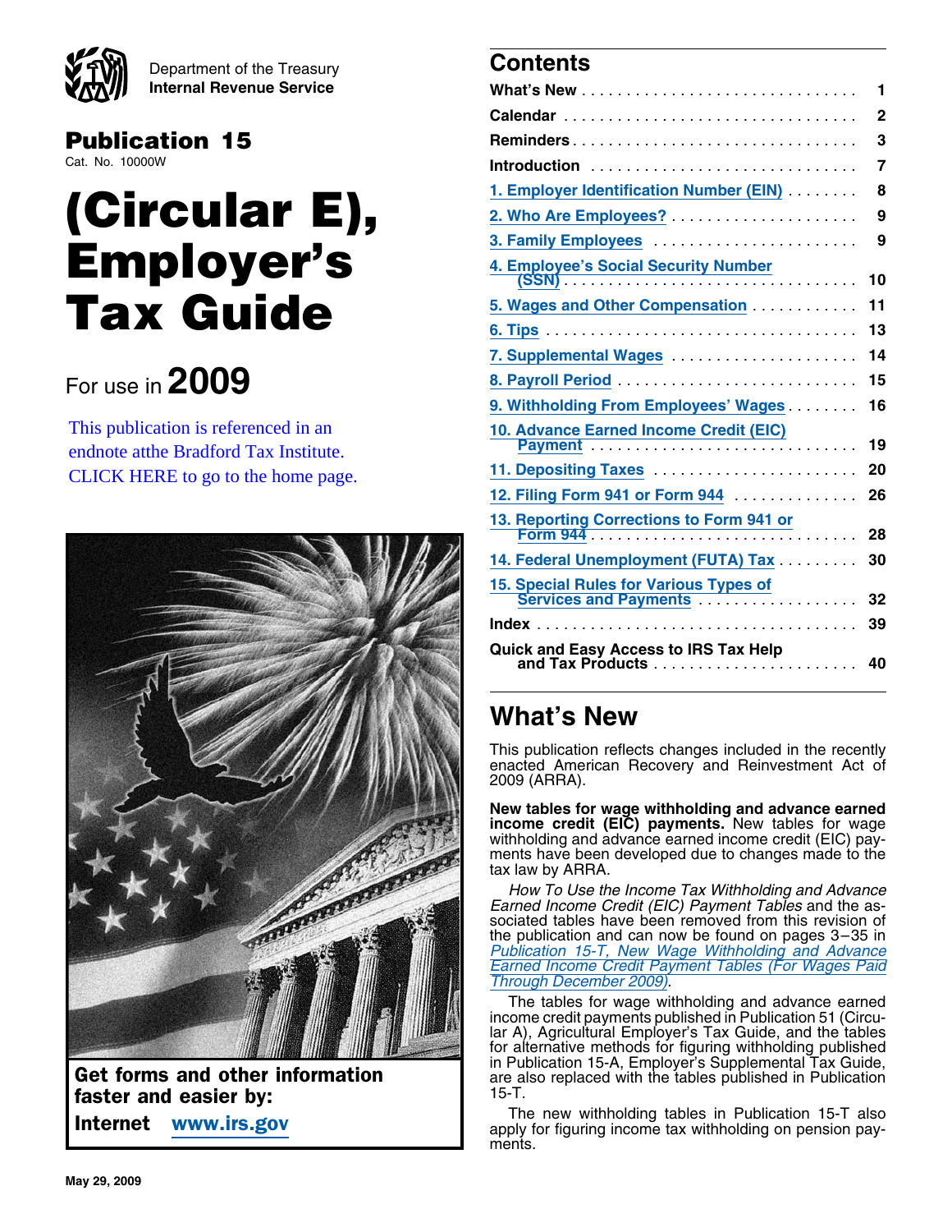Department of the Treasury
**Internal Revenue Service**

**Publication 15**
Cat. No. 10000W

# (Circular E), Employer's Tax Guide

For use in **2009**

This publication is referenced in an endnote atthe Bradford Tax Institute. CLICK HERE to go to the home page.

**Get forms and other information faster and easier by:**

**Internet** www.irs.gov

## Contents

| | |
|---|---|
| **What's New** | 1 |
| **Calendar** | 2 |
| **Reminders** | 3 |
| **Introduction** | 7 |
| 1. Employer Identification Number (EIN) | 8 |
| 2. Who Are Employees? | 9 |
| 3. Family Employees | 9 |
| 4. Employee's Social Security Number (SSN) | 10 |
| 5. Wages and Other Compensation | 11 |
| 6. Tips | 13 |
| 7. Supplemental Wages | 14 |
| 8. Payroll Period | 15 |
| 9. Withholding From Employees' Wages | 16 |
| 10. Advance Earned Income Credit (EIC) Payment | 19 |
| 11. Depositing Taxes | 20 |
| 12. Filing Form 941 or Form 944 | 26 |
| 13. Reporting Corrections to Form 941 or Form 944 | 28 |
| 14. Federal Unemployment (FUTA) Tax | 30 |
| 15. Special Rules for Various Types of Services and Payments | 32 |
| **Index** | 39 |
| **Quick and Easy Access to IRS Tax Help and Tax Products** | 40 |

## What's New

This publication reflects changes included in the recently enacted American Recovery and Reinvestment Act of 2009 (ARRA).

**New tables for wage withholding and advance earned income credit (EIC) payments.** New tables for wage withholding and advance earned income credit (EIC) payments have been developed due to changes made to the tax law by ARRA.

*How To Use the Income Tax Withholding and Advance Earned Income Credit (EIC) Payment Tables* and the associated tables have been removed from this revision of the publication and can now be found on pages 3–35 in *Publication 15-T, New Wage Withholding and Advance Earned Income Credit Payment Tables (For Wages Paid Through December 2009)*.

The tables for wage withholding and advance earned income credit payments published in Publication 51 (Circular A), Agricultural Employer's Tax Guide, and the tables for alternative methods for figuring withholding published in Publication 15-A, Employer's Supplemental Tax Guide, are also replaced with the tables published in Publication 15-T.

The new withholding tables in Publication 15-T also apply for figuring income tax withholding on pension payments.

May 29, 2009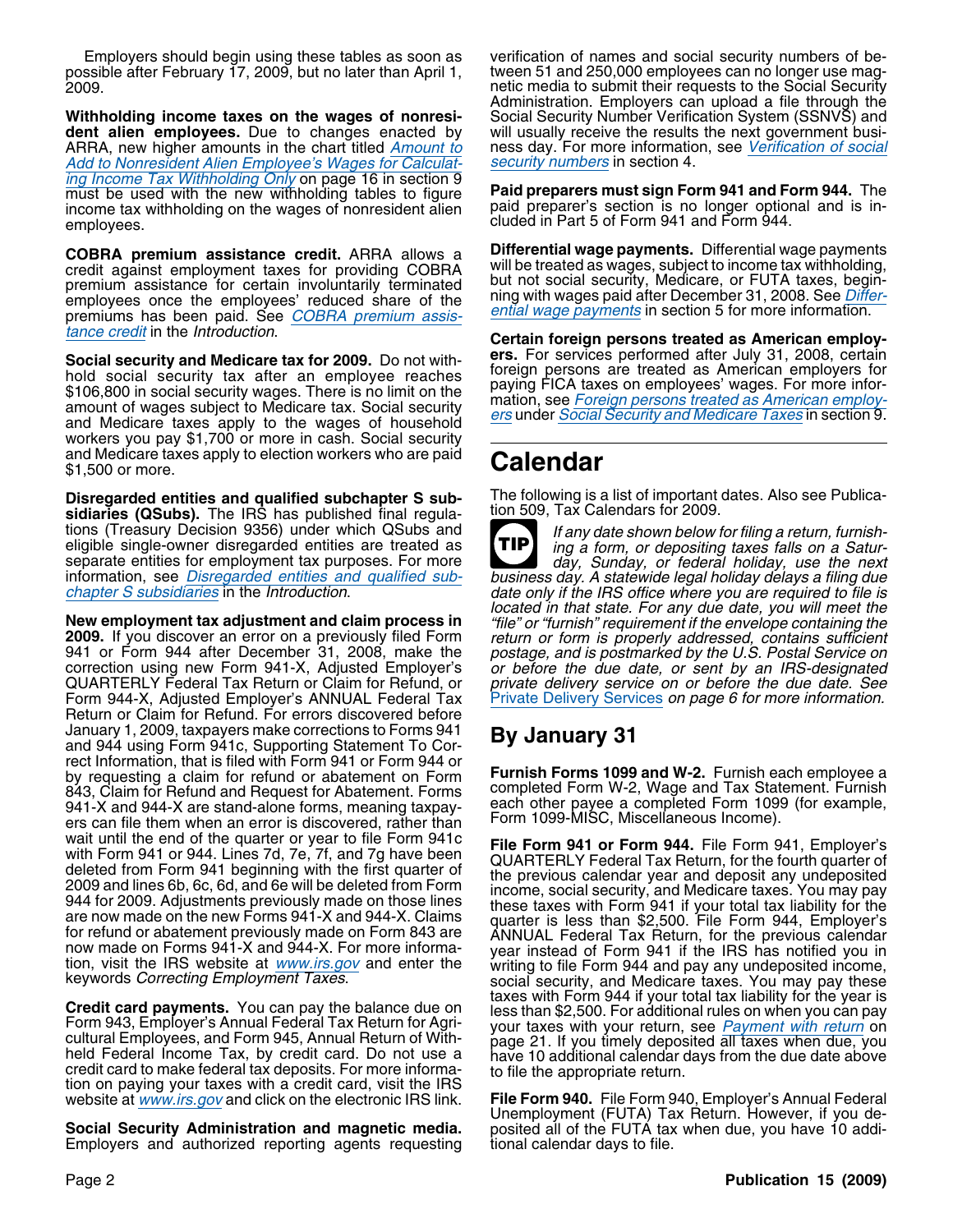Employers should begin using these tables as soon as possible after February 17, 2009, but no later than April 1, 2009.

**Withholding income taxes on the wages of nonresident alien employees.** Due to changes enacted by ARRA, new higher amounts in the chart titled *Amount to Add to Nonresident Alien Employee's Wages for Calculating Income Tax Withholding Only* on page 16 in section 9 must be used with the new withholding tables to figure income tax withholding on the wages of nonresident alien employees.

**COBRA premium assistance credit.** ARRA allows a credit against employment taxes for providing COBRA premium assistance for certain involuntarily terminated employees once the employees' reduced share of the premiums has been paid. See *COBRA premium assistance credit* in the *Introduction*.

**Social security and Medicare tax for 2009.** Do not withhold social security tax after an employee reaches $106,800 in social security wages. There is no limit on the amount of wages subject to Medicare tax. Social security and Medicare taxes apply to the wages of household workers you pay $1,700 or more in cash. Social security and Medicare taxes apply to election workers who are paid $1,500 or more.

**Disregarded entities and qualified subchapter S subsidiaries (QSubs).** The IRS has published final regulations (Treasury Decision 9356) under which QSubs and eligible single-owner disregarded entities are treated as separate entities for employment tax purposes. For more information, see *Disregarded entities and qualified subchapter S subsidiaries* in the *Introduction*.

**New employment tax adjustment and claim process in 2009.** If you discover an error on a previously filed Form 941 or Form 944 after December 31, 2008, make the correction using new Form 941-X, Adjusted Employer's QUARTERLY Federal Tax Return or Claim for Refund, or Form 944-X, Adjusted Employer's ANNUAL Federal Tax Return or Claim for Refund. For errors discovered before January 1, 2009, taxpayers make corrections to Forms 941 and 944 using Form 941c, Supporting Statement To Correct Information, that is filed with Form 941 or Form 944 or by requesting a claim for refund or abatement on Form 843, Claim for Refund and Request for Abatement. Forms 941-X and 944-X are stand-alone forms, meaning taxpayers can file them when an error is discovered, rather than wait until the end of the quarter or year to file Form 941c with Form 941 or Form 944. Lines 7d, 7e, 7f, and 7g have been deleted from Form 941 beginning with the first quarter of 2009 and lines 6b, 6c, 6d, and 6e will be deleted from Form 944 for 2009. Adjustments previously made on those lines are now made on the new Forms 941-X and 944-X. Claims for refund or abatement previously made on Form 843 are now made on Forms 941-X and 944-X. For more information, visit the IRS website at *www.irs.gov* and enter the keywords *Correcting Employment Taxes*.

**Credit card payments.** You can pay the balance due on Form 943, Employer's Annual Federal Tax Return for Agricultural Employees, and Form 945, Annual Return of Withheld Federal Income Tax, by credit card. Do not use a credit card to make federal tax deposits. For more information on paying your taxes with a credit card, visit the IRS website at *www.irs.gov* and click on the electronic IRS link.

**Social Security Administration and magnetic media.** Employers and authorized reporting agents requesting verification of names and social security numbers of between 51 and 250,000 employees can no longer use magnetic media to submit their requests to the Social Security Administration. Employers can upload a file through the Social Security Number Verification System (SSNVS) and will usually receive the results the next government business day. For more information, see *Verification of social security numbers* in section 4.

**Paid preparers must sign Form 941 and Form 944.** The paid preparer's section is no longer optional and is included in Part 5 of Form 941 and Form 944.

**Differential wage payments.** Differential wage payments will be treated as wages, subject to income tax withholding, but not social security, Medicare, or FUTA taxes, beginning with wages paid after December 31, 2008. See *Differential wage payments* in section 5 for more information.

**Certain foreign persons treated as American employers.** For services performed after July 31, 2008, certain foreign persons are treated as American employers for paying FICA taxes on employees' wages. For more information, see *Foreign persons treated as American employers* under *Social Security and Medicare Taxes* in section 9.

# Calendar

The following is a list of important dates. Also see Publication 509, Tax Calendars for 2009.

**TIP** *If any date shown below for filing a return, furnishing a form, or depositing taxes falls on a Saturday, Sunday, or federal holiday, use the next business day. A statewide legal holiday delays a filing due date only if the IRS office where you are required to file is located in that state. For any due date, you will meet the "file" or "furnish" requirement if the envelope containing the return or form is properly addressed, contains sufficient postage, and is postmarked by the U.S. Postal Service on or before the due date, or sent by an IRS-designated private delivery service on or before the due date. See Private Delivery Services on page 6 for more information.*

## By January 31

**Furnish Forms 1099 and W-2.** Furnish each employee a completed Form W-2, Wage and Tax Statement. Furnish each other payee a completed Form 1099 (for example, Form 1099-MISC, Miscellaneous Income).

**File Form 941 or Form 944.** File Form 941, Employer's QUARTERLY Federal Tax Return, for the fourth quarter of the previous calendar year and deposit any undeposited income, social security, and Medicare taxes. You may pay these taxes with Form 941 if your total tax liability for the quarter is less than $2,500. File Form 944, Employer's ANNUAL Federal Tax Return, for the previous calendar year instead of Form 941 if the IRS has notified you in writing to file Form 944 and pay any undeposited income, social security, and Medicare taxes. You may pay these taxes with Form 944 if your total tax liability for the year is less than $2,500. For additional rules on when you can pay your taxes with your return, see *Payment with return* on page 21. If you timely deposited all taxes when due, you have 10 additional calendar days from the due date above to file the appropriate return.

**File Form 940.** File Form 940, Employer's Annual Federal Unemployment (FUTA) Tax Return. However, if you deposited all of the FUTA tax when due, you have 10 additional calendar days to file.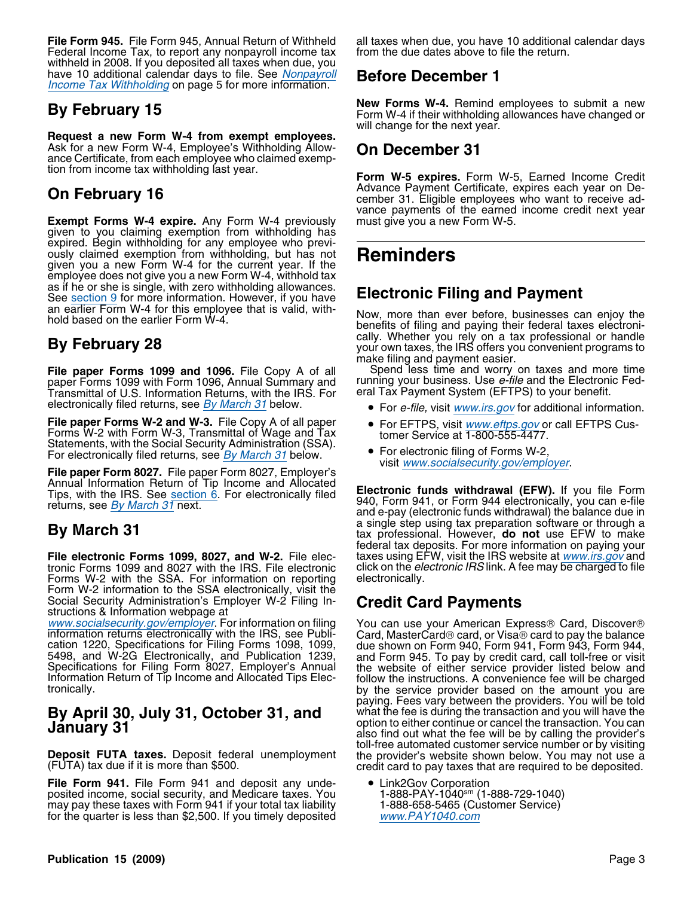**File Form 945.** File Form 945, Annual Return of Withheld Federal Income Tax, to report any nonpayroll income tax withheld in 2008. If you deposited all taxes when due, you have 10 additional calendar days to file. See *Nonpayroll Income Tax Withholding* on page 5 for more information.

## By February 15

**Request a new Form W-4 from exempt employees.** Ask for a new Form W-4, Employee's Withholding Allowance Certificate, from each employee who claimed exemption from income tax withholding last year.

## On February 16

**Exempt Forms W-4 expire.** Any Form W-4 previously given to you claiming exemption from withholding has expired. Begin withholding for any employee who previously claimed exemption from withholding, but has not given you a new Form W-4 for the current year. If the employee does not give you a new Form W-4, withhold tax as if he or she is single, with zero withholding allowances. See section 9 for more information. However, if you have an earlier Form W-4 for this employee that is valid, withhold based on the earlier Form W-4.

## By February 28

**File paper Forms 1099 and 1096.** File Copy A of all paper Forms 1099 with Form 1096, Annual Summary and Transmittal of U.S. Information Returns, with the IRS. For electronically filed returns, see *By March 31* below.

**File paper Forms W-2 and W-3.** File Copy A of all paper Forms W-2 with Form W-3, Transmittal of Wage and Tax Statements, with the Social Security Administration (SSA). For electronically filed returns, see *By March 31* below.

**File paper Form 8027.** File paper Form 8027, Employer's Annual Information Return of Tip Income and Allocated Tips, with the IRS. See section 6. For electronically filed returns, see *By March 31* next.

## By March 31

**File electronic Forms 1099, 8027, and W-2.** File electronic Forms 1099 and 8027 with the IRS. File electronic Forms W-2 with the SSA. For information on reporting Form W-2 information to the SSA electronically, visit the Social Security Administration's Employer W-2 Filing Instructions & Information webpage at *www.socialsecurity.gov/employer*. For information on filing information returns electronically with the IRS, see Publication 1220, Specifications for Filing Forms 1098, 1099, 5498, and W-2G Electronically, and Publication 1239, Specifications for Filing Form 8027, Employer's Annual Information Return of Tip Income and Allocated Tips Electronically.

## By April 30, July 31, October 31, and January 31

**Deposit FUTA taxes.** Deposit federal unemployment (FUTA) tax due if it is more than $500.

**File Form 941.** File Form 941 and deposit any undeposited income, social security, and Medicare taxes. You may pay these taxes with Form 941 if your total tax liability for the quarter is less than $2,500. If you timely deposited all taxes when due, you have 10 additional calendar days from the due dates above to file the return.

## Before December 1

**New Forms W-4.** Remind employees to submit a new Form W-4 if their withholding allowances have changed or will change for the next year.

## On December 31

**Form W-5 expires.** Form W-5, Earned Income Credit Advance Payment Certificate, expires each year on December 31. Eligible employees who want to receive advance payments of the earned income credit next year must give you a new Form W-5.

# Reminders

## Electronic Filing and Payment

Now, more than ever before, businesses can enjoy the benefits of filing and paying their federal taxes electronically. Whether you rely on a tax professional or handle your own taxes, the IRS offers you convenient programs to make filing and payment easier.

Spend less time and worry on taxes and more time running your business. Use *e-file* and the Electronic Federal Tax Payment System (EFTPS) to your benefit.

- For *e-file,* visit *www.irs.gov* for additional information.
- For EFTPS, visit *www.eftps.gov* or call EFTPS Customer Service at 1-800-555-4477.
- For electronic filing of Forms W-2, visit *www.socialsecurity.gov/employer*.

**Electronic funds withdrawal (EFW).** If you file Form 940, Form 941, or Form 944 electronically, you can e-file and e-pay (electronic funds withdrawal) the balance due in a single step using tax preparation software or through a tax professional. However, **do not** use EFW to make federal tax deposits. For more information on paying your taxes using EFW, visit the IRS website at *www.irs.gov* and click on the *electronic IRS* link. A fee may be charged to file electronically.

## Credit Card Payments

You can use your American Express® Card, Discover® Card, MasterCard® card, or Visa® card to pay the balance due shown on Form 940, Form 941, Form 943, Form 944, and Form 945. To pay by credit card, call toll-free or visit the website of either service provider listed below and follow the instructions. A convenience fee will be charged by the service provider based on the amount you are paying. Fees vary between the providers. You will be told what the fee is during the transaction and you will have the option to either continue or cancel the transaction. You can also find out what the fee will be by calling the provider's toll-free automated customer service number or by visiting the provider's website shown below. You may not use a credit card to pay taxes that are required to be deposited.

- Link2Gov Corporation
  1-888-PAY-1040[sm] (1-888-729-1040)
  1-888-658-5465 (Customer Service)
  *www.PAY1040.com*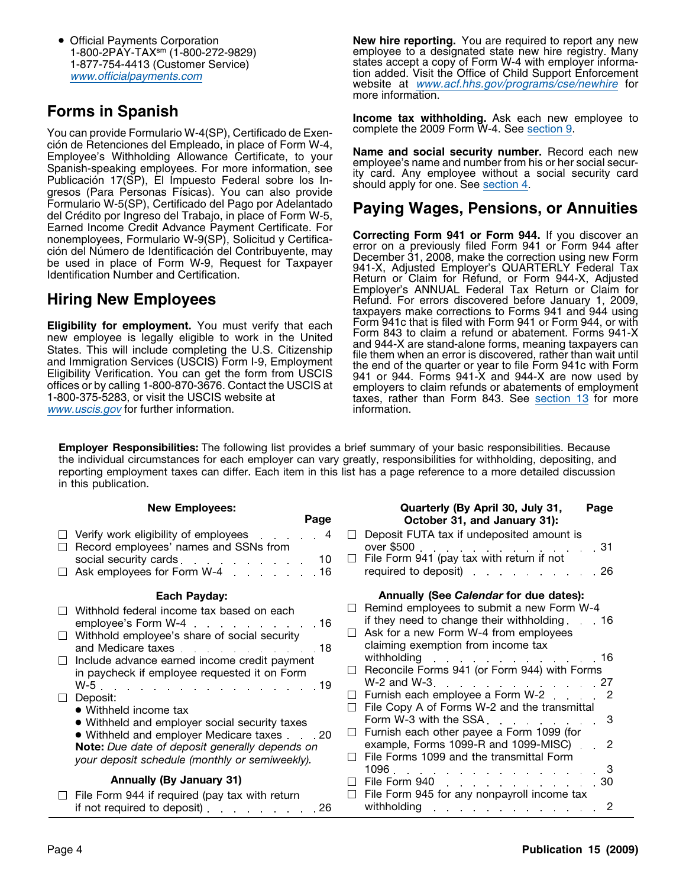- Official Payments Corporation
  1-800-2PAY-TAX[sm] (1-800-272-9829)
  1-877-754-4413 (Customer Service)
  www.officialpayments.com

## Forms in Spanish

You can provide Formulario W-4(SP), Certificado de Exención de Retenciones del Empleado, in place of Form W-4, Employee's Withholding Allowance Certificate, to your Spanish-speaking employees. For more information, see Publicación 17(SP), El Impuesto Federal sobre los Ingresos (Para Personas Físicas). You can also provide Formulario W-5(SP), Certificado del Pago por Adelantado del Crédito por Ingreso del Trabajo, in place of Form W-5, Earned Income Credit Advance Payment Certificate. For nonemployees, Formulario W-9(SP), Solicitud y Certificación del Número de Identificación del Contribuyente, may be used in place of Form W-9, Request for Taxpayer Identification Number and Certification.

## Hiring New Employees

**Eligibility for employment.** You must verify that each new employee is legally eligible to work in the United States. This will include completing the U.S. Citizenship and Immigration Services (USCIS) Form I-9, Employment Eligibility Verification. You can get the form from USCIS offices or by calling 1-800-870-3676. Contact the USCIS at 1-800-375-5283, or visit the USCIS website at www.uscis.gov for further information.

**New hire reporting.** You are required to report any new employee to a designated state new hire registry. Many states accept a copy of Form W-4 with employer information added. Visit the Office of Child Support Enforcement website at www.acf.hhs.gov/programs/cse/newhire for more information.

**Income tax withholding.** Ask each new employee to complete the 2009 Form W-4. See section 9.

**Name and social security number.** Record each new employee's name and number from his or her social security card. Any employee without a social security card should apply for one. See section 4.

## Paying Wages, Pensions, or Annuities

**Correcting Form 941 or Form 944.** If you discover an error on a previously filed Form 941 or Form 944 after December 31, 2008, make the correction using new Form 941-X, Adjusted Employer's QUARTERLY Federal Tax Return or Claim for Refund, or Form 944-X, Adjusted Employer's ANNUAL Federal Tax Return or Claim for Refund. For errors discovered before January 1, 2009, taxpayers make corrections to Forms 941 and 944 using Form 941c that is filed with Form 941 or Form 944, or with Form 843 to claim a refund or abatement. Forms 941-X and 944-X are stand-alone forms, meaning taxpayers can file them when an error is discovered, rather than wait until the end of the quarter or year to file Form 941c with Form 941 or 944. Forms 941-X and 944-X are now used by employers to claim refunds or abatements of employment taxes, rather than Form 843. See section 13 for more information.

**Employer Responsibilities:** The following list provides a brief summary of your basic responsibilities. Because the individual circumstances for each employer can vary greatly, responsibilities for withholding, depositing, and reporting employment taxes can differ. Each item in this list has a page reference to a more detailed discussion in this publication.

| New Employees: | Page |
|---|---|
| ☐ Verify work eligibility of employees | 4 |
| ☐ Record employees' names and SSNs from social security cards | 10 |
| ☐ Ask employees for Form W-4 | 16 |
| **Each Payday:** | |
| ☐ Withhold federal income tax based on each employee's Form W-4 | 16 |
| ☐ Withhold employee's share of social security and Medicare taxes | 18 |
| ☐ Include advance earned income credit payment in paycheck if employee requested it on Form W-5 | 19 |
| ☐ Deposit:<br>• Withheld income tax<br>• Withheld and employer social security taxes<br>• Withheld and employer Medicare taxes<br>**Note:** *Due date of deposit generally depends on your deposit schedule (monthly or semiweekly).* | 20 |
| **Annually (By January 31)** | |
| ☐ File Form 944 if required (pay tax with return if not required to deposit) | 26 |

| Quarterly (By April 30, July 31, October 31, and January 31): | Page |
|---|---|
| ☐ Deposit FUTA tax if undeposited amount is over $500 | 31 |
| ☐ File Form 941 (pay tax with return if not required to deposit) | 26 |
| **Annually (See *Calendar* for due dates):** | |
| ☐ Remind employees to submit a new Form W-4 if they need to change their withholding | 16 |
| ☐ Ask for a new Form W-4 from employees claiming exemption from income tax withholding | 16 |
| ☐ Reconcile Forms 941 (or Form 944) with Forms W-2 and W-3 | 27 |
| ☐ Furnish each employee a Form W-2 | 2 |
| ☐ File Copy A of Forms W-2 and the transmittal Form W-3 with the SSA | 3 |
| ☐ Furnish each other payee a Form 1099 (for example, Forms 1099-R and 1099-MISC) | 2 |
| ☐ File Forms 1099 and the transmittal Form 1096 | 3 |
| ☐ File Form 940 | 30 |
| ☐ File Form 945 for any nonpayroll income tax withholding | 2 |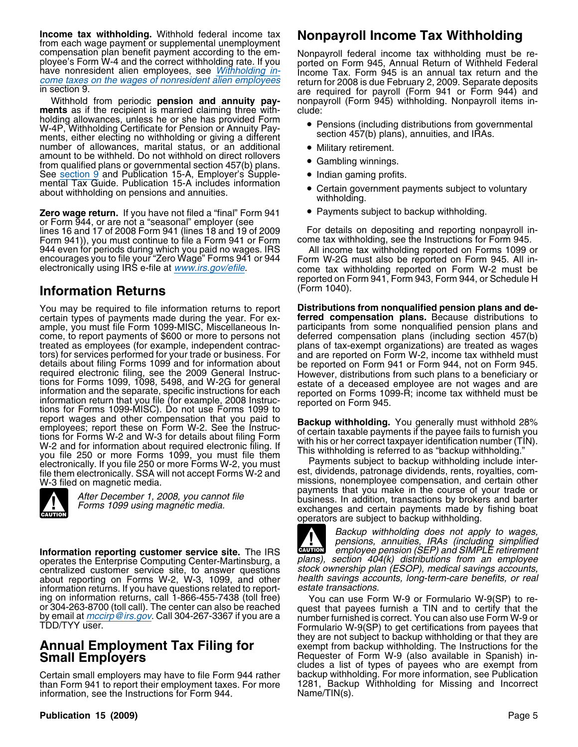**Income tax withholding.** Withhold federal income tax from each wage payment or supplemental unemployment compensation plan benefit payment according to the employee's Form W-4 and the correct withholding rate. If you have nonresident alien employees, see *Withholding income taxes on the wages of nonresident alien employees* in section 9.

Withhold from periodic **pension and annuity payments** as if the recipient is married claiming three withholding allowances, unless he or she has provided Form W-4P, Withholding Certificate for Pension or Annuity Payments, either electing no withholding or giving a different number of allowances, marital status, or an additional amount to be withheld. Do not withhold on direct rollovers from qualified plans or governmental section 457(b) plans. See section 9 and Publication 15-A, Employer's Supplemental Tax Guide. Publication 15-A includes information about withholding on pensions and annuities.

**Zero wage return.** If you have not filed a "final" Form 941 or Form 944, or are not a "seasonal" employer (see lines 16 and 17 of 2008 Form 941 (lines 18 and 19 of 2009 Form 941)), you must continue to file a Form 941 or Form 944 even for periods during which you paid no wages. IRS encourages you to file your "Zero Wage" Forms 941 or 944 electronically using IRS e-file at *www.irs.gov/efile*.

## Information Returns

You may be required to file information returns to report certain types of payments made during the year. For example, you must file Form 1099-MISC, Miscellaneous Income, to report payments of $600 or more to persons not treated as employees (for example, independent contractors) for services performed for your trade or business. For details about filing Forms 1099 and for information about required electronic filing, see the 2009 General Instructions for Forms 1099, 1098, 5498, and W-2G for general information and the separate, specific instructions for each information return that you file (for example, 2008 Instructions for Forms 1099-MISC). Do not use Forms 1099 to report wages and other compensation that you paid to employees; report these on Form W-2. See the Instructions for Forms W-2 and W-3 for details about filing Form W-2 and for information about required electronic filing. If you file 250 or more Forms 1099, you must file them electronically. If you file 250 or more Forms W-2, you must file them electronically. SSA will not accept Forms W-2 and W-3 filed on magnetic media.

**CAUTION:** *After December 1, 2008, you cannot file Forms 1099 using magnetic media.*

**Information reporting customer service site.** The IRS operates the Enterprise Computing Center-Martinsburg, a centralized customer service site, to answer questions about reporting on Forms W-2, W-3, 1099, and other information returns. If you have questions related to reporting on information returns, call 1-866-455-7438 (toll free) or 304-263-8700 (toll call). The center can also be reached by email at *mccirp@irs.gov*. Call 304-267-3367 if you are a TDD/TYY user.

## Annual Employment Tax Filing for Small Employers

Certain small employers may have to file Form 944 rather than Form 941 to report their employment taxes. For more information, see the Instructions for Form 944.

## Nonpayroll Income Tax Withholding

Nonpayroll federal income tax withholding must be reported on Form 945, Annual Return of Withheld Federal Income Tax. Form 945 is an annual tax return and the return for 2008 is due February 2, 2009. Separate deposits are required for payroll (Form 941 or Form 944) and nonpayroll (Form 945) withholding. Nonpayroll items include:

- Pensions (including distributions from governmental section 457(b) plans), annuities, and IRAs.
- Military retirement.
- Gambling winnings.
- Indian gaming profits.
- Certain government payments subject to voluntary withholding.
- Payments subject to backup withholding.

For details on depositing and reporting nonpayroll income tax withholding, see the Instructions for Form 945.

All income tax withholding reported on Forms 1099 or Form W-2G must also be reported on Form 945. All income tax withholding reported on Form W-2 must be reported on Form 941, Form 943, Form 944, or Schedule H (Form 1040).

**Distributions from nonqualified pension plans and deferred compensation plans.** Because distributions to participants from some nonqualified pension plans and deferred compensation plans (including section 457(b) plans of tax-exempt organizations) are treated as wages and are reported on Form W-2, income tax withheld must be reported on Form 941 or Form 944, not on Form 945. However, distributions from such plans to a beneficiary or estate of a deceased employee are not wages and are reported on Forms 1099-R; income tax withheld must be reported on Form 945.

**Backup withholding.** You generally must withhold 28% of certain taxable payments if the payee fails to furnish you with his or her correct taxpayer identification number (TIN). This withholding is referred to as "backup withholding."

Payments subject to backup withholding include interest, dividends, patronage dividends, rents, royalties, commissions, nonemployee compensation, and certain other payments that you make in the course of your trade or business. In addition, transactions by brokers and barter exchanges and certain payments made by fishing boat operators are subject to backup withholding.

**CAUTION:** *Backup withholding does not apply to wages, pensions, annuities, IRAs (including simplified employee pension (SEP) and SIMPLE retirement plans), section 404(k) distributions from an employee stock ownership plan (ESOP), medical savings accounts, health savings accounts, long-term-care benefits, or real estate transactions.*

You can use Form W-9 or Formulario W-9(SP) to request that payees furnish a TIN and to certify that the number furnished is correct. You can also use Form W-9 or Formulario W-9(SP) to get certifications from payees that they are not subject to backup withholding or that they are exempt from backup withholding. The Instructions for the Requester of Form W-9 (also available in Spanish) includes a list of types of payees who are exempt from backup withholding. For more information, see Publication 1281, Backup Withholding for Missing and Incorrect Name/TIN(s).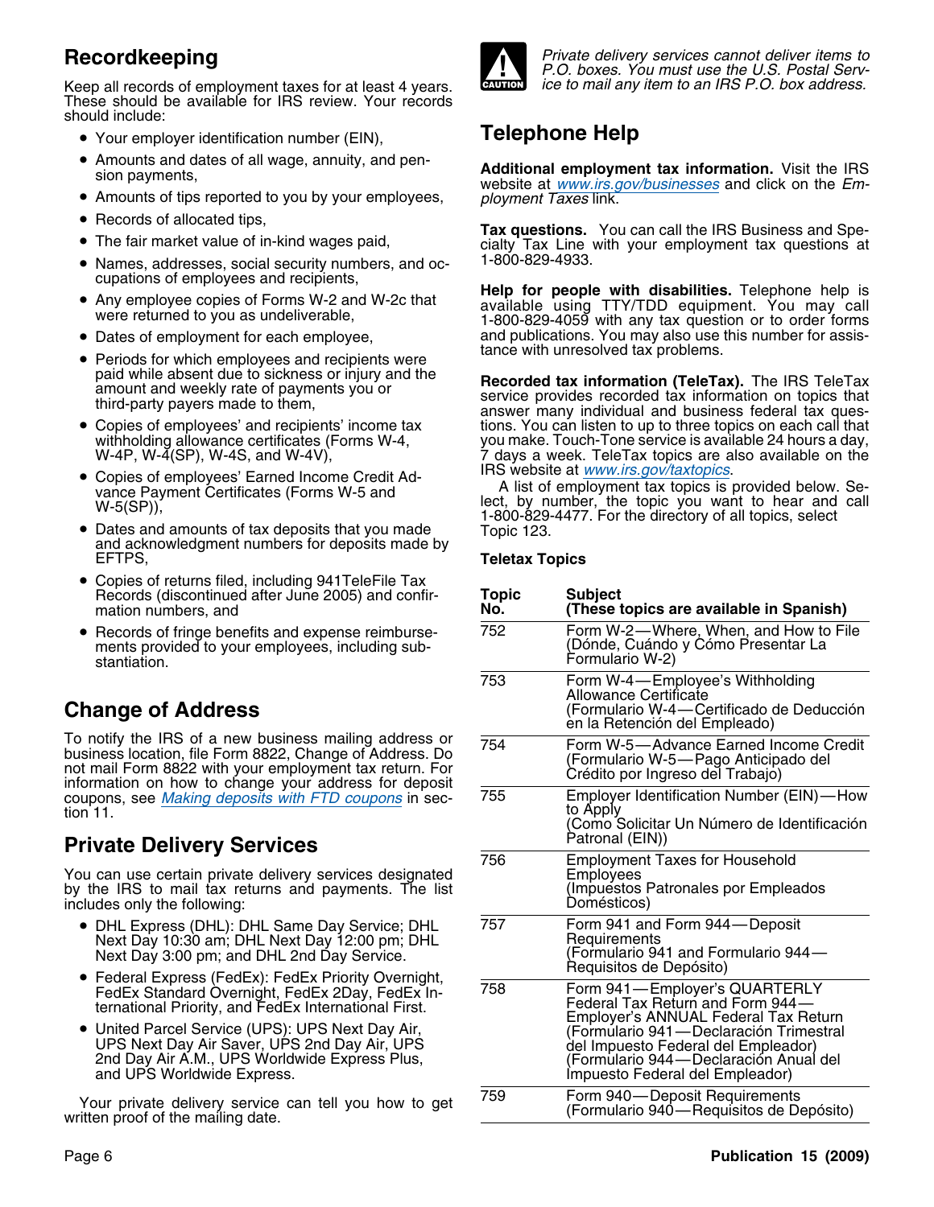## Recordkeeping

Keep all records of employment taxes for at least 4 years. These should be available for IRS review. Your records should include:

- Your employer identification number (EIN),
- Amounts and dates of all wage, annuity, and pension payments,
- Amounts of tips reported to you by your employees,
- Records of allocated tips,
- The fair market value of in-kind wages paid,
- Names, addresses, social security numbers, and occupations of employees and recipients,
- Any employee copies of Forms W-2 and W-2c that were returned to you as undeliverable,
- Dates of employment for each employee,
- Periods for which employees and recipients were paid while absent due to sickness or injury and the amount and weekly rate of payments you or third-party payers made to them,
- Copies of employees' and recipients' income tax withholding allowance certificates (Forms W-4, W-4P, W-4(SP), W-4S, and W-4V),
- Copies of employees' Earned Income Credit Advance Payment Certificates (Forms W-5 and W-5(SP)),
- Dates and amounts of tax deposits that you made and acknowledgment numbers for deposits made by EFTPS,
- Copies of returns filed, including 941TeleFile Tax Records (discontinued after June 2005) and confirmation numbers, and
- Records of fringe benefits and expense reimbursements provided to your employees, including substantiation.

## Change of Address

To notify the IRS of a new business mailing address or business location, file Form 8822, Change of Address. Do not mail Form 8822 with your employment tax return. For information on how to change your address for deposit coupons, see *Making deposits with FTD coupons* in section 11.

## Private Delivery Services

You can use certain private delivery services designated by the IRS to mail tax returns and payments. The list includes only the following:

- DHL Express (DHL): DHL Same Day Service; DHL Next Day 10:30 am; DHL Next Day 12:00 pm; DHL Next Day 3:00 pm; and DHL 2nd Day Service.
- Federal Express (FedEx): FedEx Priority Overnight, FedEx Standard Overnight, FedEx 2Day, FedEx International Priority, and FedEx International First.
- United Parcel Service (UPS): UPS Next Day Air, UPS Next Day Air Saver, UPS 2nd Day Air, UPS 2nd Day Air A.M., UPS Worldwide Express Plus, and UPS Worldwide Express.

Your private delivery service can tell you how to get written proof of the mailing date.

**CAUTION** *Private delivery services cannot deliver items to P.O. boxes. You must use the U.S. Postal Service to mail any item to an IRS P.O. box address.*

## Telephone Help

**Additional employment tax information.** Visit the IRS website at *www.irs.gov/businesses* and click on the *Employment Taxes* link.

**Tax questions.** You can call the IRS Business and Specialty Tax Line with your employment tax questions at 1-800-829-4933.

**Help for people with disabilities.** Telephone help is available using TTY/TDD equipment. You may call 1-800-829-4059 with any tax question or to order forms and publications. You may also use this number for assistance with unresolved tax problems.

**Recorded tax information (TeleTax).** The IRS TeleTax service provides recorded tax information on topics that answer many individual and business federal tax questions. You can listen to up to three topics on each call that you make. Touch-Tone service is available 24 hours a day, 7 days a week. TeleTax topics are also available on the IRS website at *www.irs.gov/taxtopics*.

A list of employment tax topics is provided below. Select, by number, the topic you want to hear and call 1-800-829-4477. For the directory of all topics, select Topic 123.

**Teletax Topics**

| Topic No. | Subject (These topics are available in Spanish) |
|---|---|
| 752 | Form W-2—Where, When, and How to File (Dónde, Cuándo y Cómo Presentar La Formulario W-2) |
| 753 | Form W-4—Employee's Withholding Allowance Certificate (Formulario W-4—Certificado de Deducción en la Retención del Empleado) |
| 754 | Form W-5—Advance Earned Income Credit (Formulario W-5—Pago Anticipado del Crédito por Ingreso del Trabajo) |
| 755 | Employer Identification Number (EIN)—How to Apply (Como Solicitar Un Número de Identificación Patronal (EIN)) |
| 756 | Employment Taxes for Household Employees (Impuestos Patronales por Empleados Domésticos) |
| 757 | Form 941 and Form 944—Deposit Requirements (Formulario 941 and Formulario 944—Requisitos de Depósito) |
| 758 | Form 941—Employer's QUARTERLY Federal Tax Return and Form 944—Employer's ANNUAL Federal Tax Return (Formulario 941—Declaración Trimestral del Impuesto Federal del Empleador) (Formulario 944—Declaración Anual del Impuesto Federal del Empleador) |
| 759 | Form 940—Deposit Requirements (Formulario 940—Requisitos de Depósito) |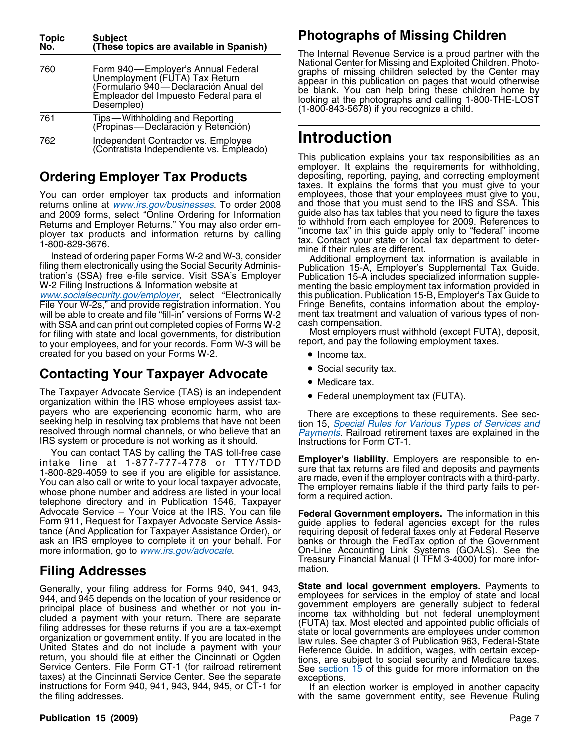| Topic No. | Subject (These topics are available in Spanish) |
| --- | --- |
| 760 | Form 940—Employer's Annual Federal Unemployment (FUTA) Tax Return (Formulario 940—Declaración Anual del Empleador del Impuesto Federal para el Desempleo) |
| 761 | Tips—Withholding and Reporting (Propinas—Declaración y Retención) |
| 762 | Independent Contractor vs. Employee (Contratista Independiente vs. Empleado) |

## Ordering Employer Tax Products

You can order employer tax products and information returns online at *www.irs.gov/businesses*. To order 2008 and 2009 forms, select "Online Ordering for Information Returns and Employer Returns." You may also order employer tax products and information returns by calling 1-800-829-3676.

Instead of ordering paper Forms W-2 and W-3, consider filing them electronically using the Social Security Administration's (SSA) free e-file service. Visit SSA's Employer W-2 Filing Instructions & Information website at *www.socialsecurity.gov/employer*, select "Electronically File Your W-2s," and provide registration information. You will be able to create and file "fill-in" versions of Forms W-2 with SSA and can print out completed copies of Forms W-2 for filing with state and local governments, for distribution to your employees, and for your records. Form W-3 will be created for you based on your Forms W-2.

## Contacting Your Taxpayer Advocate

The Taxpayer Advocate Service (TAS) is an independent organization within the IRS whose employees assist taxpayers who are experiencing economic harm, who are seeking help in resolving tax problems that have not been resolved through normal channels, or who believe that an IRS system or procedure is not working as it should.

You can contact TAS by calling the TAS toll-free case intake line at 1-877-777-4778 or TTY/TDD 1-800-829-4059 to see if you are eligible for assistance. You can also call or write to your local taxpayer advocate, whose phone number and address are listed in your local telephone directory and in Publication 1546, Taxpayer Advocate Service – Your Voice at the IRS. You can file Form 911, Request for Taxpayer Advocate Service Assistance (And Application for Taxpayer Assistance Order), or ask an IRS employee to complete it on your behalf. For more information, go to *www.irs.gov/advocate*.

## Filing Addresses

Generally, your filing address for Forms 940, 941, 943, 944, and 945 depends on the location of your residence or principal place of business and whether or not you included a payment with your return. There are separate filing addresses for these returns if you are a tax-exempt organization or government entity. If you are located in the United States and do not include a payment with your return, you should file at either the Cincinnati or Ogden Service Centers. File Form CT-1 (for railroad retirement taxes) at the Cincinnati Service Center. See the separate instructions for Form 940, 941, 943, 944, 945, or CT-1 for the filing addresses.

## Photographs of Missing Children

The Internal Revenue Service is a proud partner with the National Center for Missing and Exploited Children. Photographs of missing children selected by the Center may appear in this publication on pages that would otherwise be blank. You can help bring these children home by looking at the photographs and calling 1-800-THE-LOST (1-800-843-5678) if you recognize a child.

# Introduction

This publication explains your tax responsibilities as an employer. It explains the requirements for withholding, depositing, reporting, paying, and correcting employment taxes. It explains the forms that you must give to your employees, those that your employees must give to you, and those that you must send to the IRS and SSA. This guide also has tax tables that you need to figure the taxes to withhold from each employee for 2009. References to "income tax" in this guide apply only to "federal" income tax. Contact your state or local tax department to determine if their rules are different.

Additional employment tax information is available in Publication 15-A, Employer's Supplemental Tax Guide. Publication 15-A includes specialized information supplementing the basic employment tax information provided in this publication. Publication 15-B, Employer's Tax Guide to Fringe Benefits, contains information about the employment tax treatment and valuation of various types of noncash compensation.

Most employers must withhold (except FUTA), deposit, report, and pay the following employment taxes.

- Income tax.
- Social security tax.
- Medicare tax.
- Federal unemployment tax (FUTA).

There are exceptions to these requirements. See section 15, *Special Rules for Various Types of Services and Payments*. Railroad retirement taxes are explained in the Instructions for Form CT-1.

**Employer's liability.** Employers are responsible to ensure that tax returns are filed and deposits and payments are made, even if the employer contracts with a third-party. The employer remains liable if the third party fails to perform a required action.

**Federal Government employers.** The information in this guide applies to federal agencies except for the rules requiring deposit of federal taxes only at Federal Reserve banks or through the FedTax option of the Government On-Line Accounting Link Systems (GOALS). See the Treasury Financial Manual (I TFM 3-4000) for more information.

**State and local government employers.** Payments to employees for services in the employ of state and local government employers are generally subject to federal income tax withholding but not federal unemployment (FUTA) tax. Most elected and appointed public officials of state or local governments are employees under common law rules. See chapter 3 of Publication 963, Federal-State Reference Guide. In addition, wages, with certain exceptions, are subject to social security and Medicare taxes. See section 15 of this guide for more information on the exceptions.

If an election worker is employed in another capacity with the same government entity, see Revenue Ruling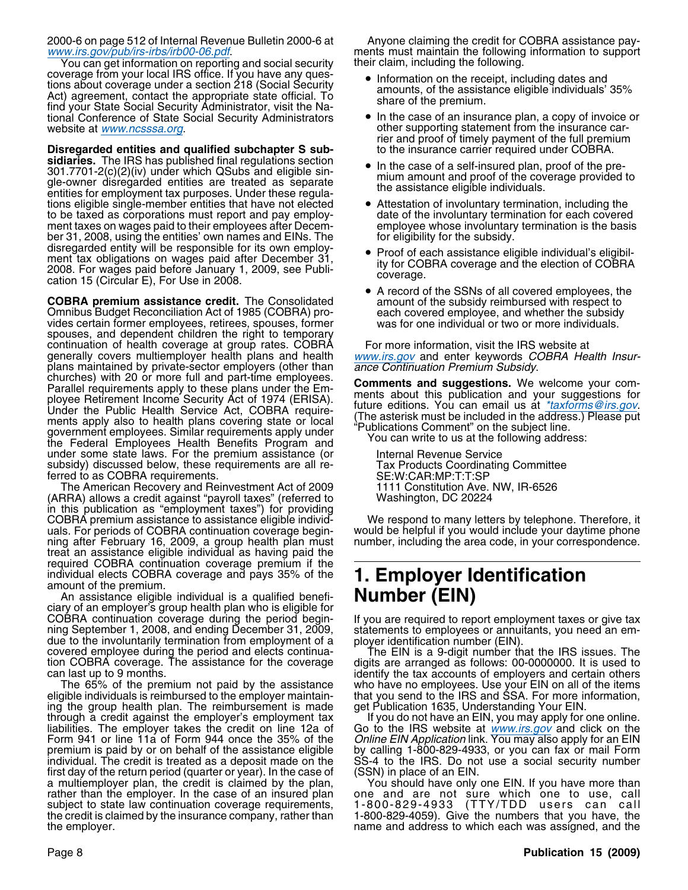2000-6 on page 512 of Internal Revenue Bulletin 2000-6 at www.irs.gov/pub/irs-irbs/irb00-06.pdf.

You can get information on reporting and social security coverage from your local IRS office. If you have any questions about coverage under a section 218 (Social Security Act) agreement, contact the appropriate state official. To find your State Social Security Administrator, visit the National Conference of State Social Security Administrators website at www.ncsssa.org.

**Disregarded entities and qualified subchapter S subsidiaries.** The IRS has published final regulations section 301.7701-2(c)(2)(iv) under which QSubs and eligible single-owner disregarded entities are treated as separate entities for employment tax purposes. Under these regulations eligible single-member entities that have not elected to be taxed as corporations must report and pay employment taxes on wages paid to their employees after December 31, 2008, using the entities' own names and EINs. The disregarded entity will be responsible for its own employment tax obligations on wages paid after December 31, 2008. For wages paid before January 1, 2009, see Publication 15 (Circular E), For Use in 2008.

**COBRA premium assistance credit.** The Consolidated Omnibus Budget Reconciliation Act of 1985 (COBRA) provides certain former employees, retirees, spouses, former spouses, and dependent children the right to temporary continuation of health coverage at group rates. COBRA generally covers multiemployer health plans and health plans maintained by private-sector employers (other than churches) with 20 or more full and part-time employees. Parallel requirements apply to these plans under the Employee Retirement Income Security Act of 1974 (ERISA). Under the Public Health Service Act, COBRA requirements apply also to health plans covering state or local government employees. Similar requirements apply under the Federal Employees Health Benefits Program and under some state laws. For the premium assistance (or subsidy) discussed below, these requirements are all referred to as COBRA requirements.

The American Recovery and Reinvestment Act of 2009 (ARRA) allows a credit against "payroll taxes" (referred to in this publication as "employment taxes") for providing COBRA premium assistance to assistance eligible individuals. For periods of COBRA continuation coverage beginning after February 16, 2009, a group health plan must treat an assistance eligible individual as having paid the required COBRA continuation coverage premium if the individual elects COBRA coverage and pays 35% of the amount of the premium.

An assistance eligible individual is a qualified beneficiary of an employer's group health plan who is eligible for COBRA continuation coverage during the period beginning September 1, 2008, and ending December 31, 2009, due to the involuntarily termination from employment of a covered employee during the period and elects continuation COBRA coverage. The assistance for the coverage can last up to 9 months.

The 65% of the premium not paid by the assistance eligible individuals is reimbursed to the employer maintaining the group health plan. The reimbursement is made through a credit against the employer's employment tax liabilities. The employer takes the credit on line 12a of Form 941 or line 11a of Form 944 once the 35% of the premium is paid by or on behalf of the assistance eligible individual. The credit is treated as a deposit made on the first day of the return period (quarter or year). In the case of a multiemployer plan, the credit is claimed by the plan, rather than the employer. In the case of an insured plan subject to state law continuation coverage requirements, the credit is claimed by the insurance company, rather than the employer.

Anyone claiming the credit for COBRA assistance payments must maintain the following information to support their claim, including the following.

- Information on the receipt, including dates and amounts, of the assistance eligible individuals' 35% share of the premium.
- In the case of an insurance plan, a copy of invoice or other supporting statement from the insurance carrier and proof of timely payment of the full premium to the insurance carrier required under COBRA.
- In the case of a self-insured plan, proof of the premium amount and proof of the coverage provided to the assistance eligible individuals.
- Attestation of involuntary termination, including the date of the involuntary termination for each covered employee whose involuntary termination is the basis for eligibility for the subsidy.
- Proof of each assistance eligible individual's eligibility for COBRA coverage and the election of COBRA coverage.
- A record of the SSNs of all covered employees, the amount of the subsidy reimbursed with respect to each covered employee, and whether the subsidy was for one individual or two or more individuals.

For more information, visit the IRS website at www.irs.gov and enter keywords *COBRA Health Insurance Continuation Premium Subsidy*.

**Comments and suggestions.** We welcome your comments about this publication and your suggestions for future editions. You can email us at *taxforms@irs.gov. (The asterisk must be included in the address.) Please put "Publications Comment" on the subject line.

You can write to us at the following address:

Internal Revenue Service
Tax Products Coordinating Committee
SE:W:CAR:MP:T:T:SP
1111 Constitution Ave. NW, IR-6526
Washington, DC 20224

We respond to many letters by telephone. Therefore, it would be helpful if you would include your daytime phone number, including the area code, in your correspondence.

# 1. Employer Identification Number (EIN)

If you are required to report employment taxes or give tax statements to employees or annuitants, you need an employer identification number (EIN).

The EIN is a 9-digit number that the IRS issues. The digits are arranged as follows: 00-0000000. It is used to identify the tax accounts of employers and certain others who have no employees. Use your EIN on all of the items that you send to the IRS and SSA. For more information, get Publication 1635, Understanding Your EIN.

If you do not have an EIN, you may apply for one online. Go to the IRS website at www.irs.gov and click on the *Online EIN Application* link. You may also apply for an EIN by calling 1-800-829-4933, or you can fax or mail Form SS-4 to the IRS. Do not use a social security number (SSN) in place of an EIN.

You should have only one EIN. If you have more than one and are not sure which one to use, call 1-800-829-4933 (TTY/TDD users can call 1-800-829-4059). Give the numbers that you have, the name and address to which each was assigned, and the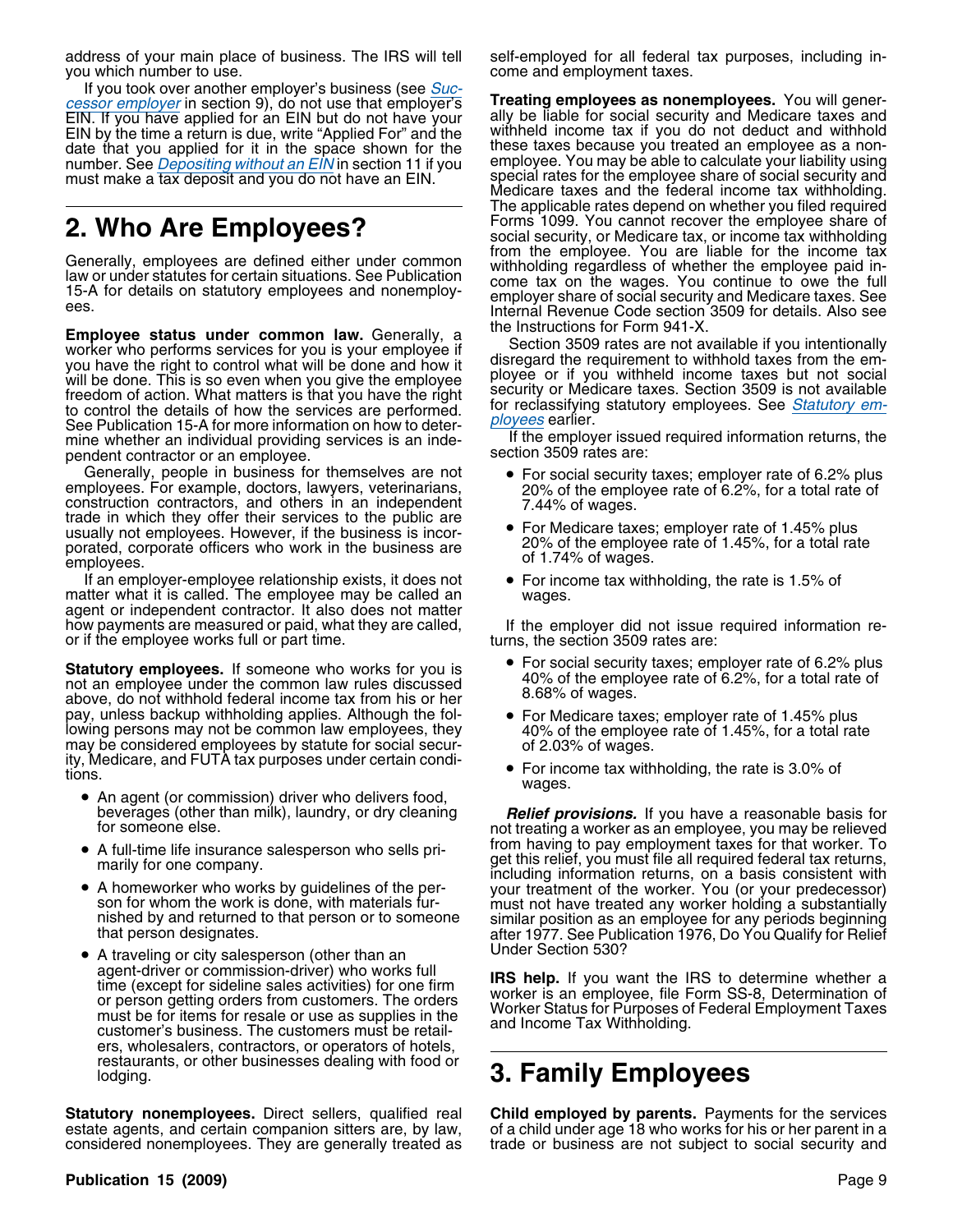address of your main place of business. The IRS will tell you which number to use.

If you took over another employer's business (see *Successor employer* in section 9), do not use that employer's EIN. If you have applied for an EIN but do not have your EIN by the time a return is due, write "Applied For" and the date that you applied for it in the space shown for the number. See *Depositing without an EIN* in section 11 if you must make a tax deposit and you do not have an EIN.

## 2. Who Are Employees?

Generally, employees are defined either under common law or under statutes for certain situations. See Publication 15-A for details on statutory employees and nonemployees.

**Employee status under common law.** Generally, a worker who performs services for you is your employee if you have the right to control what will be done and how it will be done. This is so even when you give the employee freedom of action. What matters is that you have the right to control the details of how the services are performed. See Publication 15-A for more information on how to determine whether an individual providing services is an independent contractor or an employee.

Generally, people in business for themselves are not employees. For example, doctors, lawyers, veterinarians, construction contractors, and others in an independent trade in which they offer their services to the public are usually not employees. However, if the business is incorporated, corporate officers who work in the business are employees.

If an employer-employee relationship exists, it does not matter what it is called. The employee may be called an agent or independent contractor. It also does not matter how payments are measured or paid, what they are called, or if the employee works full or part time.

**Statutory employees.** If someone who works for you is not an employee under the common law rules discussed above, do not withhold federal income tax from his or her pay, unless backup withholding applies. Although the following persons may not be common law employees, they may be considered employees by statute for social security, Medicare, and FUTA tax purposes under certain conditions.

- An agent (or commission) driver who delivers food, beverages (other than milk), laundry, or dry cleaning for someone else.
- A full-time life insurance salesperson who sells primarily for one company.
- A homeworker who works by guidelines of the person for whom the work is done, with materials furnished by and returned to that person or to someone that person designates.
- A traveling or city salesperson (other than an agent-driver or commission-driver) who works full time (except for sideline sales activities) for one firm or person getting orders from customers. The orders must be for items for resale or use as supplies in the customer's business. The customers must be retailers, wholesalers, contractors, or operators of hotels, restaurants, or other businesses dealing with food or lodging.

**Statutory nonemployees.** Direct sellers, qualified real estate agents, and certain companion sitters are, by law, considered nonemployees. They are generally treated as self-employed for all federal tax purposes, including income and employment taxes.

**Treating employees as nonemployees.** You will generally be liable for social security and Medicare taxes and withheld income tax if you do not deduct and withhold these taxes because you treated an employee as a nonemployee. You may be able to calculate your liability using special rates for the employee share of social security and Medicare taxes and the federal income tax withholding. The applicable rates depend on whether you filed required Forms 1099. You cannot recover the employee share of social security, or Medicare tax, or income tax withholding from the employee. You are liable for the income tax withholding regardless of whether the employee paid income tax on the wages. You continue to owe the full employer share of social security and Medicare taxes. See Internal Revenue Code section 3509 for details. Also see the Instructions for Form 941-X.

Section 3509 rates are not available if you intentionally disregard the requirement to withhold taxes from the employee or if you withheld income taxes but not social security or Medicare taxes. Section 3509 is not available for reclassifying statutory employees. See *Statutory employees* earlier.

If the employer issued required information returns, the section 3509 rates are:

- For social security taxes; employer rate of 6.2% plus 20% of the employee rate of 6.2%, for a total rate of 7.44% of wages.
- For Medicare taxes; employer rate of 1.45% plus 20% of the employee rate of 1.45%, for a total rate of 1.74% of wages.
- For income tax withholding, the rate is 1.5% of wages.

If the employer did not issue required information returns, the section 3509 rates are:

- For social security taxes; employer rate of 6.2% plus 40% of the employee rate of 6.2%, for a total rate of 8.68% of wages.
- For Medicare taxes; employer rate of 1.45% plus 40% of the employee rate of 1.45%, for a total rate of 2.03% of wages.
- For income tax withholding, the rate is 3.0% of wages.

***Relief provisions.*** If you have a reasonable basis for not treating a worker as an employee, you may be relieved from having to pay employment taxes for that worker. To get this relief, you must file all required federal tax returns, including information returns, on a basis consistent with your treatment of the worker. You (or your predecessor) must not have treated any worker holding a substantially similar position as an employee for any periods beginning after 1977. See Publication 1976, Do You Qualify for Relief Under Section 530?

**IRS help.** If you want the IRS to determine whether a worker is an employee, file Form SS-8, Determination of Worker Status for Purposes of Federal Employment Taxes and Income Tax Withholding.

## 3. Family Employees

**Child employed by parents.** Payments for the services of a child under age 18 who works for his or her parent in a trade or business are not subject to social security and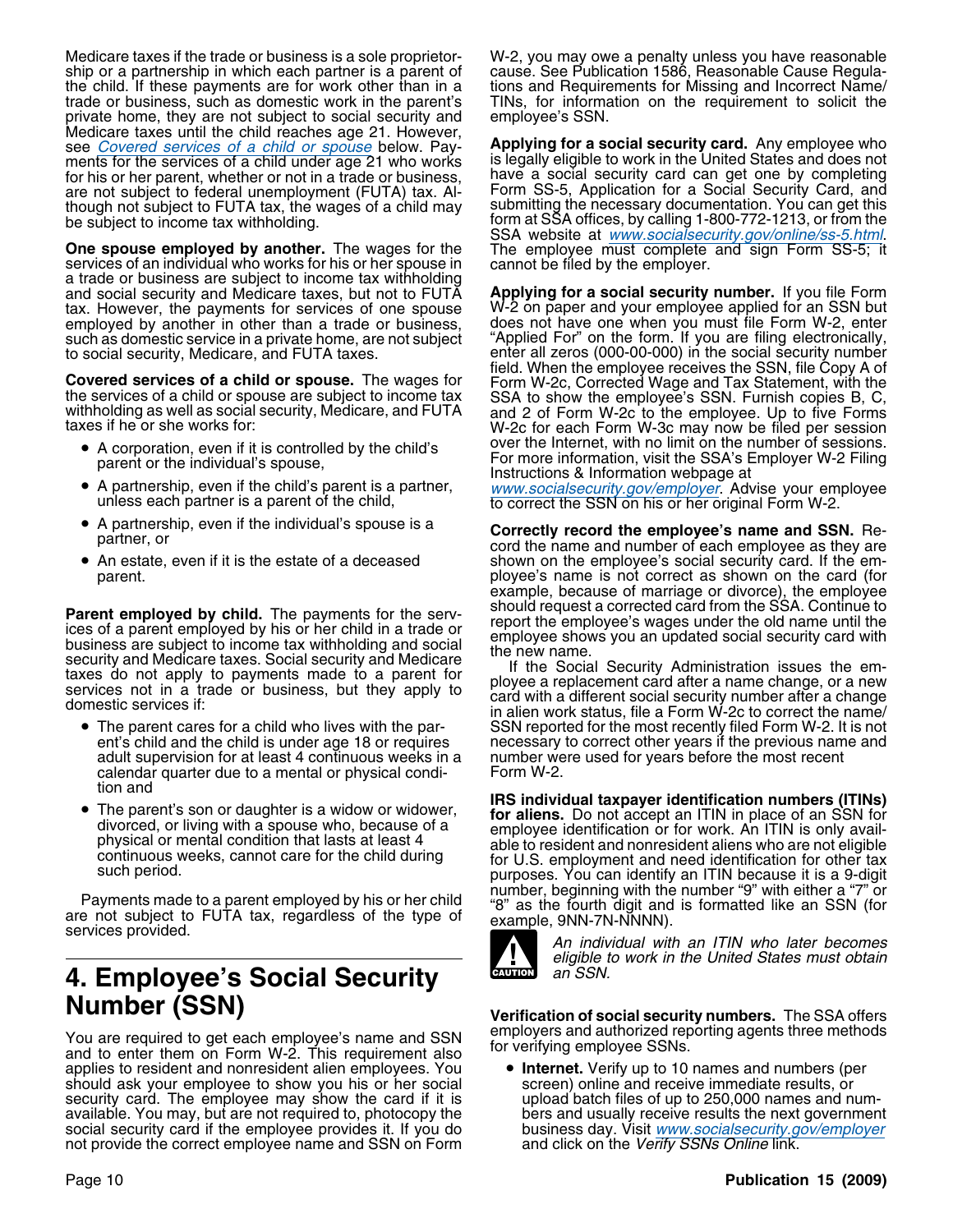Medicare taxes if the trade or business is a sole proprietorship or a partnership in which each partner is a parent of the child. If these payments are for work other than in a trade or business, such as domestic work in the parent's private home, they are not subject to social security and Medicare taxes until the child reaches age 21. However, see *Covered services of a child or spouse* below. Payments for the services of a child under age 21 who works for his or her parent, whether or not in a trade or business, are not subject to federal unemployment (FUTA) tax. Although not subject to FUTA tax, the wages of a child may be subject to income tax withholding.

**One spouse employed by another.** The wages for the services of an individual who works for his or her spouse in a trade or business are subject to income tax withholding and social security and Medicare taxes, but not to FUTA tax. However, the payments for services of one spouse employed by another in other than a trade or business, such as domestic service in a private home, are not subject to social security, Medicare, and FUTA taxes.

**Covered services of a child or spouse.** The wages for the services of a child or spouse are subject to income tax withholding as well as social security, Medicare, and FUTA taxes if he or she works for:

- A corporation, even if it is controlled by the child's parent or the individual's spouse,
- A partnership, even if the child's parent is a partner, unless each partner is a parent of the child,
- A partnership, even if the individual's spouse is a partner, or
- An estate, even if it is the estate of a deceased parent.

**Parent employed by child.** The payments for the services of a parent employed by his or her child in a trade or business are subject to income tax withholding and social security and Medicare taxes. Social security and Medicare taxes do not apply to payments made to a parent for services not in a trade or business, but they apply to domestic services if:

- The parent cares for a child who lives with the parent's child and the child is under age 18 or requires adult supervision for at least 4 continuous weeks in a calendar quarter due to a mental or physical condition and
- The parent's son or daughter is a widow or widower, divorced, or living with a spouse who, because of a physical or mental condition that lasts at least 4 continuous weeks, cannot care for the child during such period.

Payments made to a parent employed by his or her child are not subject to FUTA tax, regardless of the type of services provided.

# 4. Employee's Social Security Number (SSN)

You are required to get each employee's name and SSN and to enter them on Form W-2. This requirement also applies to resident and nonresident alien employees. You should ask your employee to show you his or her social security card. The employee may show the card if it is available. You may, but are not required to, photocopy the social security card if the employee provides it. If you do not provide the correct employee name and SSN on Form W-2, you may owe a penalty unless you have reasonable cause. See Publication 1586, Reasonable Cause Regulations and Requirements for Missing and Incorrect Name/TINs, for information on the requirement to solicit the employee's SSN.

**Applying for a social security card.** Any employee who is legally eligible to work in the United States and does not have a social security card can get one by completing Form SS-5, Application for a Social Security Card, and submitting the necessary documentation. You can get this form at SSA offices, by calling 1-800-772-1213, or from the SSA website at *www.socialsecurity.gov/online/ss-5.html*. The employee must complete and sign Form SS-5; it cannot be filed by the employer.

**Applying for a social security number.** If you file Form W-2 on paper and your employee applied for an SSN but does not have one when you must file Form W-2, enter "Applied For" on the form. If you are filing electronically, enter all zeros (000-00-000) in the social security number field. When the employee receives the SSN, file Copy A of Form W-2c, Corrected Wage and Tax Statement, with the SSA to show the employee's SSN. Furnish copies B, C, and 2 of Form W-2c to the employee. Up to five Forms W-2c for each Form W-3c may now be filed per session over the Internet, with no limit on the number of sessions. For more information, visit the SSA's Employer W-2 Filing Instructions & Information webpage at *www.socialsecurity.gov/employer*. Advise your employee to correct the SSN on his or her original Form W-2.

**Correctly record the employee's name and SSN.** Record the name and number of each employee as they are shown on the employee's social security card. If the employee's name is not correct as shown on the card (for example, because of marriage or divorce), the employee should request a corrected card from the SSA. Continue to report the employee's wages under the old name until the employee shows you an updated social security card with the new name.

If the Social Security Administration issues the employee a replacement card after a name change, or a new card with a different social security number after a change in alien work status, file a Form W-2c to correct the name/SSN reported for the most recently filed Form W-2. It is not necessary to correct other years if the previous name and number were used for years before the most recent Form W-2.

**IRS individual taxpayer identification numbers (ITINs) for aliens.** Do not accept an ITIN in place of an SSN for employee identification or for work. An ITIN is only available to resident and nonresident aliens who are not eligible for U.S. employment and need identification for other tax purposes. You can identify an ITIN because it is a 9-digit number, beginning with the number "9" with either a "7" or "8" as the fourth digit and is formatted like an SSN (for example, 9NN-7N-NNNN).

**CAUTION** *An individual with an ITIN who later becomes eligible to work in the United States must obtain an SSN.*

**Verification of social security numbers.** The SSA offers employers and authorized reporting agents three methods for verifying employee SSNs.

- **Internet.** Verify up to 10 names and numbers (per screen) online and receive immediate results, or upload batch files of up to 250,000 names and numbers and usually receive results the next government business day. Visit *www.socialsecurity.gov/employer* and click on the *Verify SSNs Online* link.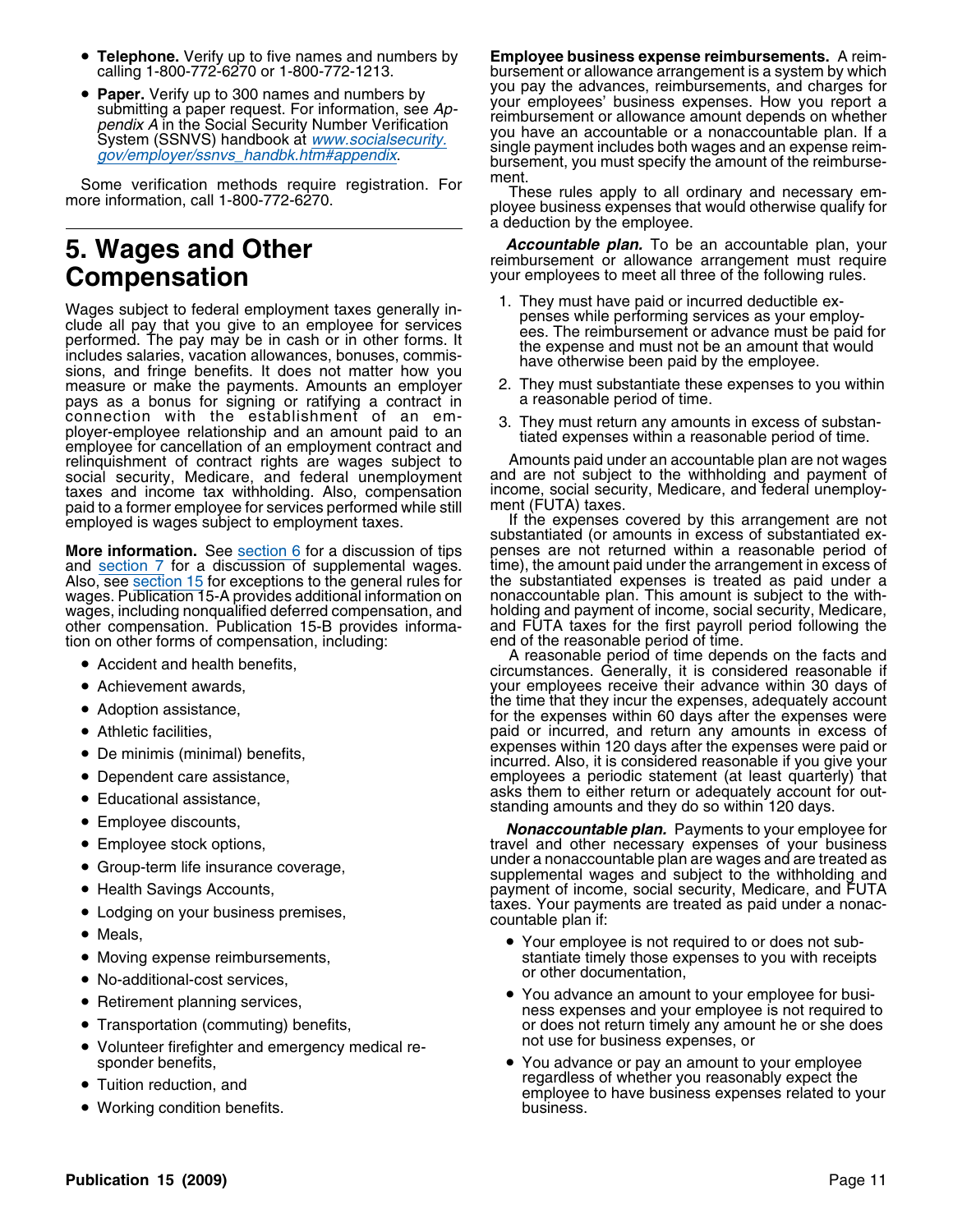- **Telephone.** Verify up to five names and numbers by calling 1-800-772-6270 or 1-800-772-1213.
- **Paper.** Verify up to 300 names and numbers by submitting a paper request. For information, see *Appendix A* in the Social Security Number Verification System (SSNVS) handbook at www.socialsecurity.gov/employer/ssnvs_handbk.htm#appendix.

Some verification methods require registration. For more information, call 1-800-772-6270.

# 5. Wages and Other Compensation

Wages subject to federal employment taxes generally include all pay that you give to an employee for services performed. The pay may be in cash or in other forms. It includes salaries, vacation allowances, bonuses, commissions, and fringe benefits. It does not matter how you measure or make the payments. Amounts an employer pays as a bonus for signing or ratifying a contract in connection with the establishment of an employer-employee relationship and an amount paid to an employee for cancellation of an employment contract and relinquishment of contract rights are wages subject to social security, Medicare, and federal unemployment taxes and income tax withholding. Also, compensation paid to a former employee for services performed while still employed is wages subject to employment taxes.

**More information.** See section 6 for a discussion of tips and section 7 for a discussion of supplemental wages. Also, see section 15 for exceptions to the general rules for wages. Publication 15-A provides additional information on wages, including nonqualified deferred compensation, and other compensation. Publication 15-B provides information on other forms of compensation, including:

- Accident and health benefits,
- Achievement awards,
- Adoption assistance,
- Athletic facilities,
- De minimis (minimal) benefits,
- Dependent care assistance,
- Educational assistance,
- Employee discounts,
- Employee stock options,
- Group-term life insurance coverage,
- Health Savings Accounts,
- Lodging on your business premises,
- Meals,
- Moving expense reimbursements,
- No-additional-cost services,
- Retirement planning services,
- Transportation (commuting) benefits,
- Volunteer firefighter and emergency medical responder benefits,
- Tuition reduction, and
- Working condition benefits.

**Employee business expense reimbursements.** A reimbursement or allowance arrangement is a system by which you pay the advances, reimbursements, and charges for your employees' business expenses. How you report a reimbursement or allowance amount depends on whether you have an accountable or a nonaccountable plan. If a single payment includes both wages and an expense reimbursement, you must specify the amount of the reimbursement.

These rules apply to all ordinary and necessary employee business expenses that would otherwise qualify for a deduction by the employee.

***Accountable plan.*** To be an accountable plan, your reimbursement or allowance arrangement must require your employees to meet all three of the following rules.

1. They must have paid or incurred deductible expenses while performing services as your employees. The reimbursement or advance must be paid for the expense and must not be an amount that would have otherwise been paid by the employee.
2. They must substantiate these expenses to you within a reasonable period of time.
3. They must return any amounts in excess of substantiated expenses within a reasonable period of time.

Amounts paid under an accountable plan are not wages and are not subject to the withholding and payment of income, social security, Medicare, and federal unemployment (FUTA) taxes.

If the expenses covered by this arrangement are not substantiated (or amounts in excess of substantiated expenses are not returned within a reasonable period of time), the amount paid under the arrangement in excess of the substantiated expenses is treated as paid under a nonaccountable plan. This amount is subject to the withholding and payment of income, social security, Medicare, and FUTA taxes for the first payroll period following the end of the reasonable period of time.

A reasonable period of time depends on the facts and circumstances. Generally, it is considered reasonable if your employees receive their advance within 30 days of the time that they incur the expenses, adequately account for the expenses within 60 days after the expenses were paid or incurred, and return any amounts in excess of expenses within 120 days after the expenses were paid or incurred. Also, it is considered reasonable if you give your employees a periodic statement (at least quarterly) that asks them to either return or adequately account for outstanding amounts and they do so within 120 days.

***Nonaccountable plan.*** Payments to your employee for travel and other necessary expenses of your business under a nonaccountable plan are wages and are treated as supplemental wages and subject to the withholding and payment of income, social security, Medicare, and FUTA taxes. Your payments are treated as paid under a nonaccountable plan if:

- Your employee is not required to or does not substantiate timely those expenses to you with receipts or other documentation,
- You advance an amount to your employee for business expenses and your employee is not required to or does not return timely any amount he or she does not use for business expenses, or
- You advance or pay an amount to your employee regardless of whether you reasonably expect the employee to have business expenses related to your business.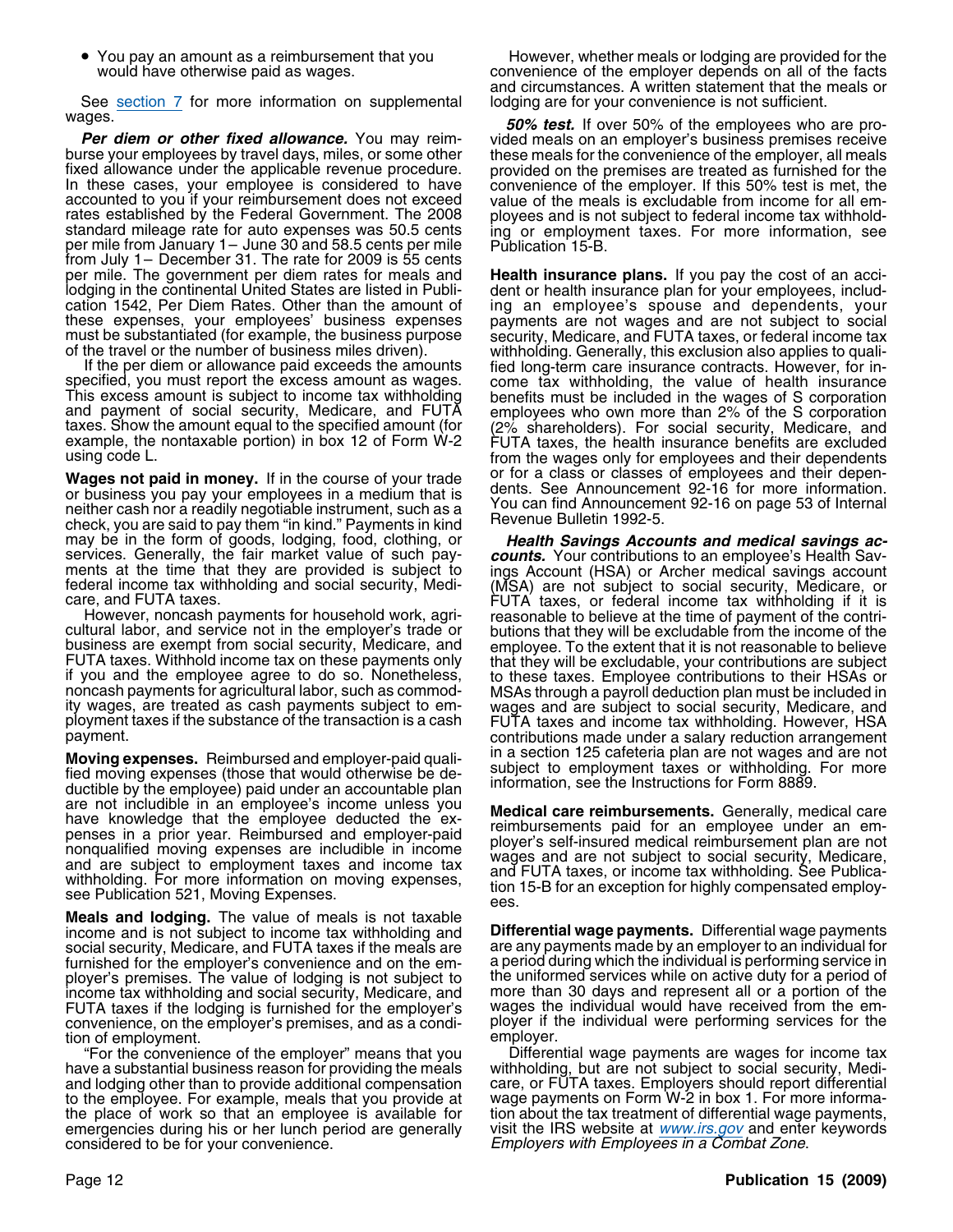- You pay an amount as a reimbursement that you would have otherwise paid as wages.

See section 7 for more information on supplemental wages.

***Per diem or other fixed allowance.*** You may reimburse your employees by travel days, miles, or some other fixed allowance under the applicable revenue procedure. In these cases, your employee is considered to have accounted to you if your reimbursement does not exceed rates established by the Federal Government. The 2008 standard mileage rate for auto expenses was 50.5 cents per mile from January 1– June 30 and 58.5 cents per mile from July 1– December 31. The rate for 2009 is 55 cents per mile. The government per diem rates for meals and lodging in the continental United States are listed in Publication 1542, Per Diem Rates. Other than the amount of these expenses, your employees' business expenses must be substantiated (for example, the business purpose of the travel or the number of business miles driven).

If the per diem or allowance paid exceeds the amounts specified, you must report the excess amount as wages. This excess amount is subject to income tax withholding and payment of social security, Medicare, and FUTA taxes. Show the amount equal to the specified amount (for example, the nontaxable portion) in box 12 of Form W-2 using code L.

**Wages not paid in money.** If in the course of your trade or business you pay your employees in a medium that is neither cash nor a readily negotiable instrument, such as a check, you are said to pay them "in kind." Payments in kind may be in the form of goods, lodging, food, clothing, or services. Generally, the fair market value of such payments at the time that they are provided is subject to federal income tax withholding and social security, Medicare, and FUTA taxes.

However, noncash payments for household work, agricultural labor, and service not in the employer's trade or business are exempt from social security, Medicare, and FUTA taxes. Withhold income tax on these payments only if you and the employee agree to do so. Nonetheless, noncash payments for agricultural labor, such as commodity wages, are treated as cash payments subject to employment taxes if the substance of the transaction is a cash payment.

**Moving expenses.** Reimbursed and employer-paid qualified moving expenses (those that would otherwise be deductible by the employee) paid under an accountable plan are not includible in an employee's income unless you have knowledge that the employee deducted the expenses in a prior year. Reimbursed and employer-paid nonqualified moving expenses are includible in income and are subject to employment taxes and income tax withholding. For more information on moving expenses, see Publication 521, Moving Expenses.

**Meals and lodging.** The value of meals is not taxable income and is not subject to income tax withholding and social security, Medicare, and FUTA taxes if the meals are furnished for the employer's convenience and on the employer's premises. The value of lodging is not subject to income tax withholding and social security, Medicare, and FUTA taxes if the lodging is furnished for the employer's convenience, on the employer's premises, and as a condition of employment.

"For the convenience of the employer" means that you have a substantial business reason for providing the meals and lodging other than to provide additional compensation to the employee. For example, meals that you provide at the place of work so that an employee is available for emergencies during his or her lunch period are generally considered to be for your convenience.

However, whether meals or lodging are provided for the convenience of the employer depends on all of the facts and circumstances. A written statement that the meals or lodging are for your convenience is not sufficient.

***50% test.*** If over 50% of the employees who are provided meals on an employer's business premises receive these meals for the convenience of the employer, all meals provided on the premises are treated as furnished for the convenience of the employer. If this 50% test is met, the value of the meals is excludable from income for all employees and is not subject to federal income tax withholding or employment taxes. For more information, see Publication 15-B.

**Health insurance plans.** If you pay the cost of an accident or health insurance plan for your employees, including an employee's spouse and dependents, your payments are not wages and are not subject to social security, Medicare, and FUTA taxes, or federal income tax withholding. Generally, this exclusion also applies to qualified long-term care insurance contracts. However, for income tax withholding, the value of health insurance benefits must be included in the wages of S corporation employees who own more than 2% of the S corporation (2% shareholders). For social security, Medicare, and FUTA taxes, the health insurance benefits are excluded from the wages only for employees and their dependents or for a class or classes of employees and their dependents. See Announcement 92-16 for more information. You can find Announcement 92-16 on page 53 of Internal Revenue Bulletin 1992-5.

***Health Savings Accounts and medical savings accounts.*** Your contributions to an employee's Health Savings Account (HSA) or Archer medical savings account (MSA) are not subject to social security, Medicare, or FUTA taxes, or federal income tax withholding if it is reasonable to believe at the time of payment of the contributions that they will be excludable from the income of the employee. To the extent that it is not reasonable to believe that they will be excludable, your contributions are subject to these taxes. Employee contributions to their HSAs or MSAs through a payroll deduction plan must be included in wages and are subject to social security, Medicare, and FUTA taxes and income tax withholding. However, HSA contributions made under a salary reduction arrangement in a section 125 cafeteria plan are not wages and are not subject to employment taxes or withholding. For more information, see the Instructions for Form 8889.

**Medical care reimbursements.** Generally, medical care reimbursements paid for an employee under an employer's self-insured medical reimbursement plan are not wages and are not subject to social security, Medicare, and FUTA taxes, or income tax withholding. See Publication 15-B for an exception for highly compensated employees.

**Differential wage payments.** Differential wage payments are any payments made by an employer to an individual for a period during which the individual is performing service in the uniformed services while on active duty for a period of more than 30 days and represent all or a portion of the wages the individual would have received from the employer if the individual were performing services for the employer.

Differential wage payments are wages for income tax withholding, but are not subject to social security, Medicare, or FUTA taxes. Employers should report differential wage payments on Form W-2 in box 1. For more information about the tax treatment of differential wage payments, visit the IRS website at www.irs.gov and enter keywords *Employers with Employees in a Combat Zone*.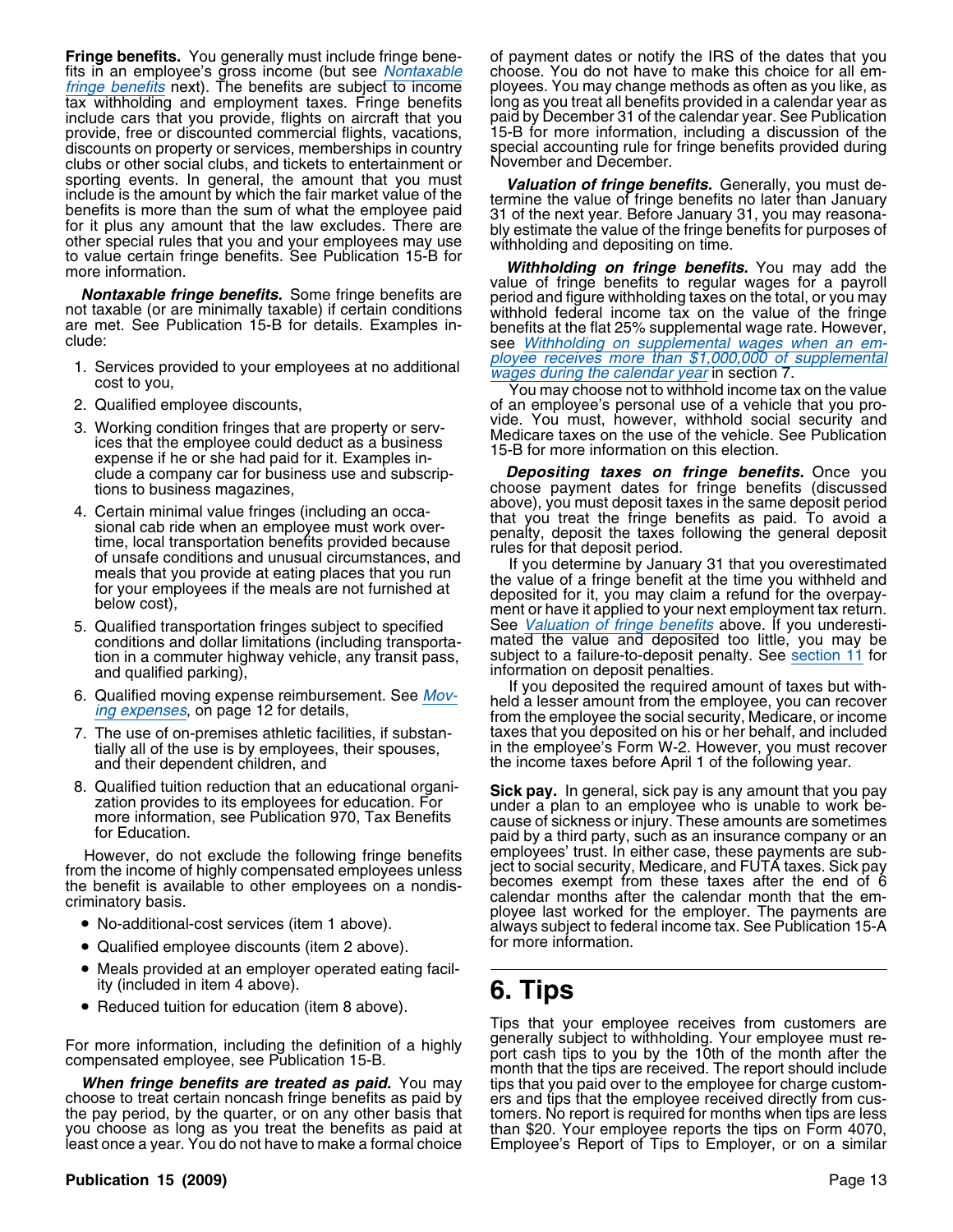**Fringe benefits.** You generally must include fringe benefits in an employee's gross income (but see *Nontaxable fringe benefits* next). The benefits are subject to income tax withholding and employment taxes. Fringe benefits include cars that you provide, flights on aircraft that you provide, free or discounted commercial flights, vacations, discounts on property or services, memberships in country clubs or other social clubs, and tickets to entertainment or sporting events. In general, the amount that you must include is the amount by which the fair market value of the benefits is more than the sum of what the employee paid for it plus any amount that the law excludes. There are other special rules that you and your employees may use to value certain fringe benefits. See Publication 15-B for more information.

***Nontaxable fringe benefits.*** Some fringe benefits are not taxable (or are minimally taxable) if certain conditions are met. See Publication 15-B for details. Examples include:

1. Services provided to your employees at no additional cost to you,
2. Qualified employee discounts,
3. Working condition fringes that are property or services that the employee could deduct as a business expense if he or she had paid for it. Examples include a company car for business use and subscriptions to business magazines,
4. Certain minimal value fringes (including an occasional cab ride when an employee must work overtime, local transportation benefits provided because of unsafe conditions and unusual circumstances, and meals that you provide at eating places that you run for your employees if the meals are not furnished at below cost),
5. Qualified transportation fringes subject to specified conditions and dollar limitations (including transportation in a commuter highway vehicle, any transit pass, and qualified parking),
6. Qualified moving expense reimbursement. See *Moving expenses*, on page 12 for details,
7. The use of on-premises athletic facilities, if substantially all of the use is by employees, their spouses, and their dependent children, and
8. Qualified tuition reduction that an educational organization provides to its employees for education. For more information, see Publication 970, Tax Benefits for Education.

However, do not exclude the following fringe benefits from the income of highly compensated employees unless the benefit is available to other employees on a nondiscriminatory basis.

- No-additional-cost services (item 1 above).
- Qualified employee discounts (item 2 above).
- Meals provided at an employer operated eating facility (included in item 4 above).
- Reduced tuition for education (item 8 above).

For more information, including the definition of a highly compensated employee, see Publication 15-B.

***When fringe benefits are treated as paid.*** You may choose to treat certain noncash fringe benefits as paid by the pay period, by the quarter, or on any other basis that you choose as long as you treat the benefits as paid at least once a year. You do not have to make a formal choice of payment dates or notify the IRS of the dates that you choose. You do not have to make this choice for all employees. You may change methods as often as you like, as long as you treat all benefits provided in a calendar year as paid by December 31 of the calendar year. See Publication 15-B for more information, including a discussion of the special accounting rule for fringe benefits provided during November and December.

***Valuation of fringe benefits.*** Generally, you must determine the value of fringe benefits no later than January 31 of the next year. Before January 31, you may reasonably estimate the value of the fringe benefits for purposes of withholding and depositing on time.

***Withholding on fringe benefits.*** You may add the value of fringe benefits to regular wages for a payroll period and figure withholding taxes on the total, or you may withhold federal income tax on the value of the fringe benefits at the flat 25% supplemental wage rate. However, see *Withholding on supplemental wages when an employee receives more than $1,000,000 of supplemental wages during the calendar year* in section 7.

You may choose not to withhold income tax on the value of an employee's personal use of a vehicle that you provide. You must, however, withhold social security and Medicare taxes on the use of the vehicle. See Publication 15-B for more information on this election.

***Depositing taxes on fringe benefits.*** Once you choose payment dates for fringe benefits (discussed above), you must deposit taxes in the same deposit period that you treat the fringe benefits as paid. To avoid a penalty, deposit the taxes following the general deposit rules for that deposit period.

If you determine by January 31 that you overestimated the value of a fringe benefit at the time you withheld and deposited for it, you may claim a refund for the overpayment or have it applied to your next employment tax return. See *Valuation of fringe benefits* above. If you underestimated the value and deposited too little, you may be subject to a failure-to-deposit penalty. See section 11 for information on deposit penalties.

If you deposited the required amount of taxes but withheld a lesser amount from the employee, you can recover from the employee the social security, Medicare, or income taxes that you deposited on his or her behalf, and included in the employee's Form W-2. However, you must recover the income taxes before April 1 of the following year.

**Sick pay.** In general, sick pay is any amount that you pay under a plan to an employee who is unable to work because of sickness or injury. These amounts are sometimes paid by a third party, such as an insurance company or an employees' trust. In either case, these payments are subject to social security, Medicare, and FUTA taxes. Sick pay becomes exempt from these taxes after the end of 6 calendar months after the calendar month that the employee last worked for the employer. The payments are always subject to federal income tax. See Publication 15-A for more information.

# 6. Tips

Tips that your employee receives from customers are generally subject to withholding. Your employee must report cash tips to you by the 10th of the month after the month that the tips are received. The report should include tips that you paid over to the employee for charge customers and tips that the employee received directly from customers. No report is required for months when tips are less than $20. Your employee reports the tips on Form 4070, Employee's Report of Tips to Employer, or on a similar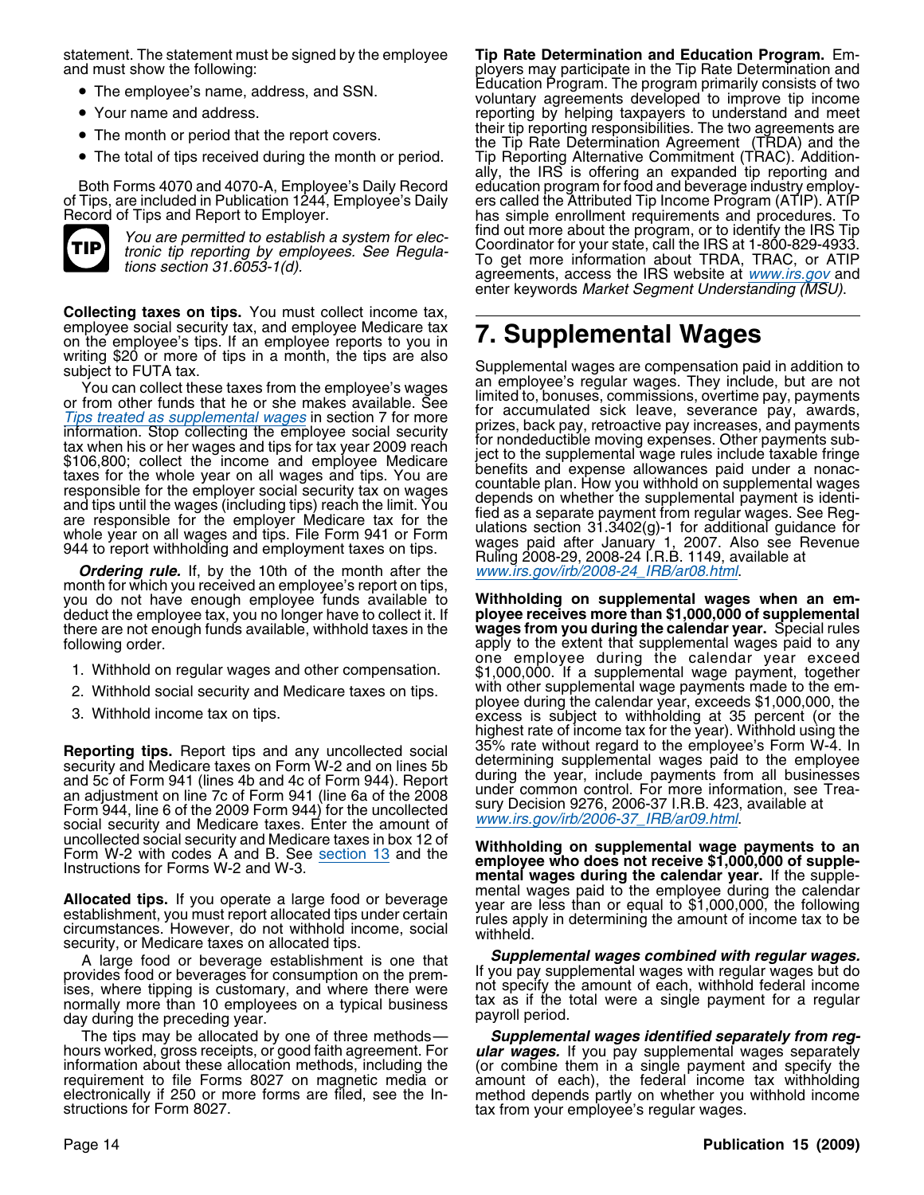statement. The statement must be signed by the employee and must show the following:

- The employee's name, address, and SSN.
- Your name and address.
- The month or period that the report covers.
- The total of tips received during the month or period.

Both Forms 4070 and 4070-A, Employee's Daily Record of Tips, are included in Publication 1244, Employee's Daily Record of Tips and Report to Employer.

**TIP** *You are permitted to establish a system for electronic tip reporting by employees. See Regulations section 31.6053-1(d).*

**Collecting taxes on tips.** You must collect income tax, employee social security tax, and employee Medicare tax on the employee's tips. If an employee reports to you in writing $20 or more of tips in a month, the tips are also subject to FUTA tax.

You can collect these taxes from the employee's wages or from other funds that he or she makes available. See *Tips treated as supplemental wages* in section 7 for more information. Stop collecting the employee social security tax when his or her wages and tips for tax year 2009 reach $106,800; collect the income and employee Medicare taxes for the whole year on all wages and tips. You are responsible for the employer social security tax on wages and tips until the wages (including tips) reach the limit. You are responsible for the employer Medicare tax for the whole year on all wages and tips. File Form 941 or Form 944 to report withholding and employment taxes on tips.

***Ordering rule.*** If, by the 10th of the month after the month for which you received an employee's report on tips, you do not have enough employee funds available to deduct the employee tax, you no longer have to collect it. If there are not enough funds available, withhold taxes in the following order.

1. Withhold on regular wages and other compensation.
2. Withhold social security and Medicare taxes on tips.
3. Withhold income tax on tips.

**Reporting tips.** Report tips and any uncollected social security and Medicare taxes on Form W-2 and on lines 5b and 5c of Form 941 (lines 4b and 4c of Form 944). Report an adjustment on line 7c of Form 941 (line 6a of the 2008 Form 944, line 6 of the 2009 Form 944) for the uncollected social security and Medicare taxes. Enter the amount of uncollected social security and Medicare taxes in box 12 of Form W-2 with codes A and B. See section 13 and the Instructions for Forms W-2 and W-3.

**Allocated tips.** If you operate a large food or beverage establishment, you must report allocated tips under certain circumstances. However, do not withhold income, social security, or Medicare taxes on allocated tips.

A large food or beverage establishment is one that provides food or beverages for consumption on the premises, where tipping is customary, and where there were normally more than 10 employees on a typical business day during the preceding year.

The tips may be allocated by one of three methods—hours worked, gross receipts, or good faith agreement. For information about these allocation methods, including the requirement to file Forms 8027 on magnetic media or electronically if 250 or more forms are filed, see the Instructions for Form 8027.

**Tip Rate Determination and Education Program.** Employers may participate in the Tip Rate Determination and Education Program. The program primarily consists of two voluntary agreements developed to improve tip income reporting by helping taxpayers to understand and meet their tip reporting responsibilities. The two agreements are the Tip Rate Determination Agreement (TRDA) and the Tip Reporting Alternative Commitment (TRAC). Additionally, the IRS is offering an expanded tip reporting and education program for food and beverage industry employers called the Attributed Tip Income Program (ATIP). ATIP has simple enrollment requirements and procedures. To find out more about the program, or to identify the IRS Tip Coordinator for your state, call the IRS at 1-800-829-4933. To get more information about TRDA, TRAC, or ATIP agreements, access the IRS website at www.irs.gov and enter keywords *Market Segment Understanding (MSU)*.

# 7. Supplemental Wages

Supplemental wages are compensation paid in addition to an employee's regular wages. They include, but are not limited to, bonuses, commissions, overtime pay, payments for accumulated sick leave, severance pay, awards, prizes, back pay, retroactive pay increases, and payments for nondeductible moving expenses. Other payments subject to the supplemental wage rules include taxable fringe benefits and expense allowances paid under a nonaccountable plan. How you withhold on supplemental wages depends on whether the supplemental payment is identified as a separate payment from regular wages. See Regulations section 31.3402(g)-1 for additional guidance for wages paid after January 1, 2007. Also see Revenue Ruling 2008-29, 2008-24 I.R.B. 1149, available at *www.irs.gov/irb/2008-24_IRB/ar08.html*.

**Withholding on supplemental wages when an employee receives more than $1,000,000 of supplemental wages from you during the calendar year.** Special rules apply to the extent that supplemental wages paid to any one employee during the calendar year exceed $1,000,000. If a supplemental wage payment, together with other supplemental wage payments made to the employee during the calendar year, exceeds $1,000,000, the excess is subject to withholding at 35 percent (or the highest rate of income tax for the year). Withhold using the 35% rate without regard to the employee's Form W-4. In determining supplemental wages paid to the employee during the year, include payments from all businesses under common control. For more information, see Treasury Decision 9276, 2006-37 I.R.B. 423, available at *www.irs.gov/irb/2006-37_IRB/ar09.html*.

**Withholding on supplemental wage payments to an employee who does not receive $1,000,000 of supplemental wages during the calendar year.** If the supplemental wages paid to the employee during the calendar year are less than or equal to $1,000,000, the following rules apply in determining the amount of income tax to be withheld.

***Supplemental wages combined with regular wages.*** If you pay supplemental wages with regular wages but do not specify the amount of each, withhold federal income tax as if the total were a single payment for a regular payroll period.

***Supplemental wages identified separately from regular wages.*** If you pay supplemental wages separately (or combine them in a single payment and specify the amount of each), the federal income tax withholding method depends partly on whether you withhold income tax from your employee's regular wages.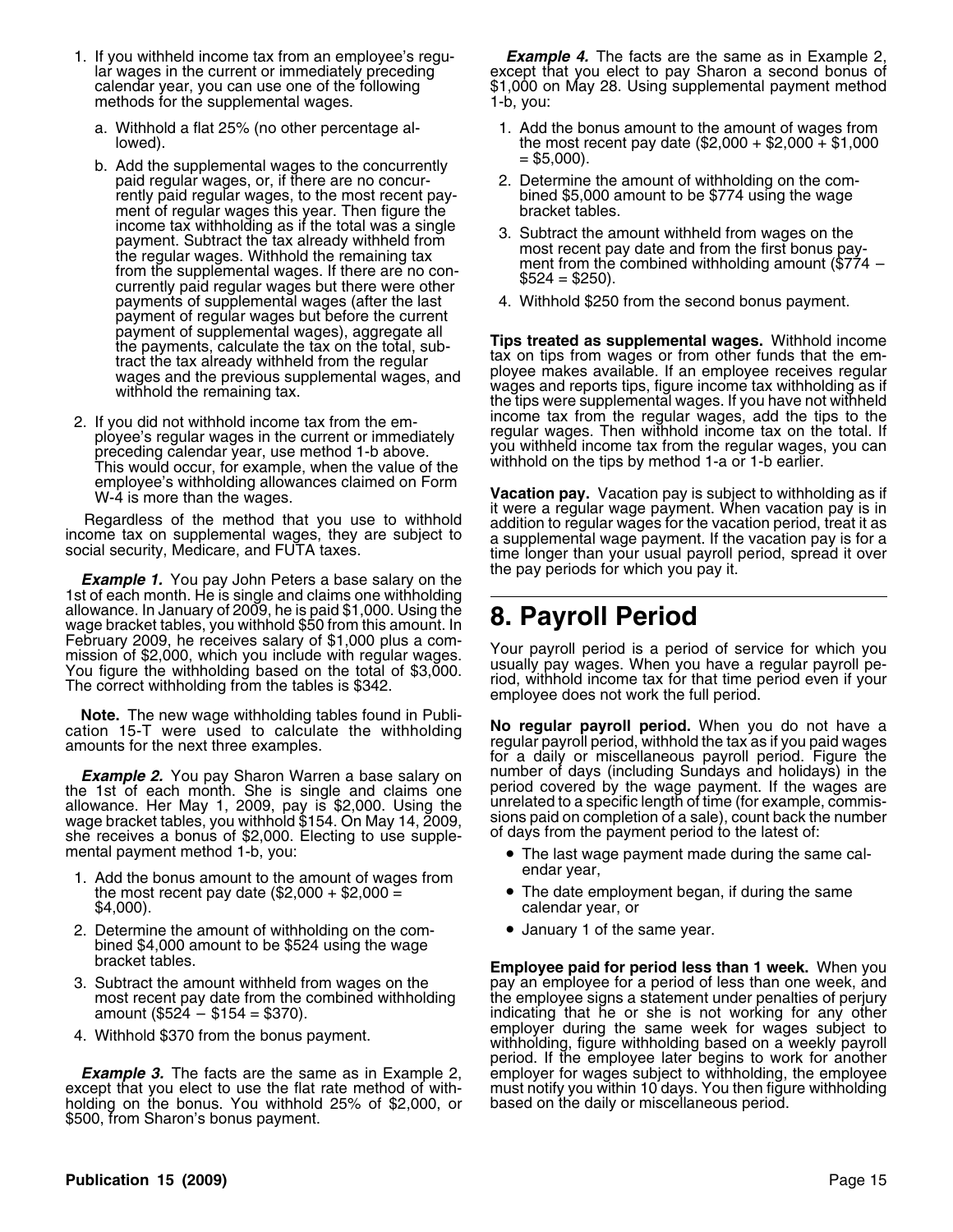1. If you withheld income tax from an employee's regular wages in the current or immediately preceding calendar year, you can use one of the following methods for the supplemental wages.

   a. Withhold a flat 25% (no other percentage allowed).

   b. Add the supplemental wages to the concurrently paid regular wages, or, if there are no concurrently paid regular wages, to the most recent payment of regular wages this year. Then figure the income tax withholding as if the total was a single payment. Subtract the tax already withheld from the regular wages. Withhold the remaining tax from the supplemental wages. If there are no concurrently paid regular wages but there were other payments of supplemental wages (after the last payment of regular wages but before the current payment of supplemental wages), aggregate all the payments, calculate the tax on the total, subtract the tax already withheld from the regular wages and the previous supplemental wages, and withhold the remaining tax.

2. If you did not withhold income tax from the employee's regular wages in the current or immediately preceding calendar year, use method 1-b above. This would occur, for example, when the value of the employee's withholding allowances claimed on Form W-4 is more than the wages.

Regardless of the method that you use to withhold income tax on supplemental wages, they are subject to social security, Medicare, and FUTA taxes.

***Example 1.*** You pay John Peters a base salary on the 1st of each month. He is single and claims one withholding allowance. In January of 2009, he is paid $1,000. Using the wage bracket tables, you withhold $50 from this amount. In February 2009, he receives salary of $1,000 plus a commission of $2,000, which you include with regular wages. You figure the withholding based on the total of $3,000. The correct withholding from the tables is $342.

**Note.** The new wage withholding tables found in Publication 15-T were used to calculate the withholding amounts for the next three examples.

***Example 2.*** You pay Sharon Warren a base salary on the 1st of each month. She is single and claims one allowance. Her May 1, 2009, pay is $2,000. Using the wage bracket tables, you withhold $154. On May 14, 2009, she receives a bonus of $2,000. Electing to use supplemental payment method 1-b, you:

1. Add the bonus amount to the amount of wages from the most recent pay date ($2,000 + $2,000 = $4,000).
2. Determine the amount of withholding on the combined $4,000 amount to be $524 using the wage bracket tables.
3. Subtract the amount withheld from wages on the most recent pay date from the combined withholding amount ($524 − $154 = $370).
4. Withhold $370 from the bonus payment.

***Example 3.*** The facts are the same as in Example 2, except that you elect to use the flat rate method of withholding on the bonus. You withhold 25% of $2,000, or $500, from Sharon's bonus payment.

***Example 4.*** The facts are the same as in Example 2, except that you elect to pay Sharon a second bonus of $1,000 on May 28. Using supplemental payment method 1-b, you:

1. Add the bonus amount to the amount of wages from the most recent pay date ($2,000 + $2,000 + $1,000 = $5,000).
2. Determine the amount of withholding on the combined $5,000 amount to be $774 using the wage bracket tables.
3. Subtract the amount withheld from wages on the most recent pay date and from the first bonus payment from the combined withholding amount ($774 − $524 = $250).
4. Withhold $250 from the second bonus payment.

**Tips treated as supplemental wages.** Withhold income tax on tips from wages or from other funds that the employee makes available. If an employee receives regular wages and reports tips, figure income tax withholding as if the tips were supplemental wages. If you have not withheld income tax from the regular wages, add the tips to the regular wages. Then withhold income tax on the total. If you withheld income tax from the regular wages, you can withhold on the tips by method 1-a or 1-b earlier.

**Vacation pay.** Vacation pay is subject to withholding as if it were a regular wage payment. When vacation pay is in addition to regular wages for the vacation period, treat it as a supplemental wage payment. If the vacation pay is for a time longer than your usual payroll period, spread it over the pay periods for which you pay it.

# 8. Payroll Period

Your payroll period is a period of service for which you usually pay wages. When you have a regular payroll period, withhold income tax for that time period even if your employee does not work the full period.

**No regular payroll period.** When you do not have a regular payroll period, withhold the tax as if you paid wages for a daily or miscellaneous payroll period. Figure the number of days (including Sundays and holidays) in the period covered by the wage payment. If the wages are unrelated to a specific length of time (for example, commissions paid on completion of a sale), count back the number of days from the payment period to the latest of:

- The last wage payment made during the same calendar year,
- The date employment began, if during the same calendar year, or
- January 1 of the same year.

**Employee paid for period less than 1 week.** When you pay an employee for a period of less than one week, and the employee signs a statement under penalties of perjury indicating that he or she is not working for any other employer during the same week for wages subject to withholding, figure withholding based on a weekly payroll period. If the employee later begins to work for another employer for wages subject to withholding, the employee must notify you within 10 days. You then figure withholding based on the daily or miscellaneous period.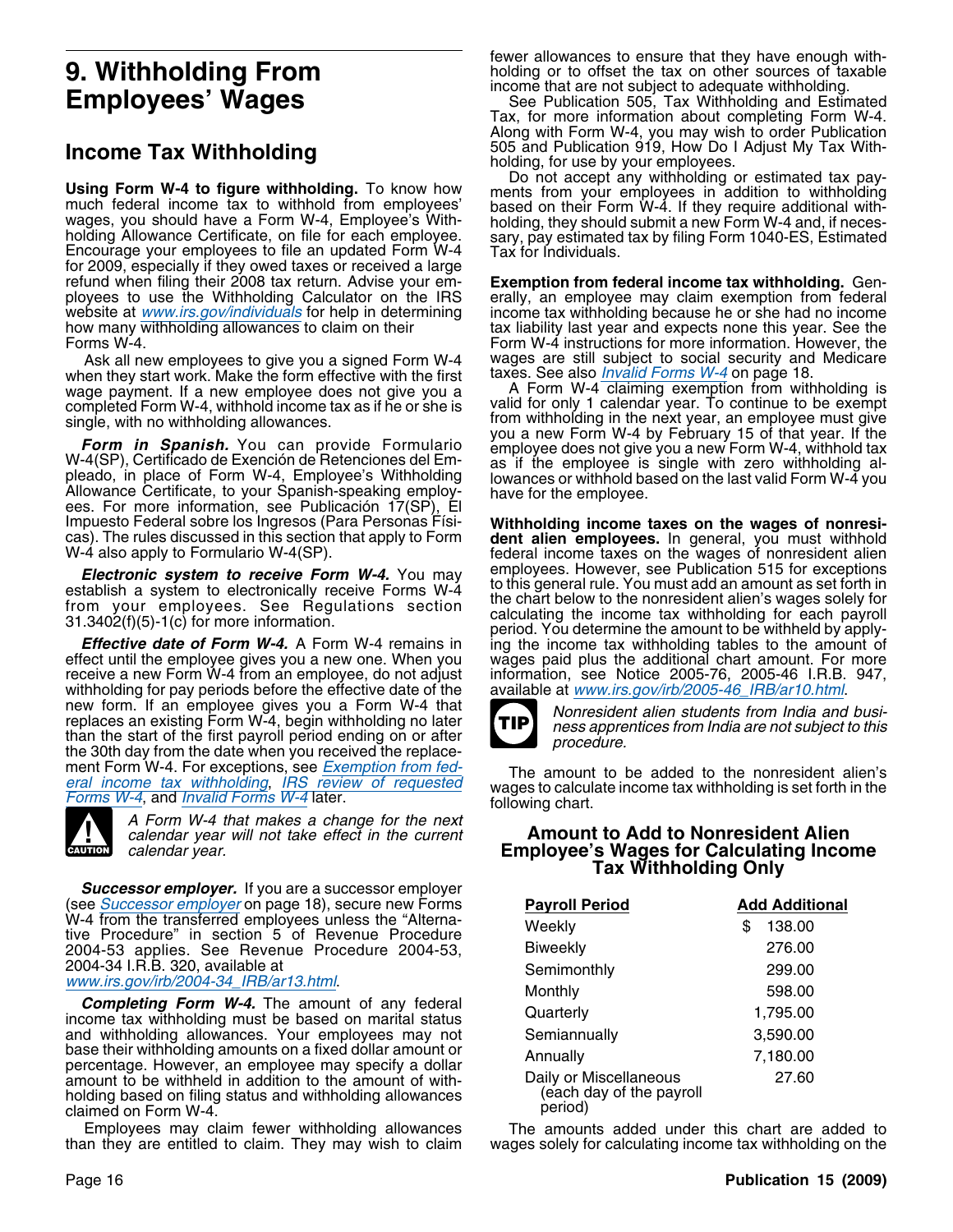# 9. Withholding From Employees' Wages

## Income Tax Withholding

**Using Form W-4 to figure withholding.** To know how much federal income tax to withhold from employees' wages, you should have a Form W-4, Employee's Withholding Allowance Certificate, on file for each employee. Encourage your employees to file an updated Form W-4 for 2009, especially if they owed taxes or received a large refund when filing their 2008 tax return. Advise your employees to use the Withholding Calculator on the IRS website at www.irs.gov/individuals for help in determining how many withholding allowances to claim on their Forms W-4.

Ask all new employees to give you a signed Form W-4 when they start work. Make the form effective with the first wage payment. If a new employee does not give you a completed Form W-4, withhold income tax as if he or she is single, with no withholding allowances.

***Form in Spanish.*** You can provide Formulario W-4(SP), Certificado de Exención de Retenciones del Empleado, in place of Form W-4, Employee's Withholding Allowance Certificate, to your Spanish-speaking employees. For more information, see Publicación 17(SP), El Impuesto Federal sobre los Ingresos (Para Personas Físicas). The rules discussed in this section that apply to Form W-4 also apply to Formulario W-4(SP).

***Electronic system to receive Form W-4.*** You may establish a system to electronically receive Forms W-4 from your employees. See Regulations section 31.3402(f)(5)-1(c) for more information.

***Effective date of Form W-4.*** A Form W-4 remains in effect until the employee gives you a new one. When you receive a new Form W-4 from an employee, do not adjust withholding for pay periods before the effective date of the new form. If an employee gives you a Form W-4 that replaces an existing Form W-4, begin withholding no later than the start of the first payroll period ending on or after the 30th day from the date when you received the replacement Form W-4. For exceptions, see *Exemption from federal income tax withholding*, *IRS review of requested Forms W-4*, and *Invalid Forms W-4* later.

CAUTION: *A Form W-4 that makes a change for the next calendar year will not take effect in the current calendar year.*

***Successor employer.*** If you are a successor employer (see *Successor employer* on page 18), secure new Forms W-4 from the transferred employees unless the "Alternative Procedure" in section 5 of Revenue Procedure 2004-53 applies. See Revenue Procedure 2004-53, 2004-34 I.R.B. 320, available at www.irs.gov/irb/2004-34_IRB/ar13.html.

***Completing Form W-4.*** The amount of any federal income tax withholding must be based on marital status and withholding allowances. Your employees may not base their withholding amounts on a fixed dollar amount or percentage. However, an employee may specify a dollar amount to be withheld in addition to the amount of withholding based on filing status and withholding allowances claimed on Form W-4.

Employees may claim fewer withholding allowances than they are entitled to claim. They may wish to claim fewer allowances to ensure that they have enough withholding or to offset the tax on other sources of taxable income that are not subject to adequate withholding.

See Publication 505, Tax Withholding and Estimated Tax, for more information about completing Form W-4. Along with Form W-4, you may wish to order Publication 505 and Publication 919, How Do I Adjust My Tax Withholding, for use by your employees.

Do not accept any withholding or estimated tax payments from your employees in addition to withholding based on their Form W-4. If they require additional withholding, they should submit a new Form W-4 and, if necessary, pay estimated tax by filing Form 1040-ES, Estimated Tax for Individuals.

**Exemption from federal income tax withholding.** Generally, an employee may claim exemption from federal income tax withholding because he or she had no income tax liability last year and expects none this year. See the Form W-4 instructions for more information. However, the wages are still subject to social security and Medicare taxes. See also *Invalid Forms W-4* on page 18.

A Form W-4 claiming exemption from withholding is valid for only 1 calendar year. To continue to be exempt from withholding in the next year, an employee must give you a new Form W-4 by February 15 of that year. If the employee does not give you a new Form W-4, withhold tax as if the employee is single with zero withholding allowances or withhold based on the last valid Form W-4 you have for the employee.

**Withholding income taxes on the wages of nonresident alien employees.** In general, you must withhold federal income taxes on the wages of nonresident alien employees. However, see Publication 515 for exceptions to this general rule. You must add an amount as set forth in the chart below to the nonresident alien's wages solely for calculating the income tax withholding for each payroll period. You determine the amount to be withheld by applying the income tax withholding tables to the amount of wages paid plus the additional chart amount. For more information, see Notice 2005-76, 2005-46 I.R.B. 947, available at www.irs.gov/irb/2005-46_IRB/ar10.html.

TIP: *Nonresident alien students from India and business apprentices from India are not subject to this procedure.*

The amount to be added to the nonresident alien's wages to calculate income tax withholding is set forth in the following chart.

### Amount to Add to Nonresident Alien Employee's Wages for Calculating Income Tax Withholding Only

| Payroll Period | Add Additional |
|---|---|
| Weekly | $ 138.00 |
| Biweekly | 276.00 |
| Semimonthly | 299.00 |
| Monthly | 598.00 |
| Quarterly | 1,795.00 |
| Semiannually | 3,590.00 |
| Annually | 7,180.00 |
| Daily or Miscellaneous (each day of the payroll period) | 27.60 |

The amounts added under this chart are added to wages solely for calculating income tax withholding on the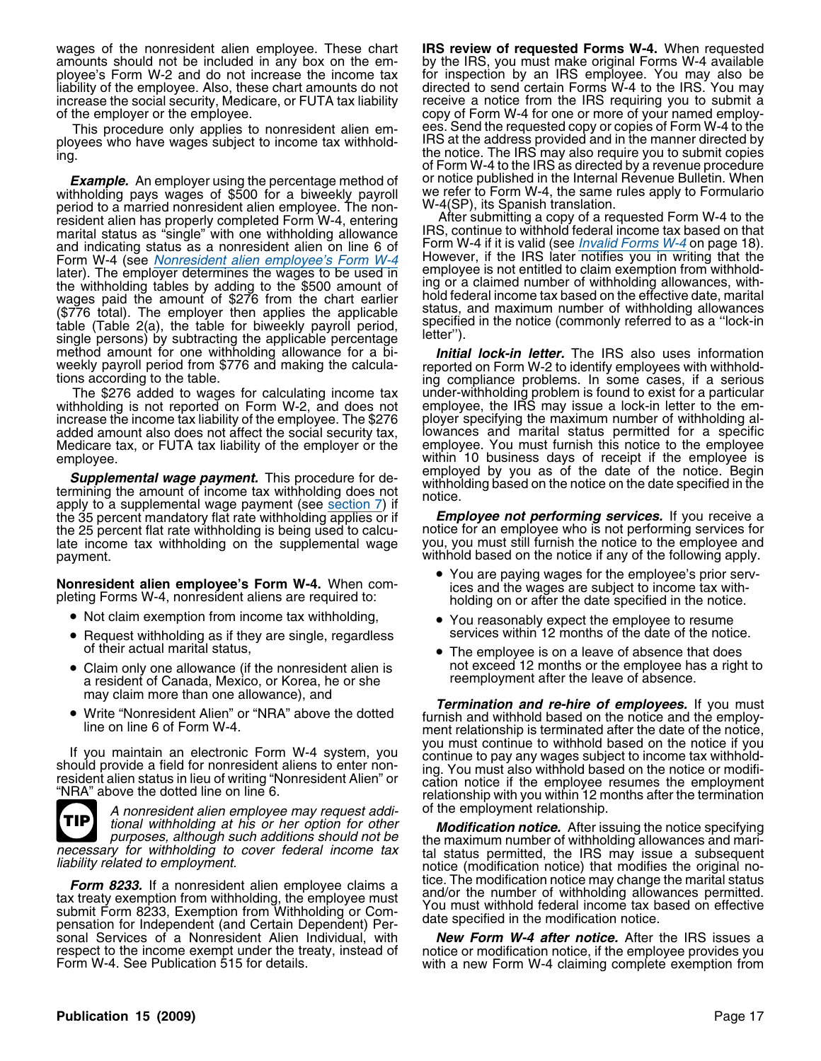wages of the nonresident alien employee. These chart amounts should not be included in any box on the employee's Form W-2 and do not increase the income tax liability of the employee. Also, these chart amounts do not increase the social security, Medicare, or FUTA tax liability of the employer or the employee.

This procedure only applies to nonresident alien employees who have wages subject to income tax withholding.

***Example.*** An employer using the percentage method of withholding pays wages of $500 for a biweekly payroll period to a married nonresident alien employee. The nonresident alien has properly completed Form W-4, entering marital status as "single" with one withholding allowance and indicating status as a nonresident alien on line 6 of Form W-4 (see *Nonresident alien employee's Form W-4* later). The employer determines the wages to be used in the withholding tables by adding to the $500 amount of wages paid the amount of $276 from the chart earlier ($776 total). The employer then applies the applicable table (Table 2(a), the table for biweekly payroll period, single persons) by subtracting the applicable percentage method amount for one withholding allowance for a biweekly payroll period from $776 and making the calculations according to the table.

The $276 added to wages for calculating income tax withholding is not reported on Form W-2, and does not increase the income tax liability of the employee. The $276 added amount also does not affect the social security tax, Medicare tax, or FUTA tax liability of the employer or the employee.

***Supplemental wage payment.*** This procedure for determining the amount of income tax withholding does not apply to a supplemental wage payment (see section 7) if the 35 percent mandatory flat rate withholding applies or if the 25 percent flat rate withholding is being used to calculate income tax withholding on the supplemental wage payment.

**Nonresident alien employee's Form W-4.** When completing Forms W-4, nonresident aliens are required to:

- Not claim exemption from income tax withholding,
- Request withholding as if they are single, regardless of their actual marital status,
- Claim only one allowance (if the nonresident alien is a resident of Canada, Mexico, or Korea, he or she may claim more than one allowance), and
- Write "Nonresident Alien" or "NRA" above the dotted line on line 6 of Form W-4.

If you maintain an electronic Form W-4 system, you should provide a field for nonresident aliens to enter nonresident alien status in lieu of writing "Nonresident Alien" or "NRA" above the dotted line on line 6.

**TIP** *A nonresident alien employee may request additional withholding at his or her option for other purposes, although such additions should not be necessary for withholding to cover federal income tax liability related to employment.*

***Form 8233.*** If a nonresident alien employee claims a tax treaty exemption from withholding, the employee must submit Form 8233, Exemption from Withholding or Compensation for Independent (and Certain Dependent) Personal Services of a Nonresident Alien Individual, with respect to the income exempt under the treaty, instead of Form W-4. See Publication 515 for details.

**IRS review of requested Forms W-4.** When requested by the IRS, you must make original Forms W-4 available for inspection by an IRS employee. You may also be directed to send certain Forms W-4 to the IRS. You may receive a notice from the IRS requiring you to submit a copy of Form W-4 for one or more of your named employees. Send the requested copy or copies of Form W-4 to the IRS at the address provided and in the manner directed by the notice. The IRS may also require you to submit copies of Form W-4 to the IRS as directed by a revenue procedure or notice published in the Internal Revenue Bulletin. When we refer to Form W-4, the same rules apply to Formulario W-4(SP), its Spanish translation.

After submitting a copy of a requested Form W-4 to the IRS, continue to withhold federal income tax based on that Form W-4 if it is valid (see *Invalid Forms W-4* on page 18). However, if the IRS later notifies you in writing that the employee is not entitled to claim exemption from withholding or a claimed number of withholding allowances, withhold federal income tax based on the effective date, marital status, and maximum number of withholding allowances specified in the notice (commonly referred to as a "lock-in letter").

***Initial lock-in letter.*** The IRS also uses information reported on Form W-2 to identify employees with withholding compliance problems. In some cases, if a serious under-withholding problem is found to exist for a particular employee, the IRS may issue a lock-in letter to the employer specifying the maximum number of withholding allowances and marital status permitted for a specific employee. You must furnish this notice to the employee within 10 business days of receipt if the employee is employed by you as of the date of the notice. Begin withholding based on the notice on the date specified in the notice.

***Employee not performing services.*** If you receive a notice for an employee who is not performing services for you, you must still furnish the notice to the employee and withhold based on the notice if any of the following apply.

- You are paying wages for the employee's prior services and the wages are subject to income tax withholding on or after the date specified in the notice.
- You reasonably expect the employee to resume services within 12 months of the date of the notice.
- The employee is on a leave of absence that does not exceed 12 months or the employee has a right to reemployment after the leave of absence.

***Termination and re-hire of employees.*** If you must furnish and withhold based on the notice and the employment relationship is terminated after the date of the notice, you must continue to withhold based on the notice if you continue to pay any wages subject to income tax withholding. You must also withhold based on the notice or modification notice if the employee resumes the employment relationship with you within 12 months after the termination of the employment relationship.

***Modification notice.*** After issuing the notice specifying the maximum number of withholding allowances and marital status permitted, the IRS may issue a subsequent notice (modification notice) that modifies the original notice. The modification notice may change the marital status and/or the number of withholding allowances permitted. You must withhold federal income tax based on effective date specified in the modification notice.

***New Form W-4 after notice.*** After the IRS issues a notice or modification notice, if the employee provides you with a new Form W-4 claiming complete exemption from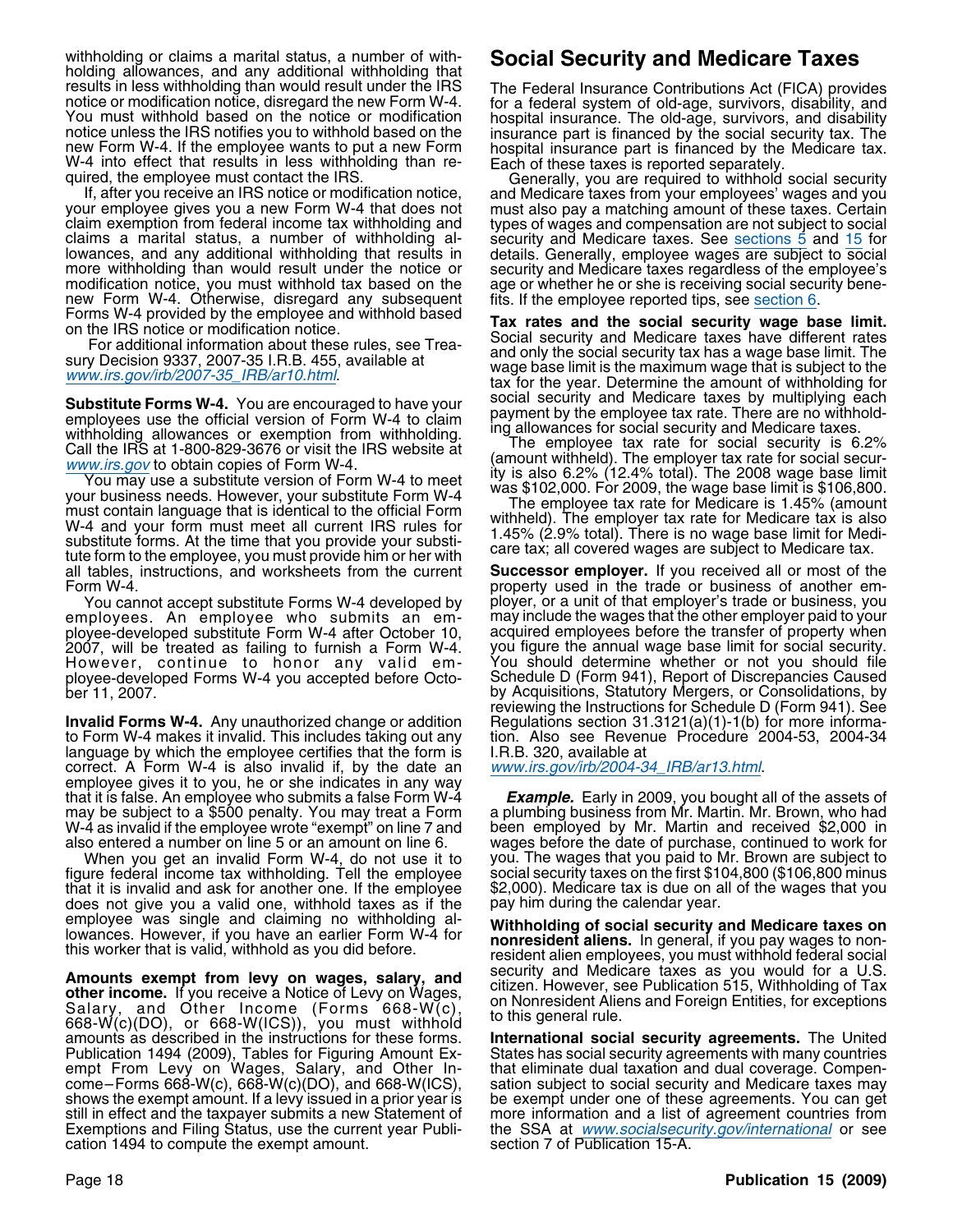withholding or claims a marital status, a number of withholding allowances, and any additional withholding that results in less withholding than would result under the IRS notice or modification notice, disregard the new Form W-4. You must withhold based on the notice or modification notice unless the IRS notifies you to withhold based on the new Form W-4. If the employee wants to put a new Form W-4 into effect that results in less withholding than required, the employee must contact the IRS.

If, after you receive an IRS notice or modification notice, your employee gives you a new Form W-4 that does not claim exemption from federal income tax withholding and claims a marital status, a number of withholding allowances, and any additional withholding that results in more withholding than would result under the notice or modification notice, you must withhold tax based on the new Form W-4. Otherwise, disregard any subsequent Forms W-4 provided by the employee and withhold based on the IRS notice or modification notice.

For additional information about these rules, see Treasury Decision 9337, 2007-35 I.R.B. 455, available at *www.irs.gov/irb/2007-35_IRB/ar10.html*.

**Substitute Forms W-4.** You are encouraged to have your employees use the official version of Form W-4 to claim withholding allowances or exemption from withholding. Call the IRS at 1-800-829-3676 or visit the IRS website at *www.irs.gov* to obtain copies of Form W-4.

You may use a substitute version of Form W-4 to meet your business needs. However, your substitute Form W-4 must contain language that is identical to the official Form W-4 and your form must meet all current IRS rules for substitute forms. At the time that you provide your substitute form to the employee, you must provide him or her with all tables, instructions, and worksheets from the current Form W-4.

You cannot accept substitute Forms W-4 developed by employees. An employee who submits an employee-developed substitute Form W-4 after October 10, 2007, will be treated as failing to furnish a Form W-4. However, continue to honor any valid employee-developed Forms W-4 you accepted before October 11, 2007.

**Invalid Forms W-4.** Any unauthorized change or addition to Form W-4 makes it invalid. This includes taking out any language by which the employee certifies that the form is correct. A Form W-4 is also invalid if, by the date an employee gives it to you, he or she indicates in any way that it is false. An employee who submits a false Form W-4 may be subject to a $500 penalty. You may treat a Form W-4 as invalid if the employee wrote "exempt" on line 7 and also entered a number on line 5 or an amount on line 6.

When you get an invalid Form W-4, do not use it to figure federal income tax withholding. Tell the employee that it is invalid and ask for another one. If the employee does not give you a valid one, withhold taxes as if the employee was single and claiming no withholding allowances. However, if you have an earlier Form W-4 for this worker that is valid, withhold as you did before.

**Amounts exempt from levy on wages, salary, and other income.** If you receive a Notice of Levy on Wages, Salary, and Other Income (Forms 668-W(c), 668-W(c)(DO), or 668-W(ICS)), you must withhold amounts as described in the instructions for these forms. Publication 1494 (2009), Tables for Figuring Amount Exempt From Levy on Wages, Salary, and Other Income–Forms 668-W(c), 668-W(c)(DO), and 668-W(ICS), shows the exempt amount. If a levy issued in a prior year is still in effect and the taxpayer submits a new Statement of Exemptions and Filing Status, use the current year Publication 1494 to compute the exempt amount.

## Social Security and Medicare Taxes

The Federal Insurance Contributions Act (FICA) provides for a federal system of old-age, survivors, disability, and hospital insurance. The old-age, survivors, and disability insurance part is financed by the social security tax. The hospital insurance part is financed by the Medicare tax. Each of these taxes is reported separately.

Generally, you are required to withhold social security and Medicare taxes from your employees' wages and you must also pay a matching amount of these taxes. Certain types of wages and compensation are not subject to social security and Medicare taxes. See sections 5 and 15 for details. Generally, employee wages are subject to social security and Medicare taxes regardless of the employee's age or whether he or she is receiving social security benefits. If the employee reported tips, see section 6.

**Tax rates and the social security wage base limit.** Social security and Medicare taxes have different rates and only the social security tax has a wage base limit. The wage base limit is the maximum wage that is subject to the tax for the year. Determine the amount of withholding for social security and Medicare taxes by multiplying each payment by the employee tax rate. There are no withholding allowances for social security and Medicare taxes.

The employee tax rate for social security is 6.2% (amount withheld). The employer tax rate for social security is also 6.2% (12.4% total). The 2008 wage base limit was $102,000. For 2009, the wage base limit is $106,800.

The employee tax rate for Medicare is 1.45% (amount withheld). The employer tax rate for Medicare tax is also 1.45% (2.9% total). There is no wage base limit for Medicare tax; all covered wages are subject to Medicare tax.

**Successor employer.** If you received all or most of the property used in the trade or business of another employer, or a unit of that employer's trade or business, you may include the wages that the other employer paid to your acquired employees before the transfer of property when you figure the annual wage base limit for social security. You should determine whether or not you should file Schedule D (Form 941), Report of Discrepancies Caused by Acquisitions, Statutory Mergers, or Consolidations, by reviewing the Instructions for Schedule D (Form 941). See Regulations section 31.3121(a)(1)-1(b) for more information. Also see Revenue Procedure 2004-53, 2004-34 I.R.B. 320, available at *www.irs.gov/irb/2004-34_IRB/ar13.html*.

***Example.*** Early in 2009, you bought all of the assets of a plumbing business from Mr. Martin. Mr. Brown, who had been employed by Mr. Martin and received $2,000 in wages before the date of purchase, continued to work for you. The wages that you paid to Mr. Brown are subject to social security taxes on the first $104,800 ($106,800 minus $2,000). Medicare tax is due on all of the wages that you pay him during the calendar year.

**Withholding of social security and Medicare taxes on nonresident aliens.** In general, if you pay wages to nonresident alien employees, you must withhold federal social security and Medicare taxes as you would for a U.S. citizen. However, see Publication 515, Withholding of Tax on Nonresident Aliens and Foreign Entities, for exceptions to this general rule.

**International social security agreements.** The United States has social security agreements with many countries that eliminate dual taxation and dual coverage. Compensation subject to social security and Medicare taxes may be exempt under one of these agreements. You can get more information and a list of agreement countries from the SSA at *www.socialsecurity.gov/international* or see section 7 of Publication 15-A.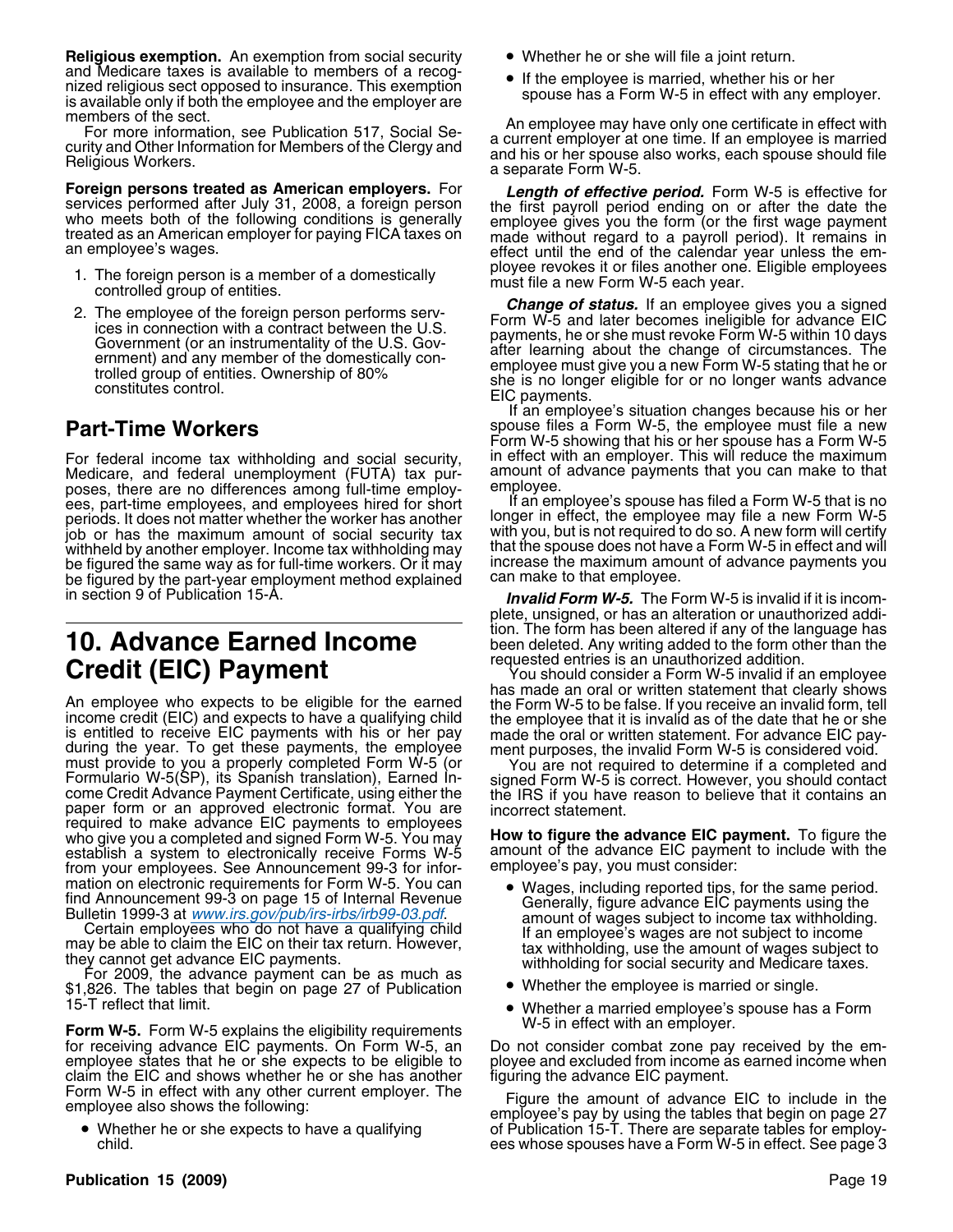**Religious exemption.** An exemption from social security and Medicare taxes is available to members of a recognized religious sect opposed to insurance. This exemption is available only if both the employee and the employer are members of the sect.

For more information, see Publication 517, Social Security and Other Information for Members of the Clergy and Religious Workers.

**Foreign persons treated as American employers.** For services performed after July 31, 2008, a foreign person who meets both of the following conditions is generally treated as an American employer for paying FICA taxes on an employee's wages.

1. The foreign person is a member of a domestically controlled group of entities.
2. The employee of the foreign person performs services in connection with a contract between the U.S. Government (or an instrumentality of the U.S. Government) and any member of the domestically controlled group of entities. Ownership of 80% constitutes control.

## Part-Time Workers

For federal income tax withholding and social security, Medicare, and federal unemployment (FUTA) tax purposes, there are no differences among full-time employees, part-time employees, and employees hired for short periods. It does not matter whether the worker has another job or has the maximum amount of social security tax withheld by another employer. Income tax withholding may be figured the same way as for full-time workers. Or it may be figured by the part-year employment method explained in section 9 of Publication 15-A.

# 10. Advance Earned Income Credit (EIC) Payment

An employee who expects to be eligible for the earned income credit (EIC) and expects to have a qualifying child is entitled to receive EIC payments with his or her pay during the year. To get these payments, the employee must provide to you a properly completed Form W-5 (or Formulario W-5(SP), its Spanish translation), Earned Income Credit Advance Payment Certificate, using either the paper form or an approved electronic format. You are required to make advance EIC payments to employees who give you a completed and signed Form W-5. You may establish a system to electronically receive Forms W-5 from your employees. See Announcement 99-3 for information on electronic requirements for Form W-5. You can find Announcement 99-3 on page 15 of Internal Revenue Bulletin 1999-3 at *www.irs.gov/pub/irs-irbs/irb99-03.pdf*.

Certain employees who do not have a qualifying child may be able to claim the EIC on their tax return. However, they cannot get advance EIC payments.

For 2009, the advance payment can be as much as $1,826. The tables that begin on page 27 of Publication 15-T reflect that limit.

**Form W-5.** Form W-5 explains the eligibility requirements for receiving advance EIC payments. On Form W-5, an employee states that he or she expects to be eligible to claim the EIC and shows whether he or she has another Form W-5 in effect with any other current employer. The employee also shows the following:

- Whether he or she expects to have a qualifying child.
- Whether he or she will file a joint return.
- If the employee is married, whether his or her spouse has a Form W-5 in effect with any employer.

An employee may have only one certificate in effect with a current employer at one time. If an employee is married and his or her spouse also works, each spouse should file a separate Form W-5.

***Length of effective period.*** Form W-5 is effective for the first payroll period ending on or after the date the employee gives you the form (or the first wage payment made without regard to a payroll period). It remains in effect until the end of the calendar year unless the employee revokes it or files another one. Eligible employees must file a new Form W-5 each year.

***Change of status.*** If an employee gives you a signed Form W-5 and later becomes ineligible for advance EIC payments, he or she must revoke Form W-5 within 10 days after learning about the change of circumstances. The employee must give you a new Form W-5 stating that he or she is no longer eligible for or no longer wants advance EIC payments.

If an employee's situation changes because his or her spouse files a Form W-5, the employee must file a new Form W-5 showing that his or her spouse has a Form W-5 in effect with an employer. This will reduce the maximum amount of advance payments that you can make to that employee.

If an employee's spouse has filed a Form W-5 that is no longer in effect, the employee may file a new Form W-5 with you, but is not required to do so. A new form will certify that the spouse does not have a Form W-5 in effect and will increase the maximum amount of advance payments you can make to that employee.

***Invalid Form W-5.*** The Form W-5 is invalid if it is incomplete, unsigned, or has an alteration or unauthorized addition. The form has been altered if any of the language has been deleted. Any writing added to the form other than the requested entries is an unauthorized addition.

You should consider a Form W-5 invalid if an employee has made an oral or written statement that clearly shows the Form W-5 to be false. If you receive an invalid form, tell the employee that it is invalid as of the date that he or she made the oral or written statement. For advance EIC payment purposes, the invalid Form W-5 is considered void.

You are not required to determine if a completed and signed Form W-5 is correct. However, you should contact the IRS if you have reason to believe that it contains an incorrect statement.

**How to figure the advance EIC payment.** To figure the amount of the advance EIC payment to include with the employee's pay, you must consider:

- Wages, including reported tips, for the same period. Generally, figure advance EIC payments using the amount of wages subject to income tax withholding. If an employee's wages are not subject to income tax withholding, use the amount of wages subject to withholding for social security and Medicare taxes.
- Whether the employee is married or single.
- Whether a married employee's spouse has a Form W-5 in effect with an employer.

Do not consider combat zone pay received by the employee and excluded from income as earned income when figuring the advance EIC payment.

Figure the amount of advance EIC to include in the employee's pay by using the tables that begin on page 27 of Publication 15-T. There are separate tables for employees whose spouses have a Form W-5 in effect. See page 3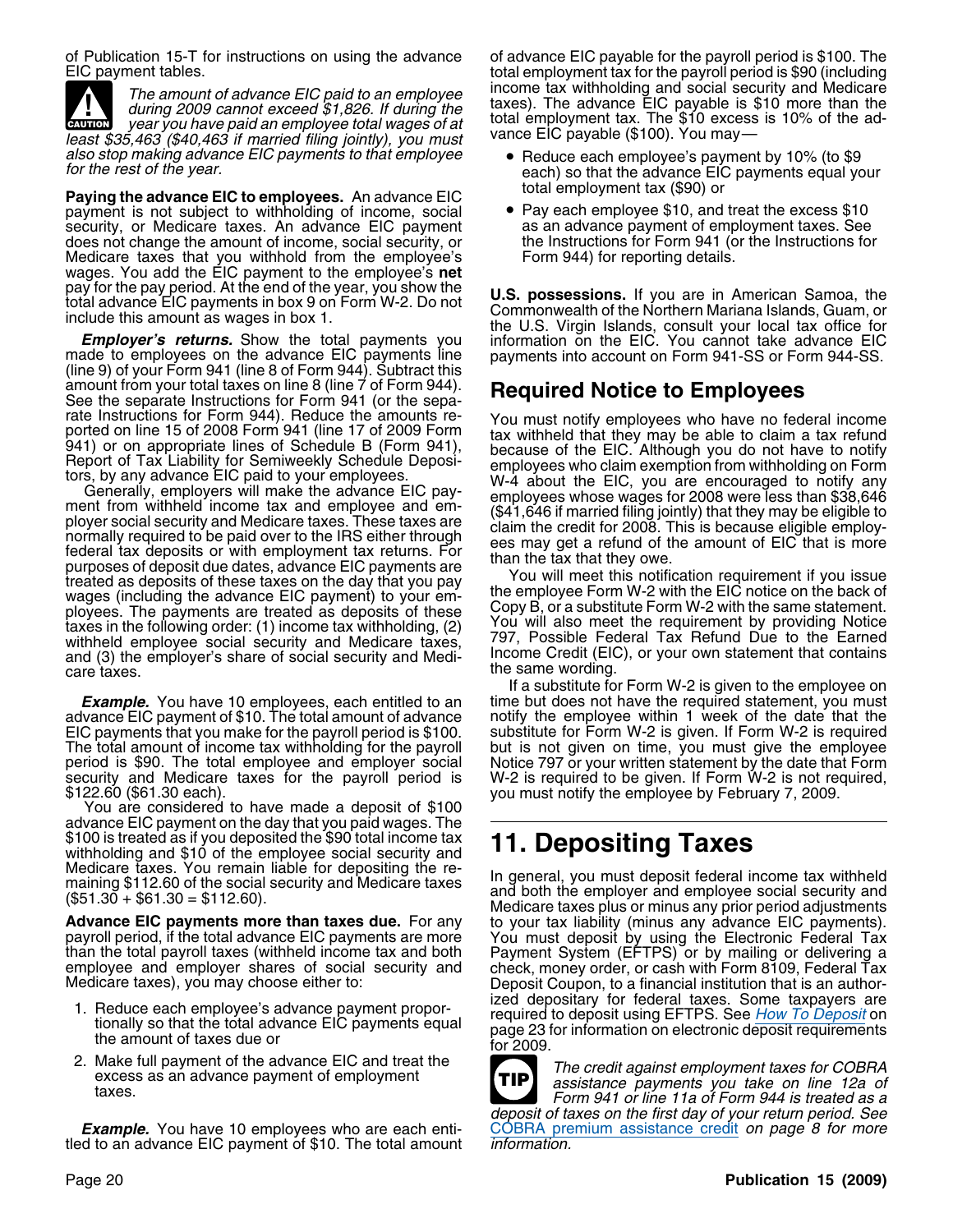of Publication 15-T for instructions on using the advance EIC payment tables.

**CAUTION:** *The amount of advance EIC paid to an employee during 2009 cannot exceed $1,826. If during the year you have paid an employee total wages of at least $35,463 ($40,463 if married filing jointly), you must also stop making advance EIC payments to that employee for the rest of the year.*

**Paying the advance EIC to employees.** An advance EIC payment is not subject to withholding of income, social security, or Medicare taxes. An advance EIC payment does not change the amount of income, social security, or Medicare taxes that you withhold from the employee's wages. You add the EIC payment to the employee's **net** pay for the pay period. At the end of the year, you show the total advance EIC payments in box 9 on Form W-2. Do not include this amount as wages in box 1.

***Employer's returns.*** Show the total payments you made to employees on the advance EIC payments line (line 9) of your Form 941 (line 8 of Form 944). Subtract this amount from your total taxes on line 8 (line 7 of Form 944). See the separate Instructions for Form 941 (or the separate Instructions for Form 944). Reduce the amounts reported on line 15 of 2008 Form 941 (line 17 of 2009 Form 941) or on appropriate lines of Schedule B (Form 941), Report of Tax Liability for Semiweekly Schedule Depositors, by any advance EIC paid to your employees.

Generally, employers will make the advance EIC payment from withheld income tax and employee and employer social security and Medicare taxes. These taxes are normally required to be paid over to the IRS either through federal tax deposits or with employment tax returns. For purposes of deposit due dates, advance EIC payments are treated as deposits of these taxes on the day that you pay wages (including the advance EIC payment) to your employees. The payments are treated as deposits of these taxes in the following order: (1) income tax withholding, (2) withheld employee social security and Medicare taxes, and (3) the employer's share of social security and Medicare taxes.

***Example.*** You have 10 employees, each entitled to an advance EIC payment of $10. The total amount of advance EIC payments that you make for the payroll period is $100. The total amount of income tax withholding for the payroll period is $90. The total employee and employer social security and Medicare taxes for the payroll period is $122.60 ($61.30 each).

You are considered to have made a deposit of $100 advance EIC payment on the day that you paid wages. The $100 is treated as if you deposited the $90 total income tax withholding and $10 of the employee social security and Medicare taxes. You remain liable for depositing the remaining $112.60 of the social security and Medicare taxes ($51.30 + $61.30 = $112.60).

**Advance EIC payments more than taxes due.** For any payroll period, if the total advance EIC payments are more than the total payroll taxes (withheld income tax and both employee and employer shares of social security and Medicare taxes), you may choose either to:

1. Reduce each employee's advance payment proportionally so that the total advance EIC payments equal the amount of taxes due or
2. Make full payment of the advance EIC and treat the excess as an advance payment of employment taxes.

***Example.*** You have 10 employees who are each entitled to an advance EIC payment of $10. The total amount of advance EIC payable for the payroll period is $100. The total employment tax for the payroll period is $90 (including income tax withholding and social security and Medicare taxes). The advance EIC payable is $10 more than the total employment tax. The $10 excess is 10% of the advance EIC payable ($100). You may—

- Reduce each employee's payment by 10% (to $9 each) so that the advance EIC payments equal your total employment tax ($90) or
- Pay each employee $10, and treat the excess $10 as an advance payment of employment taxes. See the Instructions for Form 941 (or the Instructions for Form 944) for reporting details.

**U.S. possessions.** If you are in American Samoa, the Commonwealth of the Northern Mariana Islands, Guam, or the U.S. Virgin Islands, consult your local tax office for information on the EIC. You cannot take advance EIC payments into account on Form 941-SS or Form 944-SS.

## Required Notice to Employees

You must notify employees who have no federal income tax withheld that they may be able to claim a tax refund because of the EIC. Although you do not have to notify employees who claim exemption from withholding on Form W-4 about the EIC, you are encouraged to notify any employees whose wages for 2008 were less than $38,646 ($41,646 if married filing jointly) that they may be eligible to claim the credit for 2008. This is because eligible employees may get a refund of the amount of EIC that is more than the tax that they owe.

You will meet this notification requirement if you issue the employee Form W-2 with the EIC notice on the back of Copy B, or a substitute Form W-2 with the same statement. You will also meet the requirement by providing Notice 797, Possible Federal Tax Refund Due to the Earned Income Credit (EIC), or your own statement that contains the same wording.

If a substitute for Form W-2 is given to the employee on time but does not have the required statement, you must notify the employee within 1 week of the date that the substitute for Form W-2 is given. If Form W-2 is required but is not given on time, you must give the employee Notice 797 or your written statement by the date that Form W-2 is required to be given. If Form W-2 is not required, you must notify the employee by February 7, 2009.

# 11. Depositing Taxes

In general, you must deposit federal income tax withheld and both the employer and employee social security and Medicare taxes plus or minus any prior period adjustments to your tax liability (minus any advance EIC payments). You must deposit by using the Electronic Federal Tax Payment System (EFTPS) or by mailing or delivering a check, money order, or cash with Form 8109, Federal Tax Deposit Coupon, to a financial institution that is an authorized depositary for federal taxes. Some taxpayers are required to deposit using EFTPS. See *How To Deposit* on page 23 for information on electronic deposit requirements for 2009.

**TIP:** *The credit against employment taxes for COBRA assistance payments you take on line 12a of Form 941 or line 11a of Form 944 is treated as a deposit of taxes on the first day of your return period. See COBRA premium assistance credit on page 8 for more information.*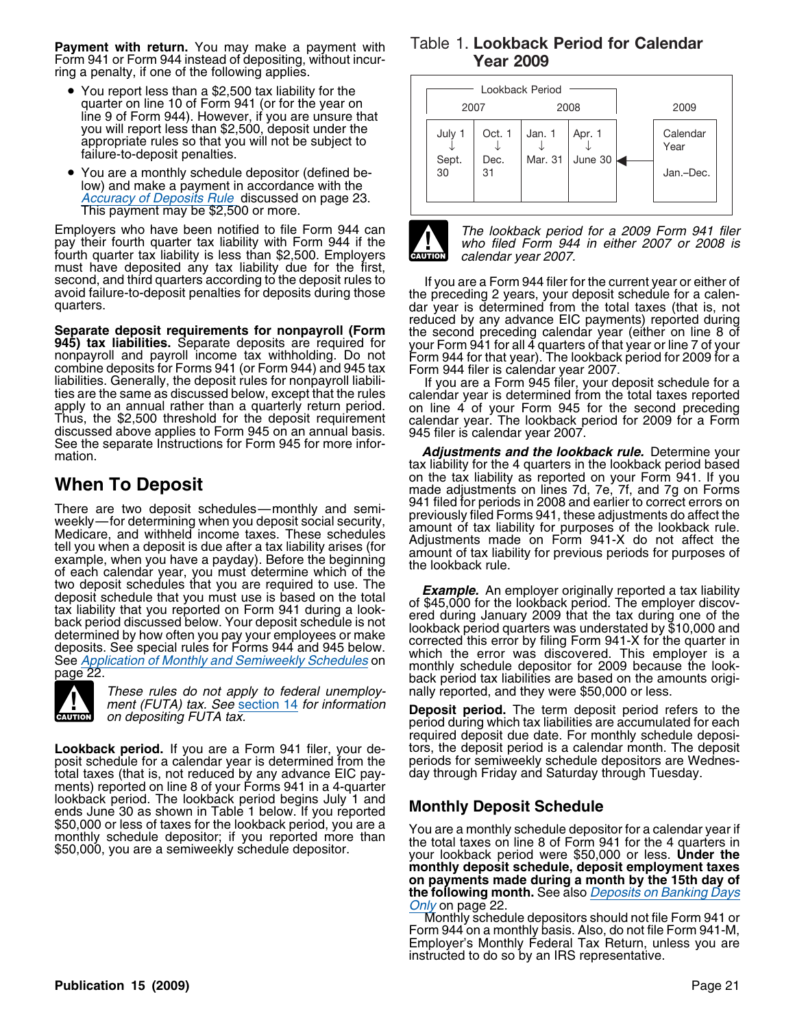**Payment with return.** You may make a payment with Form 941 or Form 944 instead of depositing, without incurring a penalty, if one of the following applies.

- You report less than a $2,500 tax liability for the quarter on line 10 of Form 941 (or for the year on line 9 of Form 944). However, if you are unsure that you will report less than $2,500, deposit under the appropriate rules so that you will not be subject to failure-to-deposit penalties.
- You are a monthly schedule depositor (defined below) and make a payment in accordance with the Accuracy of Deposits Rule discussed on page 23. This payment may be $2,500 or more.

Employers who have been notified to file Form 944 can pay their fourth quarter tax liability with Form 944 if the fourth quarter tax liability is less than $2,500. Employers must have deposited any tax liability due for the first, second, and third quarters according to the deposit rules to avoid failure-to-deposit penalties for deposits during those quarters.

**Separate deposit requirements for nonpayroll (Form 945) tax liabilities.** Separate deposits are required for nonpayroll and payroll income tax withholding. Do not combine deposits for Forms 941 (or Form 944) and 945 tax liabilities. Generally, the deposit rules for nonpayroll liabilities are the same as discussed below, except that the rules apply to an annual rather than a quarterly return period. Thus, the $2,500 threshold for the deposit requirement discussed above applies to Form 945 on an annual basis. See the separate Instructions for Form 945 for more information.

## When To Deposit

There are two deposit schedules—monthly and semiweekly—for determining when you deposit social security, Medicare, and withheld income taxes. These schedules tell you when a deposit is due after a tax liability arises (for example, when you have a payday). Before the beginning of each calendar year, you must determine which of the two deposit schedules that you are required to use. The deposit schedule that you must use is based on the total tax liability that you reported on Form 941 during a lookback period discussed below. Your deposit schedule is not determined by how often you pay your employees or make deposits. See special rules for Forms 944 and 945 below. See Application of Monthly and Semiweekly Schedules on page 22.

**CAUTION:** *These rules do not apply to federal unemployment (FUTA) tax. See section 14 for information on depositing FUTA tax.*

**Lookback period.** If you are a Form 941 filer, your deposit schedule for a calendar year is determined from the total taxes (that is, not reduced by any advance EIC payments) reported on line 8 of your Forms 941 in a 4-quarter lookback period. The lookback period begins July 1 and ends June 30 as shown in Table 1 below. If you reported $50,000 or less of taxes for the lookback period, you are a monthly schedule depositor; if you reported more than $50,000, you are a semiweekly schedule depositor.

### Table 1. Lookback Period for Calendar Year 2009

| Lookback Period | | | | | |
|---|---|---|---|---|---|
| 2007 | | 2008 | | | 2009 |
| July 1 ↓ Sept. 30 | Oct. 1 ↓ Dec. 31 | Jan. 1 ↓ Mar. 31 | Apr. 1 ↓ June 30 | ← | Calendar Year Jan.–Dec. |

**CAUTION:** *The lookback period for a 2009 Form 941 filer who filed Form 944 in either 2007 or 2008 is calendar year 2007.*

If you are a Form 944 filer for the current year or either of the preceding 2 years, your deposit schedule for a calendar year is determined from the total taxes (that is, not reduced by any advance EIC payments) reported during the second preceding calendar year (either on line 8 of your Form 941 for all 4 quarters of that year or line 7 of your Form 944 for that year). The lookback period for 2009 for a Form 944 filer is calendar year 2007.

If you are a Form 945 filer, your deposit schedule for a calendar year is determined from the total taxes reported on line 4 of your Form 945 for the second preceding calendar year. The lookback period for 2009 for a Form 945 filer is calendar year 2007.

***Adjustments and the lookback rule.*** Determine your tax liability for the 4 quarters in the lookback period based on the tax liability as reported on your Form 941. If you made adjustments on lines 7d, 7e, 7f, and 7g on Forms 941 filed for periods in 2008 and earlier to correct errors on previously filed Forms 941, these adjustments do affect the amount of tax liability for purposes of the lookback rule. Adjustments made on Form 941-X do not affect the amount of tax liability for previous periods for purposes of the lookback rule.

***Example.*** An employer originally reported a tax liability of $45,000 for the lookback period. The employer discovered during January 2009 that the tax during one of the lookback period quarters was understated by $10,000 and corrected this error by filing Form 941-X for the quarter in which the error was discovered. This employer is a monthly schedule depositor for 2009 because the lookback period tax liabilities are based on the amounts originally reported, and they were $50,000 or less.

**Deposit period.** The term deposit period refers to the period during which tax liabilities are accumulated for each required deposit due date. For monthly schedule depositors, the deposit period is a calendar month. The deposit periods for semiweekly schedule depositors are Wednesday through Friday and Saturday through Tuesday.

## Monthly Deposit Schedule

You are a monthly schedule depositor for a calendar year if the total taxes on line 8 of Form 941 for the 4 quarters in your lookback period were $50,000 or less. **Under the monthly deposit schedule, deposit employment taxes on payments made during a month by the 15th day of the following month.** See also Deposits on Banking Days Only on page 22.

Monthly schedule depositors should not file Form 941 or Form 944 on a monthly basis. Also, do not file Form 941-M, Employer's Monthly Federal Tax Return, unless you are instructed to do so by an IRS representative.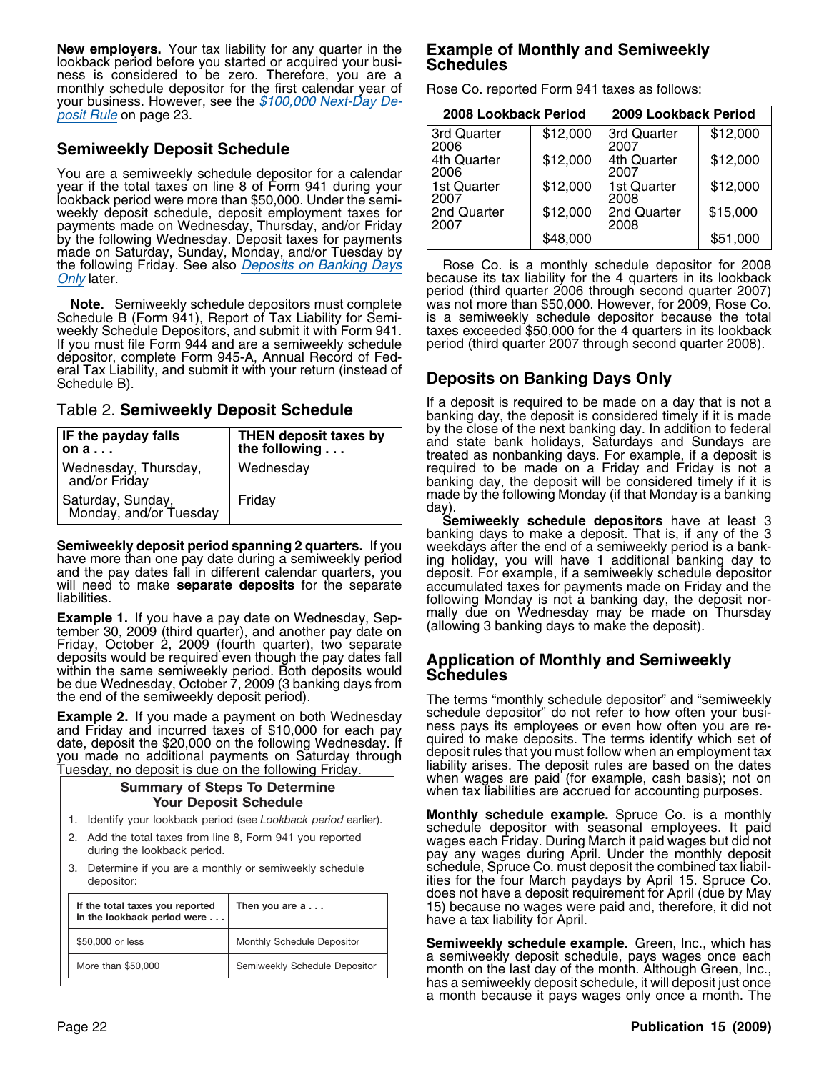**New employers.** Your tax liability for any quarter in the lookback period before you started or acquired your business is considered to be zero. Therefore, you are a monthly schedule depositor for the first calendar year of your business. However, see the *$100,000 Next-Day Deposit Rule* on page 23.

## Semiweekly Deposit Schedule

You are a semiweekly schedule depositor for a calendar year if the total taxes on line 8 of Form 941 during your lookback period were more than $50,000. Under the semiweekly deposit schedule, deposit employment taxes for payments made on Wednesday, Thursday, and/or Friday by the following Wednesday. Deposit taxes for payments made on Saturday, Sunday, Monday, and/or Tuesday by the following Friday. See also *Deposits on Banking Days Only* later.

**Note.** Semiweekly schedule depositors must complete Schedule B (Form 941), Report of Tax Liability for Semiweekly Schedule Depositors, and submit it with Form 941. If you must file Form 944 and are a semiweekly schedule depositor, complete Form 945-A, Annual Record of Federal Tax Liability, and submit it with your return (instead of Schedule B).

### Table 2. Semiweekly Deposit Schedule

| IF the payday falls on a . . . | THEN deposit taxes by the following . . . |
|---|---|
| Wednesday, Thursday, and/or Friday | Wednesday |
| Saturday, Sunday, Monday, and/or Tuesday | Friday |

**Semiweekly deposit period spanning 2 quarters.** If you have more than one pay date during a semiweekly period and the pay dates fall in different calendar quarters, you will need to make **separate deposits** for the separate liabilities.

**Example 1.** If you have a pay date on Wednesday, September 30, 2009 (third quarter), and another pay date on Friday, October 2, 2009 (fourth quarter), two separate deposits would be required even though the pay dates fall within the same semiweekly period. Both deposits would be due Wednesday, October 7, 2009 (3 banking days from the end of the semiweekly deposit period).

**Example 2.** If you made a payment on both Wednesday and Friday and incurred taxes of $10,000 for each pay date, deposit the $20,000 on the following Wednesday. If you made no additional payments on Saturday through Tuesday, no deposit is due on the following Friday.

**Summary of Steps To Determine Your Deposit Schedule**

1. Identify your lookback period (see *Lookback period* earlier).
2. Add the total taxes from line 8, Form 941 you reported during the lookback period.
3. Determine if you are a monthly or semiweekly schedule depositor:

| If the total taxes you reported in the lookback period were . . . | Then you are a . . . |
|---|---|
| $50,000 or less | Monthly Schedule Depositor |
| More than $50,000 | Semiweekly Schedule Depositor |

## Example of Monthly and Semiweekly Schedules

Rose Co. reported Form 941 taxes as follows:

| 2008 Lookback Period | | 2009 Lookback Period | |
|---|---|---|---|
| 3rd Quarter 2006 | $12,000 | 3rd Quarter 2007 | $12,000 |
| 4th Quarter 2006 | $12,000 | 4th Quarter 2007 | $12,000 |
| 1st Quarter 2007 | $12,000 | 1st Quarter 2008 | $12,000 |
| 2nd Quarter 2007 | $12,000 | 2nd Quarter 2008 | $15,000 |
| | $48,000 | | $51,000 |

Rose Co. is a monthly schedule depositor for 2008 because its tax liability for the 4 quarters in its lookback period (third quarter 2006 through second quarter 2007) was not more than $50,000. However, for 2009, Rose Co. is a semiweekly schedule depositor because the total taxes exceeded $50,000 for the 4 quarters in its lookback period (third quarter 2007 through second quarter 2008).

## Deposits on Banking Days Only

If a deposit is required to be made on a day that is not a banking day, the deposit is considered timely if it is made by the close of the next banking day. In addition to federal and state bank holidays, Saturdays and Sundays are treated as nonbanking days. For example, if a deposit is required to be made on a Friday and Friday is not a banking day, the deposit will be considered timely if it is made by the following Monday (if that Monday is a banking day).

**Semiweekly schedule depositors** have at least 3 banking days to make a deposit. That is, if any of the 3 weekdays after the end of a semiweekly period is a banking holiday, you will have 1 additional banking day to deposit. For example, if a semiweekly schedule depositor accumulated taxes for payments made on Friday and the following Monday is not a banking day, the deposit normally due on Wednesday may be made on Thursday (allowing 3 banking days to make the deposit).

## Application of Monthly and Semiweekly Schedules

The terms "monthly schedule depositor" and "semiweekly schedule depositor" do not refer to how often your business pays its employees or even how often you are required to make deposits. The terms identify which set of deposit rules that you must follow when an employment tax liability arises. The deposit rules are based on the dates when wages are paid (for example, cash basis); not on when tax liabilities are accrued for accounting purposes.

**Monthly schedule example.** Spruce Co. is a monthly schedule depositor with seasonal employees. It paid wages each Friday. During March it paid wages but did not pay any wages during April. Under the monthly deposit schedule, Spruce Co. must deposit the combined tax liabilities for the four March paydays by April 15. Spruce Co. does not have a deposit requirement for April (due by May 15) because no wages were paid and, therefore, it did not have a tax liability for April.

**Semiweekly schedule example.** Green, Inc., which has a semiweekly deposit schedule, pays wages once each month on the last day of the month. Although Green, Inc., has a semiweekly deposit schedule, it will deposit just once a month because it pays wages only once a month. The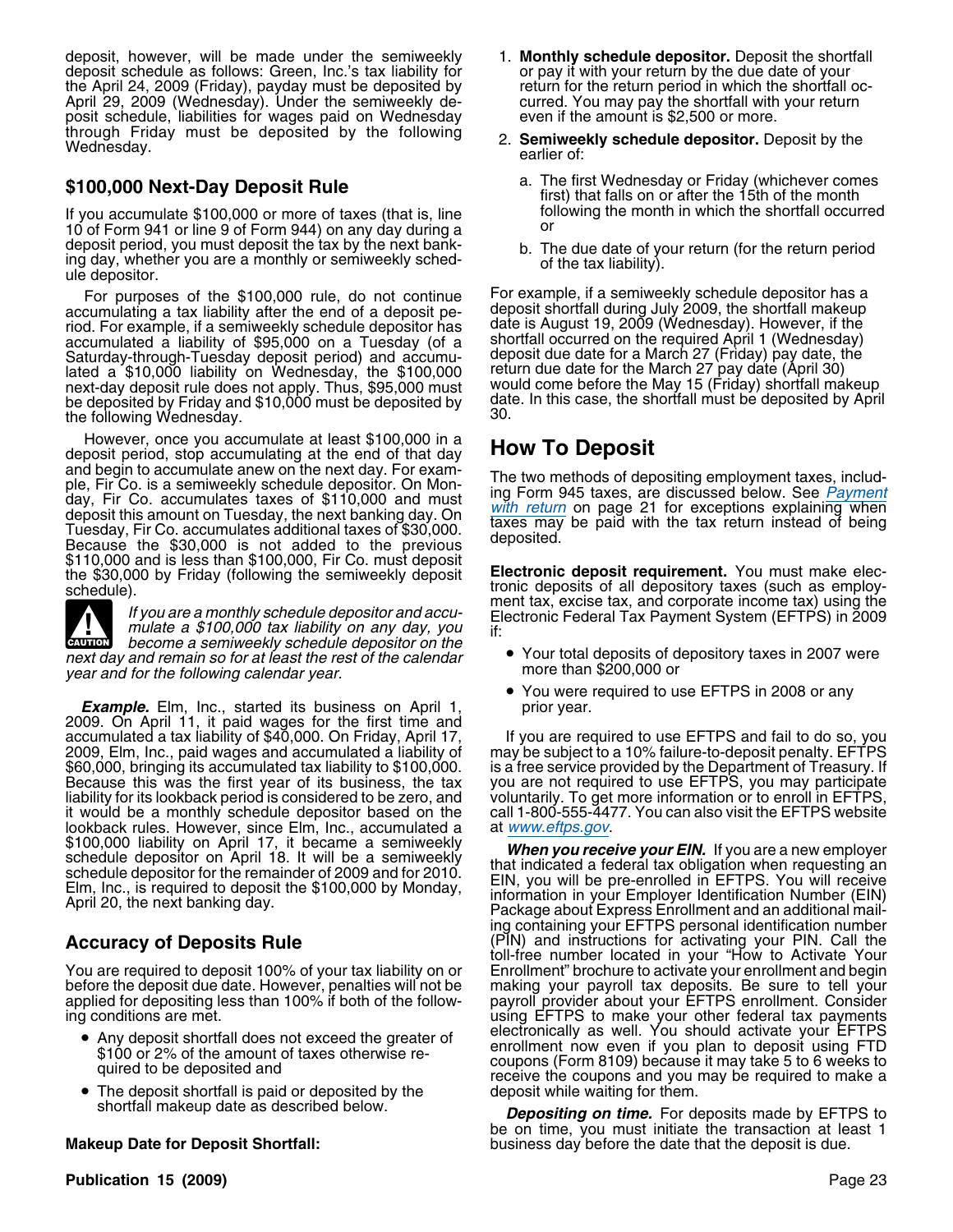deposit, however, will be made under the semiweekly deposit schedule as follows: Green, Inc.'s tax liability for the April 24, 2009 (Friday), payday must be deposited by April 29, 2009 (Wednesday). Under the semiweekly deposit schedule, liabilities for wages paid on Wednesday through Friday must be deposited by the following Wednesday.

## $100,000 Next-Day Deposit Rule

If you accumulate $100,000 or more of taxes (that is, line 10 of Form 941 or line 9 of Form 944) on any day during a deposit period, you must deposit the tax by the next banking day, whether you are a monthly or semiweekly schedule depositor.

For purposes of the $100,000 rule, do not continue accumulating a tax liability after the end of a deposit period. For example, if a semiweekly schedule depositor has accumulated a liability of $95,000 on a Tuesday (of a Saturday-through-Tuesday deposit period) and accumulated a $10,000 liability on Wednesday, the $100,000 next-day deposit rule does not apply. Thus, $95,000 must be deposited by Friday and $10,000 must be deposited by the following Wednesday.

However, once you accumulate at least $100,000 in a deposit period, stop accumulating at the end of that day and begin to accumulate anew on the next day. For example, Fir Co. is a semiweekly schedule depositor. On Monday, Fir Co. accumulates taxes of $110,000 and must deposit this amount on Tuesday, the next banking day. On Tuesday, Fir Co. accumulates additional taxes of $30,000. Because the $30,000 is not added to the previous $110,000 and is less than $100,000, Fir Co. must deposit the $30,000 by Friday (following the semiweekly deposit schedule).

**CAUTION** *If you are a monthly schedule depositor and accumulate a $100,000 tax liability on any day, you become a semiweekly schedule depositor on the next day and remain so for at least the rest of the calendar year and for the following calendar year.*

***Example.*** Elm, Inc., started its business on April 1, 2009. On April 11, it paid wages for the first time and accumulated a tax liability of $40,000. On Friday, April 17, 2009, Elm, Inc., paid wages and accumulated a liability of $60,000, bringing its accumulated tax liability to $100,000. Because this was the first year of its business, the tax liability for its lookback period is considered to be zero, and it would be a monthly schedule depositor based on the lookback rules. However, since Elm, Inc., accumulated a $100,000 liability on April 17, it became a semiweekly schedule depositor on April 18. It will be a semiweekly schedule depositor for the remainder of 2009 and for 2010. Elm, Inc., is required to deposit the $100,000 by Monday, April 20, the next banking day.

## Accuracy of Deposits Rule

You are required to deposit 100% of your tax liability on or before the deposit due date. However, penalties will not be applied for depositing less than 100% if both of the following conditions are met.

- Any deposit shortfall does not exceed the greater of $100 or 2% of the amount of taxes otherwise required to be deposited and
- The deposit shortfall is paid or deposited by the shortfall makeup date as described below.

**Makeup Date for Deposit Shortfall:**

1. **Monthly schedule depositor.** Deposit the shortfall or pay it with your return by the due date of your return for the return period in which the shortfall occurred. You may pay the shortfall with your return even if the amount is $2,500 or more.
2. **Semiweekly schedule depositor.** Deposit by the earlier of:
   a. The first Wednesday or Friday (whichever comes first) that falls on or after the 15th of the month following the month in which the shortfall occurred or
   b. The due date of your return (for the return period of the tax liability).

For example, if a semiweekly schedule depositor has a deposit shortfall during July 2009, the shortfall makeup date is August 19, 2009 (Wednesday). However, if the shortfall occurred on the required April 1 (Wednesday) deposit due date for a March 27 (Friday) pay date, the return due date for the March 27 pay date (April 30) would come before the May 15 (Friday) shortfall makeup date. In this case, the shortfall must be deposited by April 30.

## How To Deposit

The two methods of depositing employment taxes, including Form 945 taxes, are discussed below. See *Payment with return* on page 21 for exceptions explaining when taxes may be paid with the tax return instead of being deposited.

**Electronic deposit requirement.** You must make electronic deposits of all depository taxes (such as employment tax, excise tax, and corporate income tax) using the Electronic Federal Tax Payment System (EFTPS) in 2009 if:

- Your total deposits of depository taxes in 2007 were more than $200,000 or
- You were required to use EFTPS in 2008 or any prior year.

If you are required to use EFTPS and fail to do so, you may be subject to a 10% failure-to-deposit penalty. EFTPS is a free service provided by the Department of Treasury. If you are not required to use EFTPS, you may participate voluntarily. To get more information or to enroll in EFTPS, call 1-800-555-4477. You can also visit the EFTPS website at www.eftps.gov.

***When you receive your EIN.*** If you are a new employer that indicated a federal tax obligation when requesting an EIN, you will be pre-enrolled in EFTPS. You will receive information in your Employer Identification Number (EIN) Package about Express Enrollment and an additional mailing containing your EFTPS personal identification number (PIN) and instructions for activating your PIN. Call the toll-free number located in your "How to Activate Your Enrollment" brochure to activate your enrollment and begin making your payroll tax deposits. Be sure to tell your payroll provider about your EFTPS enrollment. Consider using EFTPS to make your other federal tax payments electronically as well. You should activate your EFTPS enrollment now even if you plan to deposit using FTD coupons (Form 8109) because it may take 5 to 6 weeks to receive the coupons and you may be required to make a deposit while waiting for them.

***Depositing on time.*** For deposits made by EFTPS to be on time, you must initiate the transaction at least 1 business day before the date that the deposit is due.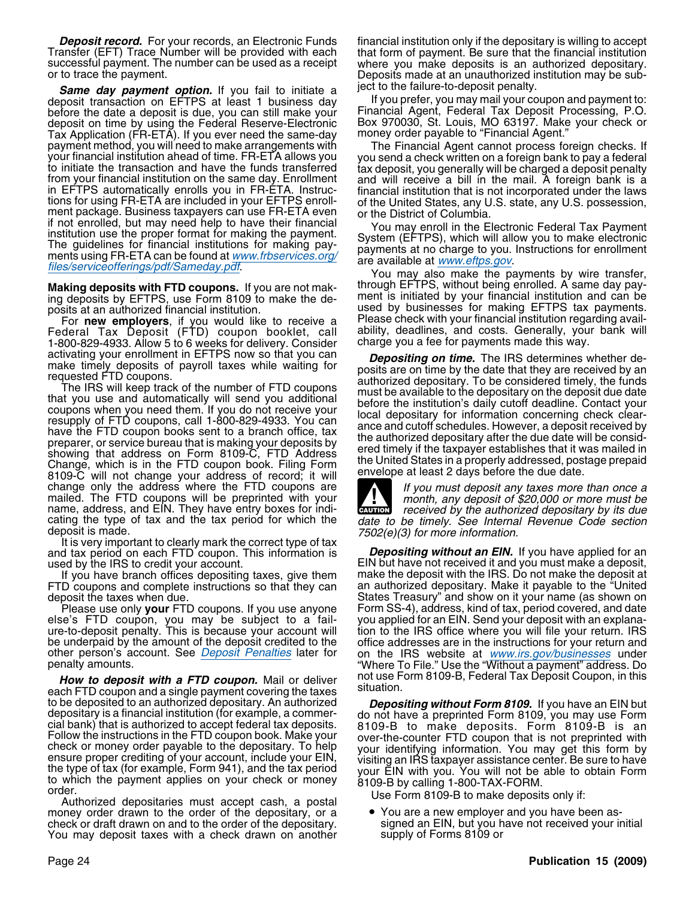***Deposit record.*** For your records, an Electronic Funds Transfer (EFT) Trace Number will be provided with each successful payment. The number can be used as a receipt or to trace the payment.

***Same day payment option.*** If you fail to initiate a deposit transaction on EFTPS at least 1 business day before the date a deposit is due, you can still make your deposit on time by using the Federal Reserve-Electronic Tax Application (FR-ETA). If you ever need the same-day payment method, you will need to make arrangements with your financial institution ahead of time. FR-ETA allows you to initiate the transaction and have the funds transferred from your financial institution on the same day. Enrollment in EFTPS automatically enrolls you in FR-ETA. Instructions for using FR-ETA are included in your EFTPS enrollment package. Business taxpayers can use FR-ETA even if not enrolled, but may need help to have their financial institution use the proper format for making the payment. The guidelines for financial institutions for making payments using FR-ETA can be found at www.frbservices.org/files/serviceofferings/pdf/Sameday.pdf.

**Making deposits with FTD coupons.** If you are not making deposits by EFTPS, use Form 8109 to make the deposits at an authorized financial institution.

For **new employers**, if you would like to receive a Federal Tax Deposit (FTD) coupon booklet, call 1-800-829-4933. Allow 5 to 6 weeks for delivery. Consider activating your enrollment in EFTPS now so that you can make timely deposits of payroll taxes while waiting for requested FTD coupons.

The IRS will keep track of the number of FTD coupons that you use and automatically will send you additional coupons when you need them. If you do not receive your resupply of FTD coupons, call 1-800-829-4933. You can have the FTD coupon books sent to a branch office, tax preparer, or service bureau that is making your deposits by showing that address on Form 8109-C, FTD Address Change, which is in the FTD coupon book. Filing Form 8109-C will not change your address of record; it will change only the address where the FTD coupons are mailed. The FTD coupons will be preprinted with your name, address, and EIN. They have entry boxes for indicating the type of tax and the tax period for which the deposit is made.

It is very important to clearly mark the correct type of tax and tax period on each FTD coupon. This information is used by the IRS to credit your account.

If you have branch offices depositing taxes, give them FTD coupons and complete instructions so that they can deposit the taxes when due.

Please use only **your** FTD coupons. If you use anyone else's FTD coupon, you may be subject to a failure-to-deposit penalty. This is because your account will be underpaid by the amount of the deposit credited to the other person's account. See Deposit Penalties later for penalty amounts.

***How to deposit with a FTD coupon.*** Mail or deliver each FTD coupon and a single payment covering the taxes to be deposited to an authorized depositary. An authorized depositary is a financial institution (for example, a commercial bank) that is authorized to accept federal tax deposits. Follow the instructions in the FTD coupon book. Make your check or money order payable to the depositary. To help ensure proper crediting of your account, include your EIN, the type of tax (for example, Form 941), and the tax period to which the payment applies on your check or money order.

Authorized depositaries must accept cash, a postal money order drawn to the order of the depositary, or a check or draft drawn on and to the order of the depositary. You may deposit taxes with a check drawn on another financial institution only if the depositary is willing to accept that form of payment. Be sure that the financial institution where you make deposits is an authorized depositary. Deposits made at an unauthorized institution may be subject to the failure-to-deposit penalty.

If you prefer, you may mail your coupon and payment to: Financial Agent, Federal Tax Deposit Processing, P.O. Box 970030, St. Louis, MO 63197. Make your check or money order payable to "Financial Agent."

The Financial Agent cannot process foreign checks. If you send a check written on a foreign bank to pay a federal tax deposit, you generally will be charged a deposit penalty and will receive a bill in the mail. A foreign bank is a financial institution that is not incorporated under the laws of the United States, any U.S. state, any U.S. possession, or the District of Columbia.

You may enroll in the Electronic Federal Tax Payment System (EFTPS), which will allow you to make electronic payments at no charge to you. Instructions for enrollment are available at www.eftps.gov.

You may also make the payments by wire transfer, through EFTPS, without being enrolled. A same day payment is initiated by your financial institution and can be used by businesses for making EFTPS tax payments. Please check with your financial institution regarding availability, deadlines, and costs. Generally, your bank will charge you a fee for payments made this way.

***Depositing on time.*** The IRS determines whether deposits are on time by the date that they are received by an authorized depositary. To be considered timely, the funds must be available to the depositary on the deposit due date before the institution's daily cutoff deadline. Contact your local depositary for information concerning check clearance and cutoff schedules. However, a deposit received by the authorized depositary after the due date will be considered timely if the taxpayer establishes that it was mailed in the United States in a properly addressed, postage prepaid envelope at least 2 days before the due date.

> **CAUTION:** *If you must deposit any taxes more than once a month, any deposit of $20,000 or more must be received by the authorized depositary by its due date to be timely. See Internal Revenue Code section 7502(e)(3) for more information.*

***Depositing without an EIN.*** If you have applied for an EIN but have not received it and you must make a deposit, make the deposit with the IRS. Do not make the deposit at an authorized depositary. Make it payable to the "United States Treasury" and show on it your name (as shown on Form SS-4), address, kind of tax, period covered, and date you applied for an EIN. Send your deposit with an explanation to the IRS office where you will file your return. IRS office addresses are in the instructions for your return and on the IRS website at www.irs.gov/businesses under "Where To File." Use the "Without a payment" address. Do not use Form 8109-B, Federal Tax Deposit Coupon, in this situation.

***Depositing without Form 8109.*** If you have an EIN but do not have a preprinted Form 8109, you may use Form 8109-B to make deposits. Form 8109-B is an over-the-counter FTD coupon that is not preprinted with your identifying information. You may get this form by visiting an IRS taxpayer assistance center. Be sure to have your EIN with you. You will not be able to obtain Form 8109-B by calling 1-800-TAX-FORM.

Use Form 8109-B to make deposits only if:

- You are a new employer and you have been assigned an EIN, but you have not received your initial supply of Forms 8109 or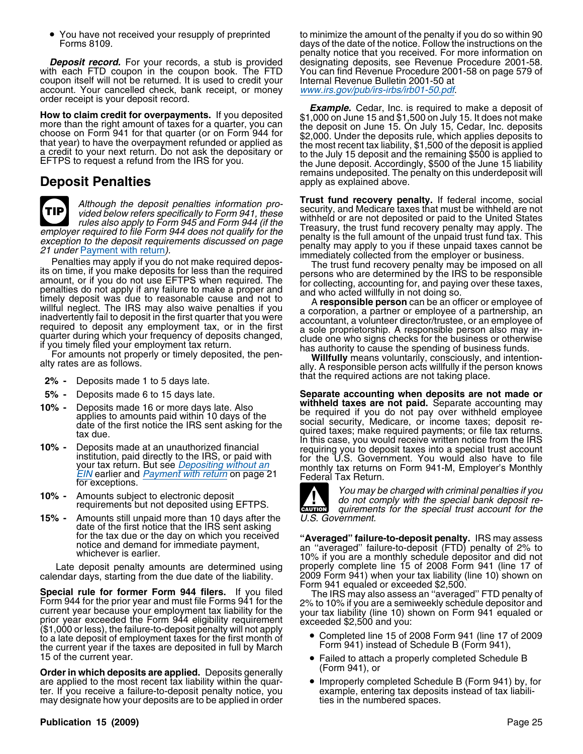- You have not received your resupply of preprinted Forms 8109.

***Deposit record.*** For your records, a stub is provided with each FTD coupon in the coupon book. The FTD coupon itself will not be returned. It is used to credit your account. Your cancelled check, bank receipt, or money order receipt is your deposit record.

**How to claim credit for overpayments.** If you deposited more than the right amount of taxes for a quarter, you can choose on Form 941 for that quarter (or on Form 944 for that year) to have the overpayment refunded or applied as a credit to your next return. Do not ask the depositary or EFTPS to request a refund from the IRS for you.

## Deposit Penalties

**TIP** *Although the deposit penalties information provided below refers specifically to Form 941, these rules also apply to Form 945 and Form 944 (if the employer required to file Form 944 does not qualify for the exception to the deposit requirements discussed on page 21 under* Payment with return*).*

Penalties may apply if you do not make required deposits on time, if you make deposits for less than the required amount, or if you do not use EFTPS when required. The penalties do not apply if any failure to make a proper and timely deposit was due to reasonable cause and not to willful neglect. The IRS may also waive penalties if you inadvertently fail to deposit in the first quarter that you were required to deposit any employment tax, or in the first quarter during which your frequency of deposits changed, if you timely filed your employment tax return.

For amounts not properly or timely deposited, the penalty rates are as follows.

- **2% -** Deposits made 1 to 5 days late.
- **5% -** Deposits made 6 to 15 days late.
- **10% -** Deposits made 16 or more days late. Also applies to amounts paid within 10 days of the date of the first notice the IRS sent asking for the tax due.
- **10% -** Deposits made at an unauthorized financial institution, paid directly to the IRS, or paid with your tax return. But see *Depositing without an EIN* earlier and *Payment with return* on page 21 for exceptions.
- **10% -** Amounts subject to electronic deposit requirements but not deposited using EFTPS.
- **15% -** Amounts still unpaid more than 10 days after the date of the first notice that the IRS sent asking for the tax due or the day on which you received notice and demand for immediate payment, whichever is earlier.

Late deposit penalty amounts are determined using calendar days, starting from the due date of the liability.

**Special rule for former Form 944 filers.** If you filed Form 944 for the prior year and must file Forms 941 for the current year because your employment tax liability for the prior year exceeded the Form 944 eligibility requirement ($1,000 or less), the failure-to-deposit penalty will not apply to a late deposit of employment taxes for the first month of the current year if the taxes are deposited in full by March 15 of the current year.

**Order in which deposits are applied.** Deposits generally are applied to the most recent tax liability within the quarter. If you receive a failure-to-deposit penalty notice, you may designate how your deposits are to be applied in order to minimize the amount of the penalty if you do so within 90 days of the date of the notice. Follow the instructions on the penalty notice that you received. For more information on designating deposits, see Revenue Procedure 2001-58. You can find Revenue Procedure 2001-58 on page 579 of Internal Revenue Bulletin 2001-50 at *www.irs.gov/pub/irs-irbs/irb01-50.pdf*.

***Example.*** Cedar, Inc. is required to make a deposit of $1,000 on June 15 and $1,500 on July 15. It does not make the deposit on June 15. On July 15, Cedar, Inc. deposits $2,000. Under the deposits rule, which applies deposits to the most recent tax liability, $1,500 of the deposit is applied to the July 15 deposit and the remaining $500 is applied to the June deposit. Accordingly, $500 of the June 15 liability remains undeposited. The penalty on this underdeposit will apply as explained above.

**Trust fund recovery penalty.** If federal income, social security, and Medicare taxes that must be withheld are not withheld or are not deposited or paid to the United States Treasury, the trust fund recovery penalty may apply. The penalty is the full amount of the unpaid trust fund tax. This penalty may apply to you if these unpaid taxes cannot be immediately collected from the employer or business.

The trust fund recovery penalty may be imposed on all persons who are determined by the IRS to be responsible for collecting, accounting for, and paying over these taxes, and who acted willfully in not doing so.

A **responsible person** can be an officer or employee of a corporation, a partner or employee of a partnership, an accountant, a volunteer director/trustee, or an employee of a sole proprietorship. A responsible person also may include one who signs checks for the business or otherwise has authority to cause the spending of business funds.

**Willfully** means voluntarily, consciously, and intentionally. A responsible person acts willfully if the person knows that the required actions are not taking place.

**Separate accounting when deposits are not made or withheld taxes are not paid.** Separate accounting may be required if you do not pay over withheld employee social security, Medicare, or income taxes; deposit required taxes; make required payments; or file tax returns. In this case, you would receive written notice from the IRS requiring you to deposit taxes into a special trust account for the U.S. Government. You would also have to file monthly tax returns on Form 941-M, Employer's Monthly Federal Tax Return.

**CAUTION** *You may be charged with criminal penalties if you do not comply with the special bank deposit requirements for the special trust account for the U.S. Government.*

**"Averaged" failure-to-deposit penalty.** IRS may assess an "averaged" failure-to-deposit (FTD) penalty of 2% to 10% if you are a monthly schedule depositor and did not properly complete line 15 of 2008 Form 941 (line 17 of 2009 Form 941) when your tax liability (line 10) shown on Form 941 equaled or exceeded $2,500.

The IRS may also assess an "averaged" FTD penalty of 2% to 10% if you are a semiweekly schedule depositor and your tax liability (line 10) shown on Form 941 equaled or exceeded $2,500 and you:

- Completed line 15 of 2008 Form 941 (line 17 of 2009 Form 941) instead of Schedule B (Form 941),
- Failed to attach a properly completed Schedule B (Form 941), or
- Improperly completed Schedule B (Form 941) by, for example, entering tax deposits instead of tax liabilities in the numbered spaces.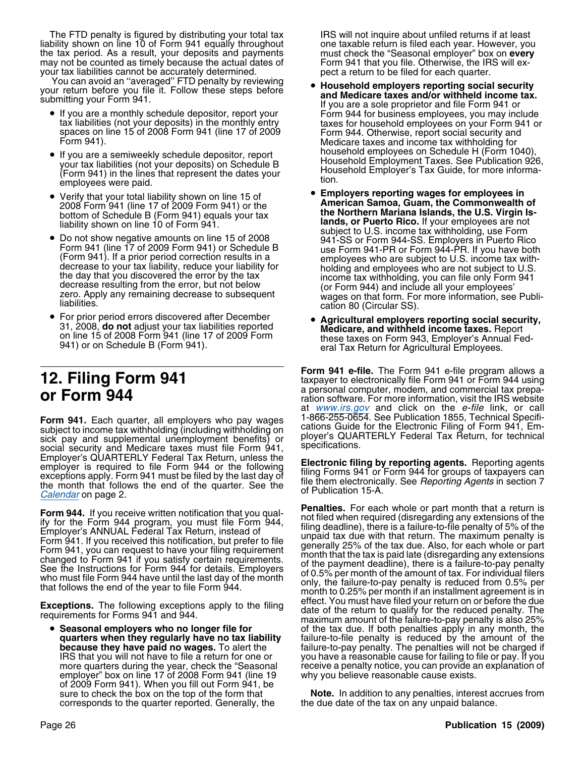The FTD penalty is figured by distributing your total tax liability shown on line 10 of Form 941 equally throughout the tax period. As a result, your deposits and payments may not be counted as timely because the actual dates of your tax liabilities cannot be accurately determined.

You can avoid an "averaged" FTD penalty by reviewing your return before you file it. Follow these steps before submitting your Form 941.

- If you are a monthly schedule depositor, report your tax liabilities (not your deposits) in the monthly entry spaces on line 15 of 2008 Form 941 (line 17 of 2009 Form 941).
- If you are a semiweekly schedule depositor, report your tax liabilities (not your deposits) on Schedule B (Form 941) in the lines that represent the dates your employees were paid.
- Verify that your total liability shown on line 15 of 2008 Form 941 (line 17 of 2009 Form 941) or the bottom of Schedule B (Form 941) equals your tax liability shown on line 10 of Form 941.
- Do not show negative amounts on line 15 of 2008 Form 941 (line 17 of 2009 Form 941) or Schedule B (Form 941). If a prior period correction results in a decrease to your tax liability, reduce your liability for the day that you discovered the error by the tax decrease resulting from the error, but not below zero. Apply any remaining decrease to subsequent liabilities.
- For prior period errors discovered after December 31, 2008, **do not** adjust your tax liabilities reported on line 15 of 2008 Form 941 (line 17 of 2009 Form 941) or on Schedule B (Form 941).

# 12. Filing Form 941 or Form 944

**Form 941.** Each quarter, all employers who pay wages subject to income tax withholding (including withholding on sick pay and supplemental unemployment benefits) or social security and Medicare taxes must file Form 941, Employer's QUARTERLY Federal Tax Return, unless the employer is required to file Form 944 or the following exceptions apply. Form 941 must be filed by the last day of the month that follows the end of the quarter. See the *Calendar* on page 2.

**Form 944.** If you receive written notification that you qualify for the Form 944 program, you must file Form 944, Employer's ANNUAL Federal Tax Return, instead of Form 941. If you received this notification, but prefer to file Form 941, you can request to have your filing requirement changed to Form 941 if you satisfy certain requirements. See the Instructions for Form 944 for details. Employers who must file Form 944 have until the last day of the month that follows the end of the year to file Form 944.

**Exceptions.** The following exceptions apply to the filing requirements for Forms 941 and 944.

- **Seasonal employers who no longer file for quarters when they regularly have no tax liability because they have paid no wages.** To alert the IRS that you will not have to file a return for one or more quarters during the year, check the "Seasonal employer" box on line 17 of 2008 Form 941 (line 19 of 2009 Form 941). When you fill out Form 941, be sure to check the box on the top of the form that corresponds to the quarter reported. Generally, the IRS will not inquire about unfiled returns if at least one taxable return is filed each year. However, you must check the "Seasonal employer" box on **every** Form 941 that you file. Otherwise, the IRS will expect a return to be filed for each quarter.
- **Household employers reporting social security and Medicare taxes and/or withheld income tax.** If you are a sole proprietor and file Form 941 or Form 944 for business employees, you may include taxes for household employees on your Form 941 or Form 944. Otherwise, report social security and Medicare taxes and income tax withholding for household employees on Schedule H (Form 1040), Household Employment Taxes. See Publication 926, Household Employer's Tax Guide, for more information.
- **Employers reporting wages for employees in American Samoa, Guam, the Commonwealth of the Northern Mariana Islands, the U.S. Virgin Islands, or Puerto Rico.** If your employees are not subject to U.S. income tax withholding, use Form 941-SS or Form 944-SS. Employers in Puerto Rico use Form 941-PR or Form 944-PR. If you have both employees who are subject to U.S. income tax withholding and employees who are not subject to U.S. income tax withholding, you can file only Form 941 (or Form 944) and include all your employees' wages on that form. For more information, see Publication 80 (Circular SS).
- **Agricultural employers reporting social security, Medicare, and withheld income taxes.** Report these taxes on Form 943, Employer's Annual Federal Tax Return for Agricultural Employees.

**Form 941 e-file.** The Form 941 e-file program allows a taxpayer to electronically file Form 941 or Form 944 using a personal computer, modem, and commercial tax preparation software. For more information, visit the IRS website at *www.irs.gov* and click on the *e-file* link, or call 1-866-255-0654. See Publication 1855, Technical Specifications Guide for the Electronic Filing of Form 941, Employer's QUARTERLY Federal Tax Return, for technical specifications.

**Electronic filing by reporting agents.** Reporting agents filing Forms 941 or Form 944 for groups of taxpayers can file them electronically. See *Reporting Agents* in section 7 of Publication 15-A.

**Penalties.** For each whole or part month that a return is not filed when required (disregarding any extensions of the filing deadline), there is a failure-to-file penalty of 5% of the unpaid tax due with that return. The maximum penalty is generally 25% of the tax due. Also, for each whole or part month that the tax is paid late (disregarding any extensions of the payment deadline), there is a failure-to-pay penalty of 0.5% per month of the amount of tax. For individual filers only, the failure-to-pay penalty is reduced from 0.5% per month to 0.25% per month if an installment agreement is in effect. You must have filed your return on or before the due date of the return to qualify for the reduced penalty. The maximum amount of the failure-to-pay penalty is also 25% of the tax due. If both penalties apply in any month, the failure-to-file penalty is reduced by the amount of the failure-to-pay penalty. The penalties will not be charged if you have a reasonable cause for failing to file or pay. If you receive a penalty notice, you can provide an explanation of why you believe reasonable cause exists.

**Note.** In addition to any penalties, interest accrues from the due date of the tax on any unpaid balance.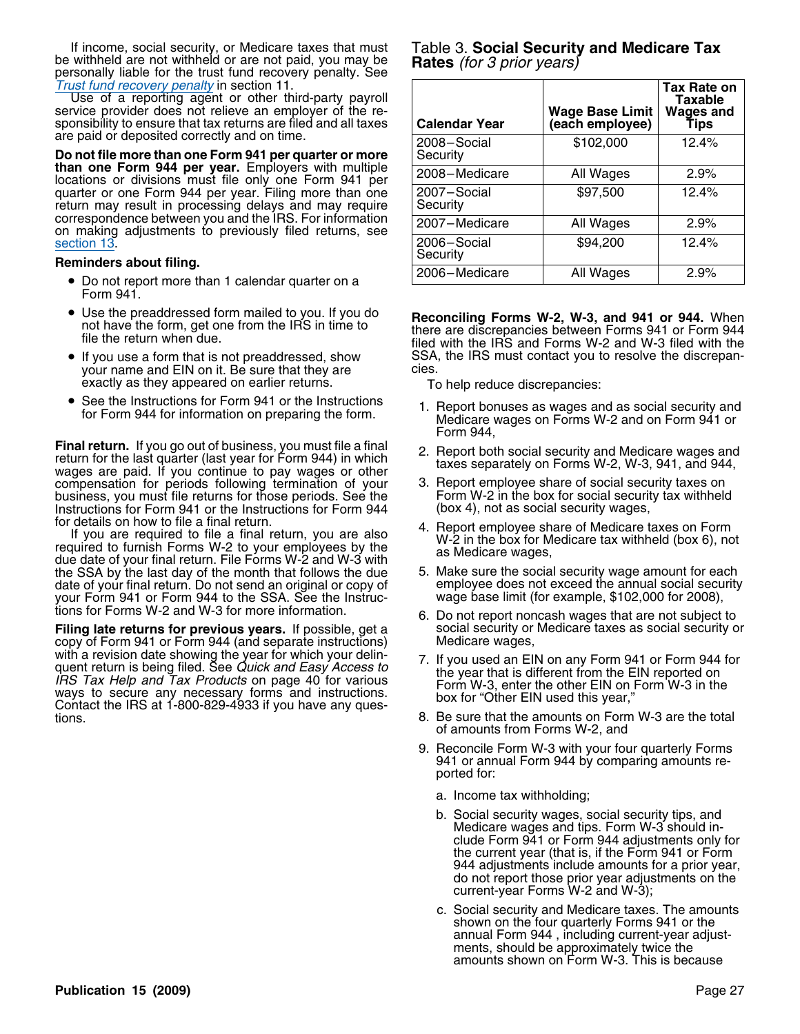If income, social security, or Medicare taxes that must be withheld are not withheld or are not paid, you may be personally liable for the trust fund recovery penalty. See *Trust fund recovery penalty* in section 11.

Use of a reporting agent or other third-party payroll service provider does not relieve an employer of the responsibility to ensure that tax returns are filed and all taxes are paid or deposited correctly and on time.

**Do not file more than one Form 941 per quarter or more than one Form 944 per year.** Employers with multiple locations or divisions must file only one Form 941 per quarter or one Form 944 per year. Filing more than one return may result in processing delays and may require correspondence between you and the IRS. For information on making adjustments to previously filed returns, see section 13.

**Reminders about filing.**

- Do not report more than 1 calendar quarter on a Form 941.
- Use the preaddressed form mailed to you. If you do not have the form, get one from the IRS in time to file the return when due.
- If you use a form that is not preaddressed, show your name and EIN on it. Be sure that they are exactly as they appeared on earlier returns.
- See the Instructions for Form 941 or the Instructions for Form 944 for information on preparing the form.

**Final return.** If you go out of business, you must file a final return for the last quarter (last year for Form 944) in which wages are paid. If you continue to pay wages or other compensation for periods following termination of your business, you must file returns for those periods. See the Instructions for Form 941 or the Instructions for Form 944 for details on how to file a final return.

If you are required to file a final return, you are also required to furnish Forms W-2 to your employees by the due date of your final return. File Forms W-2 and W-3 with the SSA by the last day of the month that follows the due date of your final return. Do not send an original or copy of your Form 941 or Form 944 to the SSA. See the Instructions for Forms W-2 and W-3 for more information.

**Filing late returns for previous years.** If possible, get a copy of Form 941 or Form 944 (and separate instructions) with a revision date showing the year for which your delinquent return is being filed. See *Quick and Easy Access to IRS Tax Help and Tax Products* on page 40 for various ways to secure any necessary forms and instructions. Contact the IRS at 1-800-829-4933 if you have any questions.

Table 3. **Social Security and Medicare Tax Rates** *(for 3 prior years)*

| Calendar Year | Wage Base Limit (each employee) | Tax Rate on Taxable Wages and Tips |
|---|---|---|
| 2008–Social Security | $102,000 | 12.4% |
| 2008–Medicare | All Wages | 2.9% |
| 2007–Social Security | $97,500 | 12.4% |
| 2007–Medicare | All Wages | 2.9% |
| 2006–Social Security | $94,200 | 12.4% |
| 2006–Medicare | All Wages | 2.9% |

**Reconciling Forms W-2, W-3, and 941 or 944.** When there are discrepancies between Forms 941 or Form 944 filed with the IRS and Forms W-2 and W-3 filed with the SSA, the IRS must contact you to resolve the discrepancies.

To help reduce discrepancies:

1. Report bonuses as wages and as social security and Medicare wages on Forms W-2 and on Form 941 or Form 944,
2. Report both social security and Medicare wages and taxes separately on Forms W-2, W-3, 941, and 944,
3. Report employee share of social security taxes on Form W-2 in the box for social security tax withheld (box 4), not as social security wages,
4. Report employee share of Medicare taxes on Form W-2 in the box for Medicare tax withheld (box 6), not as Medicare wages,
5. Make sure the social security wage amount for each employee does not exceed the annual social security wage base limit (for example, $102,000 for 2008),
6. Do not report noncash wages that are not subject to social security or Medicare taxes as social security or Medicare wages,
7. If you used an EIN on any Form 941 or Form 944 for the year that is different from the EIN reported on Form W-3, enter the other EIN on Form W-3 in the box for "Other EIN used this year,"
8. Be sure that the amounts on Form W-3 are the total of amounts from Forms W-2, and
9. Reconcile Form W-3 with your four quarterly Forms 941 or annual Form 944 by comparing amounts reported for:
   a. Income tax withholding;
   b. Social security wages, social security tips, and Medicare wages and tips. Form W-3 should include Form 941 or Form 944 adjustments only for the current year (that is, if the Form 941 or Form 944 adjustments include amounts for a prior year, do not report those prior year adjustments on the current-year Forms W-2 and W-3);
   c. Social security and Medicare taxes. The amounts shown on the four quarterly Forms 941 or the annual Form 944 , including current-year adjustments, should be approximately twice the amounts shown on Form W-3. This is because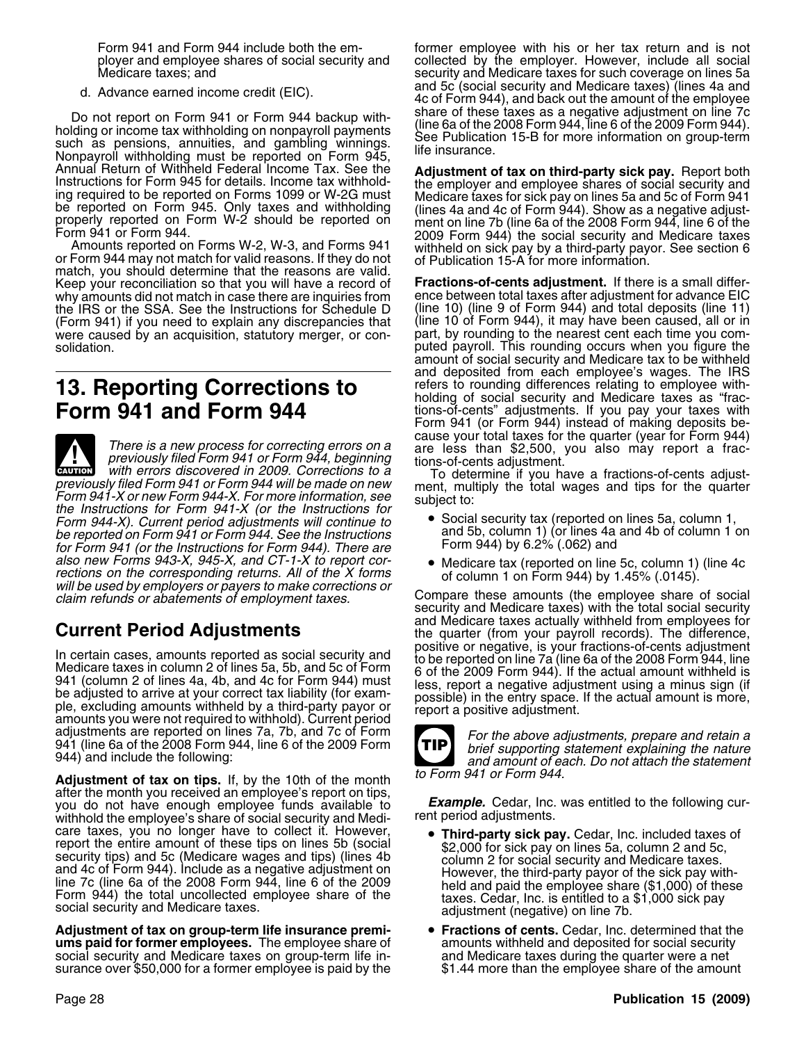Form 941 and Form 944 include both the employer and employee shares of social security and Medicare taxes; and

d. Advance earned income credit (EIC).

Do not report on Form 941 or Form 944 backup withholding or income tax withholding on nonpayroll payments such as pensions, annuities, and gambling winnings. Nonpayroll withholding must be reported on Form 945, Annual Return of Withheld Federal Income Tax. See the Instructions for Form 945 for details. Income tax withholding required to be reported on Forms 1099 or W-2G must be reported on Form 945. Only taxes and withholding properly reported on Form W-2 should be reported on Form 941 or Form 944.

Amounts reported on Forms W-2, W-3, and Forms 941 or Form 944 may not match for valid reasons. If they do not match, you should determine that the reasons are valid. Keep your reconciliation so that you will have a record of why amounts did not match in case there are inquiries from the IRS or the SSA. See the Instructions for Schedule D (Form 941) if you need to explain any discrepancies that were caused by an acquisition, statutory merger, or consolidation.

# 13. Reporting Corrections to Form 941 and Form 944

**CAUTION** *There is a new process for correcting errors on a previously filed Form 941 or Form 944, beginning with errors discovered in 2009. Corrections to a previously filed Form 941 or Form 944 will be made on new Form 941-X or new Form 944-X. For more information, see the Instructions for Form 941-X (or the Instructions for Form 944-X). Current period adjustments will continue to be reported on Form 941 or Form 944. See the Instructions for Form 941 (or the Instructions for Form 944). There are also new Forms 943-X, 945-X, and CT-1-X to report corrections on the corresponding returns. All of the X forms will be used by employers or payers to make corrections or claim refunds or abatements of employment taxes.*

## Current Period Adjustments

In certain cases, amounts reported as social security and Medicare taxes in column 2 of lines 5a, 5b, and 5c of Form 941 (column 2 of lines 4a, 4b, and 4c for Form 944) must be adjusted to arrive at your correct tax liability (for example, excluding amounts withheld by a third-party payor or amounts you were not required to withhold). Current period adjustments are reported on lines 7a, 7b, and 7c of Form 941 (line 6a of the 2008 Form 944, line 6 of the 2009 Form 944) and include the following:

**Adjustment of tax on tips.** If, by the 10th of the month after the month you received an employee's report on tips, you do not have enough employee funds available to withhold the employee's share of social security and Medicare taxes, you no longer have to collect it. However, report the entire amount of these tips on lines 5b (social security tips) and 5c (Medicare wages and tips) (lines 4b and 4c of Form 944). Include as a negative adjustment on line 7c (line 6a of the 2008 Form 944, line 6 of the 2009 Form 944) the total uncollected employee share of the social security and Medicare taxes.

**Adjustment of tax on group-term life insurance premiums paid for former employees.** The employee share of social security and Medicare taxes on group-term life insurance over $50,000 for a former employee is paid by the former employee with his or her tax return and is not collected by the employer. However, include all social security and Medicare taxes for such coverage on lines 5a and 5c (social security and Medicare taxes) (lines 4a and 4c of Form 944), and back out the amount of the employee share of these taxes as a negative adjustment on line 7c (line 6a of the 2008 Form 944, line 6 of the 2009 Form 944). See Publication 15-B for more information on group-term life insurance.

**Adjustment of tax on third-party sick pay.** Report both the employer and employee shares of social security and Medicare taxes for sick pay on lines 5a and 5c of Form 941 (lines 4a and 4c of Form 944). Show as a negative adjustment on line 7b (line 6a of the 2008 Form 944, line 6 of the 2009 Form 944) the social security and Medicare taxes withheld on sick pay by a third-party payor. See section 6 of Publication 15-A for more information.

**Fractions-of-cents adjustment.** If there is a small difference between total taxes after adjustment for advance EIC (line 10) (line 9 of Form 944) and total deposits (line 11) (line 10 of Form 944), it may have been caused, all or in part, by rounding to the nearest cent each time you computed payroll. This rounding occurs when you figure the amount of social security and Medicare tax to be withheld and deposited from each employee's wages. The IRS refers to rounding differences relating to employee withholding of social security and Medicare taxes as "fractions-of-cents" adjustments. If you pay your taxes with Form 941 (or Form 944) instead of making deposits because your total taxes for the quarter (year for Form 944) are less than $2,500, you also may report a fractions-of-cents adjustment.

To determine if you have a fractions-of-cents adjustment, multiply the total wages and tips for the quarter subject to:

- Social security tax (reported on lines 5a, column 1, and 5b, column 1) (or lines 4a and 4b of column 1 on Form 944) by 6.2% (.062) and
- Medicare tax (reported on line 5c, column 1) (line 4c of column 1 on Form 944) by 1.45% (.0145).

Compare these amounts (the employee share of social security and Medicare taxes) with the total social security and Medicare taxes actually withheld from employees for the quarter (from your payroll records). The difference, positive or negative, is your fractions-of-cents adjustment to be reported on line 7a (line 6a of the 2008 Form 944, line 6 of the 2009 Form 944). If the actual amount withheld is less, report a negative adjustment using a minus sign (if possible) in the entry space. If the actual amount is more, report a positive adjustment.

**TIP** *For the above adjustments, prepare and retain a brief supporting statement explaining the nature and amount of each. Do not attach the statement to Form 941 or Form 944.*

***Example.*** Cedar, Inc. was entitled to the following current period adjustments.

- **Third-party sick pay.** Cedar, Inc. included taxes of $2,000 for sick pay on lines 5a, column 2 and 5c, column 2 for social security and Medicare taxes. However, the third-party payor of the sick pay withheld and paid the employee share ($1,000) of these taxes. Cedar, Inc. is entitled to a $1,000 sick pay adjustment (negative) on line 7b.
- **Fractions of cents.** Cedar, Inc. determined that the amounts withheld and deposited for social security and Medicare taxes during the quarter were a net $1.44 more than the employee share of the amount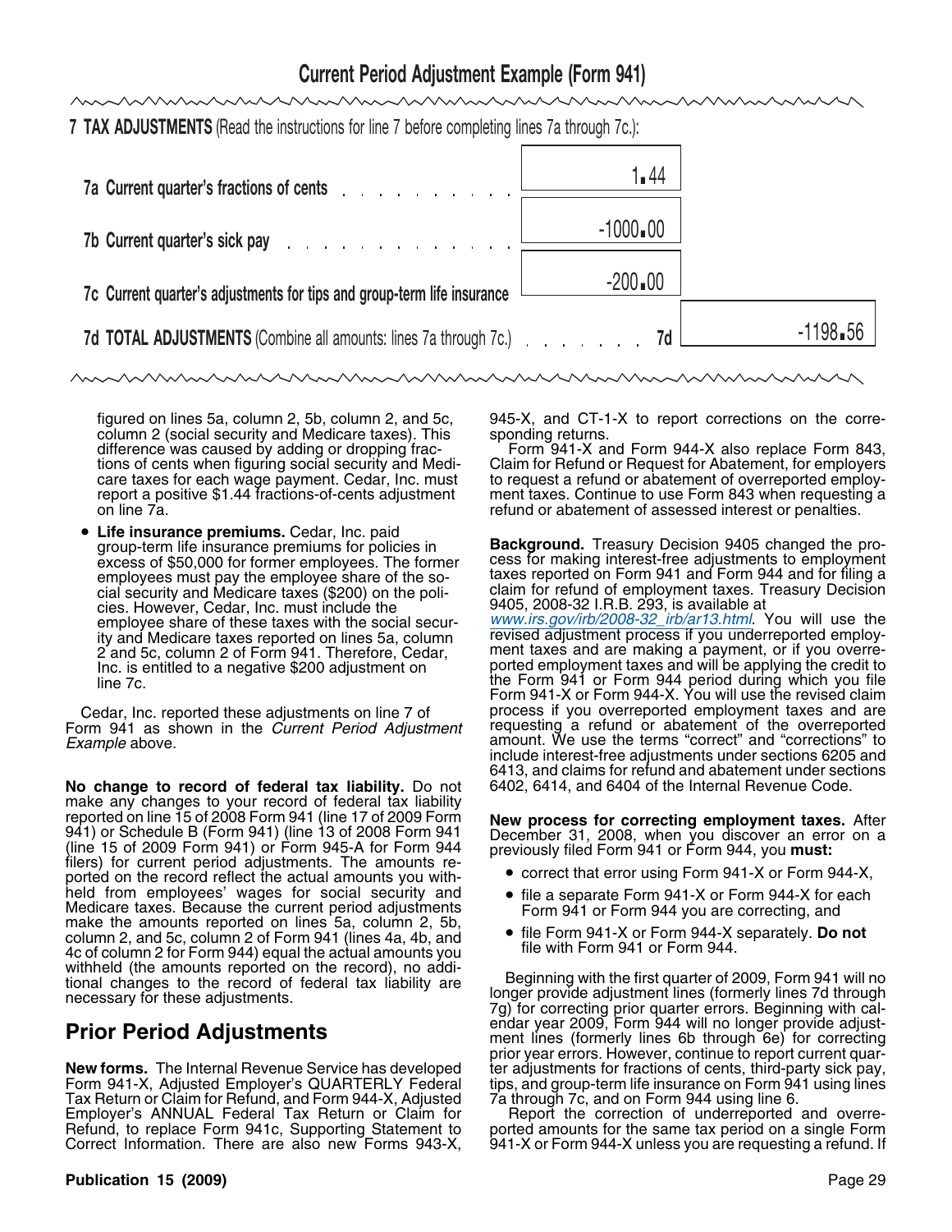## Current Period Adjustment Example (Form 941)

**7 TAX ADJUSTMENTS** (Read the instructions for line 7 before completing lines 7a through 7c.):

| | | |
|---|---|---|
| **7a Current quarter's fractions of cents** | 1.44 | |
| **7b Current quarter's sick pay** | -1000.00 | |
| **7c Current quarter's adjustments for tips and group-term life insurance** | -200.00 | |
| **7d TOTAL ADJUSTMENTS** (Combine all amounts: lines 7a through 7c.) **7d** | | -1198.56 |

figured on lines 5a, column 2, 5b, column 2, and 5c, column 2 (social security and Medicare taxes). This difference was caused by adding or dropping fractions of cents when figuring social security and Medicare taxes for each wage payment. Cedar, Inc. must report a positive $1.44 fractions-of-cents adjustment on line 7a.

- **Life insurance premiums.** Cedar, Inc. paid group-term life insurance premiums for policies in excess of $50,000 for former employees. The former employees must pay the employee share of the social security and Medicare taxes ($200) on the policies. However, Cedar, Inc. must include the employee share of these taxes with the social security and Medicare taxes reported on lines 5a, column 2 and 5c, column 2 of Form 941. Therefore, Cedar, Inc. is entitled to a negative $200 adjustment on line 7c.

Cedar, Inc. reported these adjustments on line 7 of Form 941 as shown in the *Current Period Adjustment Example* above.

**No change to record of federal tax liability.** Do not make any changes to your record of federal tax liability reported on line 15 of 2008 Form 941 (line 17 of 2009 Form 941) or Schedule B (Form 941) (line 13 of 2008 Form 941 (line 15 of 2009 Form 941) or Form 945-A for Form 944 filers) for current period adjustments. The amounts reported on the record reflect the actual amounts you withheld from employees' wages for social security and Medicare taxes. Because the current period adjustments make the amounts reported on lines 5a, column 2, 5b, column 2, and 5c, column 2 of Form 941 (lines 4a, 4b, and 4c of column 2 for Form 944) equal the actual amounts you withheld (the amounts reported on the record), no additional changes to the record of federal tax liability are necessary for these adjustments.

## Prior Period Adjustments

**New forms.** The Internal Revenue Service has developed Form 941-X, Adjusted Employer's QUARTERLY Federal Tax Return or Claim for Refund, and Form 944-X, Adjusted Employer's ANNUAL Federal Tax Return or Claim for Refund, to replace Form 941c, Supporting Statement to Correct Information. There are also new Forms 943-X, 945-X, and CT-1-X to report corrections on the corresponding returns.

Form 941-X and Form 944-X also replace Form 843, Claim for Refund or Request for Abatement, for employers to request a refund or abatement of overreported employment taxes. Continue to use Form 843 when requesting a refund or abatement of assessed interest or penalties.

**Background.** Treasury Decision 9405 changed the process for making interest-free adjustments to employment taxes reported on Form 941 and Form 944 and for filing a claim for refund of employment taxes. Treasury Decision 9405, 2008-32 I.R.B. 293, is available at *www.irs.gov/irb/2008-32_irb/ar13.html*. You will use the revised adjustment process if you underreported employment taxes and are making a payment, or if you overreported employment taxes and will be applying the credit to the Form 941 or Form 944 period during which you file Form 941-X or Form 944-X. You will use the revised claim process if you overreported employment taxes and are requesting a refund or abatement of the overreported amount. We use the terms "correct" and "corrections" to include interest-free adjustments under sections 6205 and 6413, and claims for refund and abatement under sections 6402, 6414, and 6404 of the Internal Revenue Code.

**New process for correcting employment taxes.** After December 31, 2008, when you discover an error on a previously filed Form 941 or Form 944, you **must:**

- correct that error using Form 941-X or Form 944-X,
- file a separate Form 941-X or Form 944-X for each Form 941 or Form 944 you are correcting, and
- file Form 941-X or Form 944-X separately. **Do not** file with Form 941 or Form 944.

Beginning with the first quarter of 2009, Form 941 will no longer provide adjustment lines (formerly lines 7d through 7g) for correcting prior quarter errors. Beginning with calendar year 2009, Form 944 will no longer provide adjustment lines (formerly lines 6b through 6e) for correcting prior year errors. However, continue to report current quarter adjustments for fractions of cents, third-party sick pay, tips, and group-term life insurance on Form 941 using lines 7a through 7c, and on Form 944 using line 6.

Report the correction of underreported and overreported amounts for the same tax period on a single Form 941-X or Form 944-X unless you are requesting a refund. If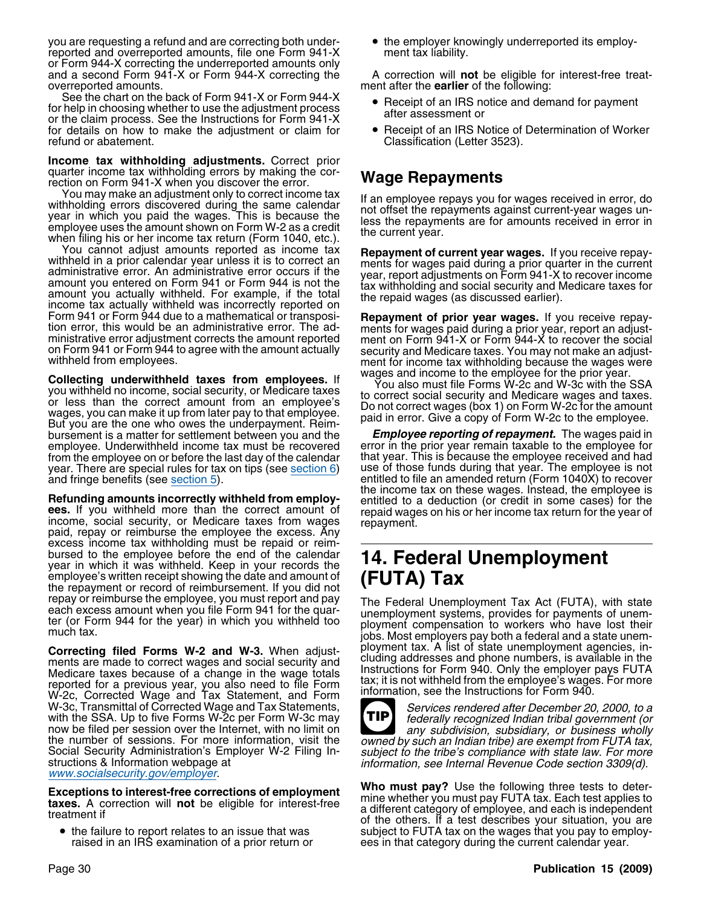you are requesting a refund and are correcting both underreported and overreported amounts, file one Form 941-X or Form 944-X correcting the underreported amounts only and a second Form 941-X or Form 944-X correcting the overreported amounts.

See the chart on the back of Form 941-X or Form 944-X for help in choosing whether to use the adjustment process or the claim process. See the Instructions for Form 941-X for details on how to make the adjustment or claim for refund or abatement.

**Income tax withholding adjustments.** Correct prior quarter income tax withholding errors by making the correction on Form 941-X when you discover the error.

You may make an adjustment only to correct income tax withholding errors discovered during the same calendar year in which you paid the wages. This is because the employee uses the amount shown on Form W-2 as a credit when filing his or her income tax return (Form 1040, etc.).

You cannot adjust amounts reported as income tax withheld in a prior calendar year unless it is to correct an administrative error. An administrative error occurs if the amount you entered on Form 941 or Form 944 is not the amount you actually withheld. For example, if the total income tax actually withheld was incorrectly reported on Form 941 or Form 944 due to a mathematical or transposition error, this would be an administrative error. The administrative error adjustment corrects the amount reported on Form 941 or Form 944 to agree with the amount actually withheld from employees.

**Collecting underwithheld taxes from employees.** If you withheld no income, social security, or Medicare taxes or less than the correct amount from an employee's wages, you can make it up from later pay to that employee. But you are the one who owes the underpayment. Reimbursement is a matter for settlement between you and the employee. Underwithheld income tax must be recovered from the employee on or before the last day of the calendar year. There are special rules for tax on tips (see section 6) and fringe benefits (see section 5).

**Refunding amounts incorrectly withheld from employees.** If you withheld more than the correct amount of income, social security, or Medicare taxes from wages paid, repay or reimburse the employee the excess. Any excess income tax withholding must be repaid or reimbursed to the employee before the end of the calendar year in which it was withheld. Keep in your records the employee's written receipt showing the date and amount of the repayment or record of reimbursement. If you did not repay or reimburse the employee, you must report and pay each excess amount when you file Form 941 for the quarter (or Form 944 for the year) in which you withheld too much tax.

**Correcting filed Forms W-2 and W-3.** When adjustments are made to correct wages and social security and Medicare taxes because of a change in the wage totals reported for a previous year, you also need to file Form W-2c, Corrected Wage and Tax Statement, and Form W-3c, Transmittal of Corrected Wage and Tax Statements, with the SSA. Up to five Forms W-2c per Form W-3c may now be filed per session over the Internet, with no limit on the number of sessions. For more information, visit the Social Security Administration's Employer W-2 Filing Instructions & Information webpage at www.socialsecurity.gov/employer.

**Exceptions to interest-free corrections of employment taxes.** A correction will **not** be eligible for interest-free treatment if

- the failure to report relates to an issue that was raised in an IRS examination of a prior return or
- the employer knowingly underreported its employment tax liability.

A correction will **not** be eligible for interest-free treatment after the **earlier** of the following:

- Receipt of an IRS notice and demand for payment after assessment or
- Receipt of an IRS Notice of Determination of Worker Classification (Letter 3523).

## Wage Repayments

If an employee repays you for wages received in error, do not offset the repayments against current-year wages unless the repayments are for amounts received in error in the current year.

**Repayment of current year wages.** If you receive repayments for wages paid during a prior quarter in the current year, report adjustments on Form 941-X to recover income tax withholding and social security and Medicare taxes for the repaid wages (as discussed earlier).

**Repayment of prior year wages.** If you receive repayments for wages paid during a prior year, report an adjustment on Form 941-X or Form 944-X to recover the social security and Medicare taxes. You may not make an adjustment for income tax withholding because the wages were wages and income to the employee for the prior year.

You also must file Forms W-2c and W-3c with the SSA to correct social security and Medicare wages and taxes. Do not correct wages (box 1) on Form W-2c for the amount paid in error. Give a copy of Form W-2c to the employee.

***Employee reporting of repayment.*** The wages paid in error in the prior year remain taxable to the employee for that year. This is because the employee received and had use of those funds during that year. The employee is not entitled to file an amended return (Form 1040X) to recover the income tax on these wages. Instead, the employee is entitled to a deduction (or credit in some cases) for the repaid wages on his or her income tax return for the year of repayment.

# 14. Federal Unemployment (FUTA) Tax

The Federal Unemployment Tax Act (FUTA), with state unemployment systems, provides for payments of unemployment compensation to workers who have lost their jobs. Most employers pay both a federal and a state unemployment tax. A list of state unemployment agencies, including addresses and phone numbers, is available in the Instructions for Form 940. Only the employer pays FUTA tax; it is not withheld from the employee's wages. For more information, see the Instructions for Form 940.

**TIP** *Services rendered after December 20, 2000, to a federally recognized Indian tribal government (or any subdivision, subsidiary, or business wholly owned by such an Indian tribe) are exempt from FUTA tax, subject to the tribe's compliance with state law. For more information, see Internal Revenue Code section 3309(d).*

**Who must pay?** Use the following three tests to determine whether you must pay FUTA tax. Each test applies to a different category of employee, and each is independent of the others. If a test describes your situation, you are subject to FUTA tax on the wages that you pay to employees in that category during the current calendar year.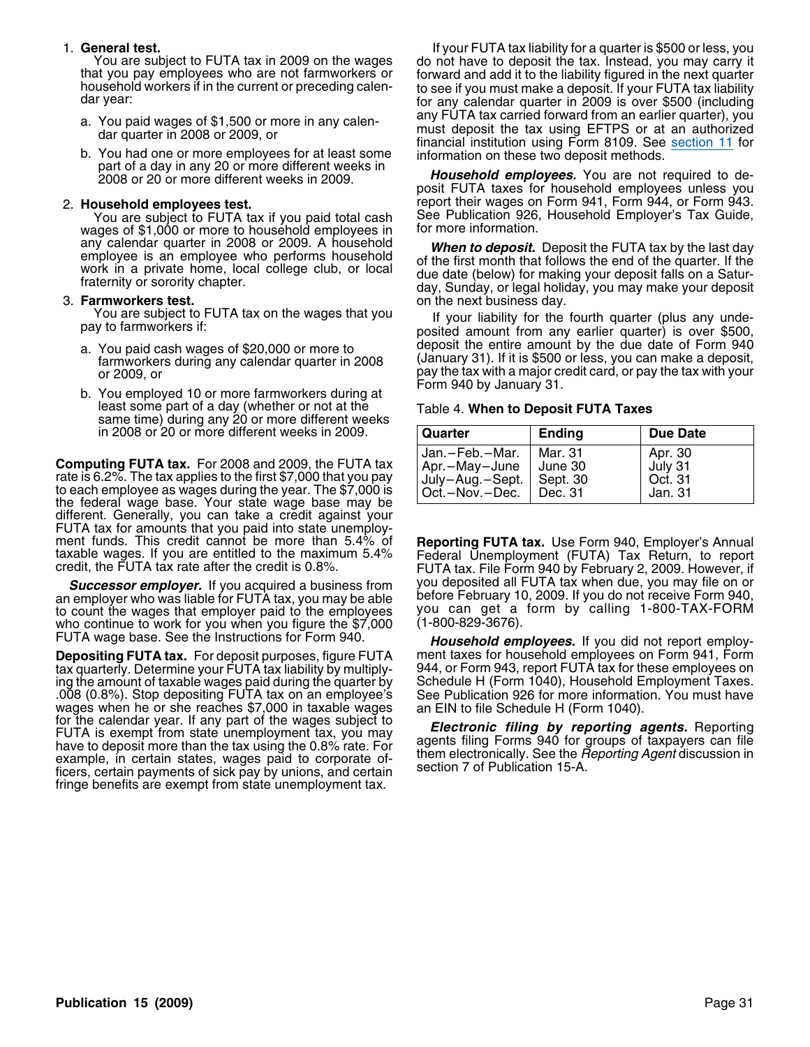1. **General test.**
   You are subject to FUTA tax in 2009 on the wages that you pay employees who are not farmworkers or household workers if in the current or preceding calendar year:
   a. You paid wages of $1,500 or more in any calendar quarter in 2008 or 2009, or
   b. You had one or more employees for at least some part of a day in any 20 or more different weeks in 2008 or 20 or more different weeks in 2009.

2. **Household employees test.**
   You are subject to FUTA tax if you paid total cash wages of $1,000 or more to household employees in any calendar quarter in 2008 or 2009. A household employee is an employee who performs household work in a private home, local college club, or local fraternity or sorority chapter.

3. **Farmworkers test.**
   You are subject to FUTA tax on the wages that you pay to farmworkers if:
   a. You paid cash wages of $20,000 or more to farmworkers during any calendar quarter in 2008 or 2009, or
   b. You employed 10 or more farmworkers during at least some part of a day (whether or not at the same time) during any 20 or more different weeks in 2008 or 20 or more different weeks in 2009.

**Computing FUTA tax.** For 2008 and 2009, the FUTA tax rate is 6.2%. The tax applies to the first $7,000 that you pay to each employee as wages during the year. The $7,000 is the federal wage base. Your state wage base may be different. Generally, you can take a credit against your FUTA tax for amounts that you paid into state unemployment funds. This credit cannot be more than 5.4% of taxable wages. If you are entitled to the maximum 5.4% credit, the FUTA tax rate after the credit is 0.8%.

***Successor employer.*** If you acquired a business from an employer who was liable for FUTA tax, you may be able to count the wages that employer paid to the employees who continue to work for you when you figure the $7,000 FUTA wage base. See the Instructions for Form 940.

**Depositing FUTA tax.** For deposit purposes, figure FUTA tax quarterly. Determine your FUTA tax liability by multiplying the amount of taxable wages paid during the quarter by .008 (0.8%). Stop depositing FUTA tax on an employee's wages when he or she reaches $7,000 in taxable wages for the calendar year. If any part of the wages subject to FUTA is exempt from state unemployment tax, you may have to deposit more than the tax using the 0.8% rate. For example, in certain states, wages paid to corporate officers, certain payments of sick pay by unions, and certain fringe benefits are exempt from state unemployment tax.

If your FUTA tax liability for a quarter is $500 or less, you do not have to deposit the tax. Instead, you may carry it forward and add it to the liability figured in the next quarter to see if you must make a deposit. If your FUTA tax liability for any calendar quarter in 2009 is over $500 (including any FUTA tax carried forward from an earlier quarter), you must deposit the tax using EFTPS or at an authorized financial institution using Form 8109. See section 11 for information on these two deposit methods.

***Household employees.*** You are not required to deposit FUTA taxes for household employees unless you report their wages on Form 941, Form 944, or Form 943. See Publication 926, Household Employer's Tax Guide, for more information.

***When to deposit.*** Deposit the FUTA tax by the last day of the first month that follows the end of the quarter. If the due date (below) for making your deposit falls on a Saturday, Sunday, or legal holiday, you may make your deposit on the next business day.

If your liability for the fourth quarter (plus any undeposited amount from any earlier quarter) is over $500, deposit the entire amount by the due date of Form 940 (January 31). If it is $500 or less, you can make a deposit, pay the tax with a major credit card, or pay the tax with your Form 940 by January 31.

Table 4. **When to Deposit FUTA Taxes**

| Quarter | Ending | Due Date |
|---|---|---|
| Jan.–Feb.–Mar. | Mar. 31 | Apr. 30 |
| Apr.–May–June | June 30 | July 31 |
| July–Aug.–Sept. | Sept. 30 | Oct. 31 |
| Oct.–Nov.–Dec. | Dec. 31 | Jan. 31 |

**Reporting FUTA tax.** Use Form 940, Employer's Annual Federal Unemployment (FUTA) Tax Return, to report FUTA tax. File Form 940 by February 2, 2009. However, if you deposited all FUTA tax when due, you may file on or before February 10, 2009. If you do not receive Form 940, you can get a form by calling 1-800-TAX-FORM (1-800-829-3676).

***Household employees.*** If you did not report employment taxes for household employees on Form 941, Form 944, or Form 943, report FUTA tax for these employees on Schedule H (Form 1040), Household Employment Taxes. See Publication 926 for more information. You must have an EIN to file Schedule H (Form 1040).

***Electronic filing by reporting agents.*** Reporting agents filing Forms 940 for groups of taxpayers can file them electronically. See the *Reporting Agent* discussion in section 7 of Publication 15-A.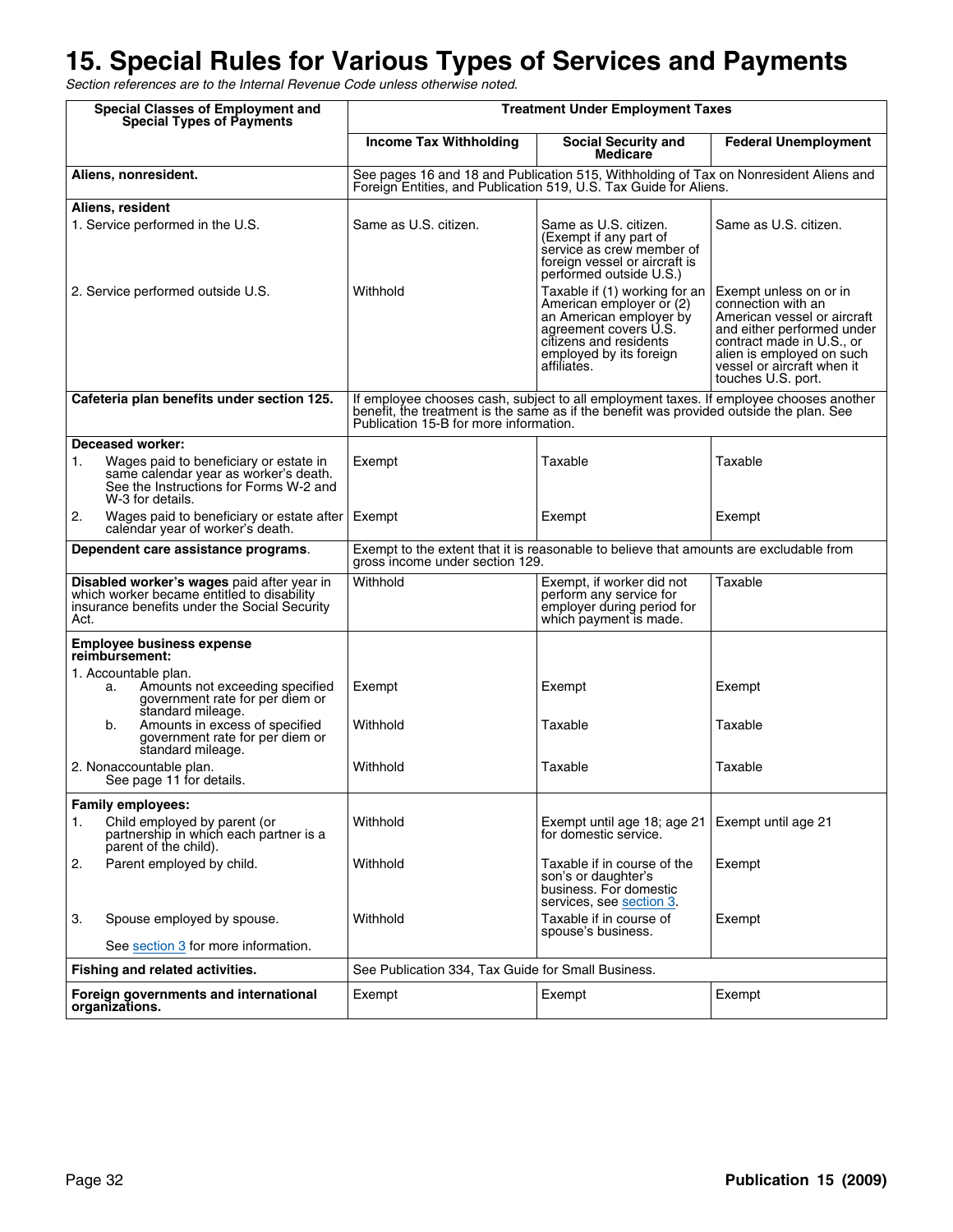# 15. Special Rules for Various Types of Services and Payments

*Section references are to the Internal Revenue Code unless otherwise noted.*

| Special Classes of Employment and Special Types of Payments | Treatment Under Employment Taxes | | |
|---|---|---|---|
| | **Income Tax Withholding** | **Social Security and Medicare** | **Federal Unemployment** |
| **Aliens, nonresident.** | See pages 16 and 18 and Publication 515, Withholding of Tax on Nonresident Aliens and Foreign Entities, and Publication 519, U.S. Tax Guide for Aliens. | | |
| **Aliens, resident** | | | |
| 1. Service performed in the U.S. | Same as U.S. citizen. | Same as U.S. citizen. (Exempt if any part of service as crew member of foreign vessel or aircraft is performed outside U.S.) | Same as U.S. citizen. |
| 2. Service performed outside U.S. | Withhold | Taxable if (1) working for an American employer or (2) an American employer by agreement covers U.S. citizens and residents employed by its foreign affiliates. | Exempt unless on or in connection with an American vessel or aircraft and either performed under contract made in U.S., or alien is employed on such vessel or aircraft when it touches U.S. port. |
| **Cafeteria plan benefits under section 125.** | If employee chooses cash, subject to all employment taxes. If employee chooses another benefit, the treatment is the same as if the benefit was provided outside the plan. See Publication 15-B for more information. | | |
| **Deceased worker:** | | | |
| 1. Wages paid to beneficiary or estate in same calendar year as worker's death. See the Instructions for Forms W-2 and W-3 for details. | Exempt | Taxable | Taxable |
| 2. Wages paid to beneficiary or estate after calendar year of worker's death. | Exempt | Exempt | Exempt |
| **Dependent care assistance programs**. | Exempt to the extent that it is reasonable to believe that amounts are excludable from gross income under section 129. | | |
| **Disabled worker's wages** paid after year in which worker became entitled to disability insurance benefits under the Social Security Act. | Withhold | Exempt, if worker did not perform any service for employer during period for which payment is made. | Taxable |
| **Employee business expense reimbursement:** | | | |
| 1. Accountable plan. | | | |
| a. Amounts not exceeding specified government rate for per diem or standard mileage. | Exempt | Exempt | Exempt |
| b. Amounts in excess of specified government rate for per diem or standard mileage. | Withhold | Taxable | Taxable |
| 2. Nonaccountable plan. See page 11 for details. | Withhold | Taxable | Taxable |
| **Family employees:** | | | |
| 1. Child employed by parent (or partnership in which each partner is a parent of the child). | Withhold | Exempt until age 18; age 21 for domestic service. | Exempt until age 21 |
| 2. Parent employed by child. | Withhold | Taxable if in course of the son's or daughter's business. For domestic services, see section 3. | Exempt |
| 3. Spouse employed by spouse. See section 3 for more information. | Withhold | Taxable if in course of spouse's business. | Exempt |
| **Fishing and related activities.** | See Publication 334, Tax Guide for Small Business. | | |
| **Foreign governments and international organizations.** | Exempt | Exempt | Exempt |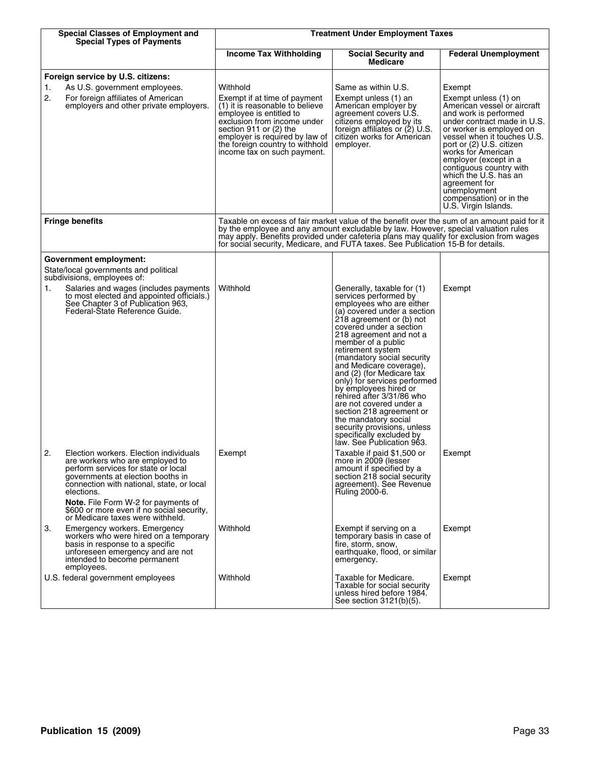| Special Classes of Employment and Special Types of Payments | Treatment Under Employment Taxes | | |
|---|---|---|---|
| | **Income Tax Withholding** | **Social Security and Medicare** | **Federal Unemployment** |
| **Foreign service by U.S. citizens:** | | | |
| 1. As U.S. government employees. | Withhold | Same as within U.S. | Exempt |
| 2. For foreign affiliates of American employers and other private employers. | Exempt if at time of payment (1) it is reasonable to believe employee is entitled to exclusion from income under section 911 or (2) the employer is required by law of the foreign country to withhold income tax on such payment. | Exempt unless (1) an American employer by agreement covers U.S. citizens employed by its foreign affiliates or (2) U.S. citizen works for American employer. | Exempt unless (1) on American vessel or aircraft and work is performed under contract made in U.S. or worker is employed on vessel when it touches U.S. port or (2) U.S. citizen works for American employer (except in a contiguous country with which the U.S. has an agreement for unemployment compensation) or in the U.S. Virgin Islands. |
| **Fringe benefits** | Taxable on excess of fair market value of the benefit over the sum of an amount paid for it by the employee and any amount excludable by law. However, special valuation rules may apply. Benefits provided under cafeteria plans may qualify for exclusion from wages for social security, Medicare, and FUTA taxes. See Publication 15-B for details. | | |
| **Government employment:** State/local governments and political subdivisions, employees of: | | | |
| 1. Salaries and wages (includes payments to most elected and appointed officials.) See Chapter 3 of Publication 963, Federal-State Reference Guide. | Withhold | Generally, taxable for (1) services performed by employees who are either (a) covered under a section 218 agreement or (b) not covered under a section 218 agreement and not a member of a public retirement system (mandatory social security and Medicare coverage), and (2) (for Medicare tax only) for services performed by employees hired or rehired after 3/31/86 who are not covered under a section 218 agreement or the mandatory social security provisions, unless specifically excluded by law. See Publication 963. | Exempt |
| 2. Election workers. Election individuals are workers who are employed to perform services for state or local governments at election booths in connection with national, state, or local elections. **Note.** File Form W-2 for payments of $600 or more even if no social security, or Medicare taxes were withheld. | Exempt | Taxable if paid $1,500 or more in 2009 (lesser amount if specified by a section 218 social security agreement). See Revenue Ruling 2000-6. | Exempt |
| 3. Emergency workers. Emergency workers who were hired on a temporary basis in response to a specific unforeseen emergency and are not intended to become permanent employees. | Withhold | Exempt if serving on a temporary basis in case of fire, storm, snow, earthquake, flood, or similar emergency. | Exempt |
| U.S. federal government employees | Withhold | Taxable for Medicare. Taxable for social security unless hired before 1984. See section 3121(b)(5). | Exempt |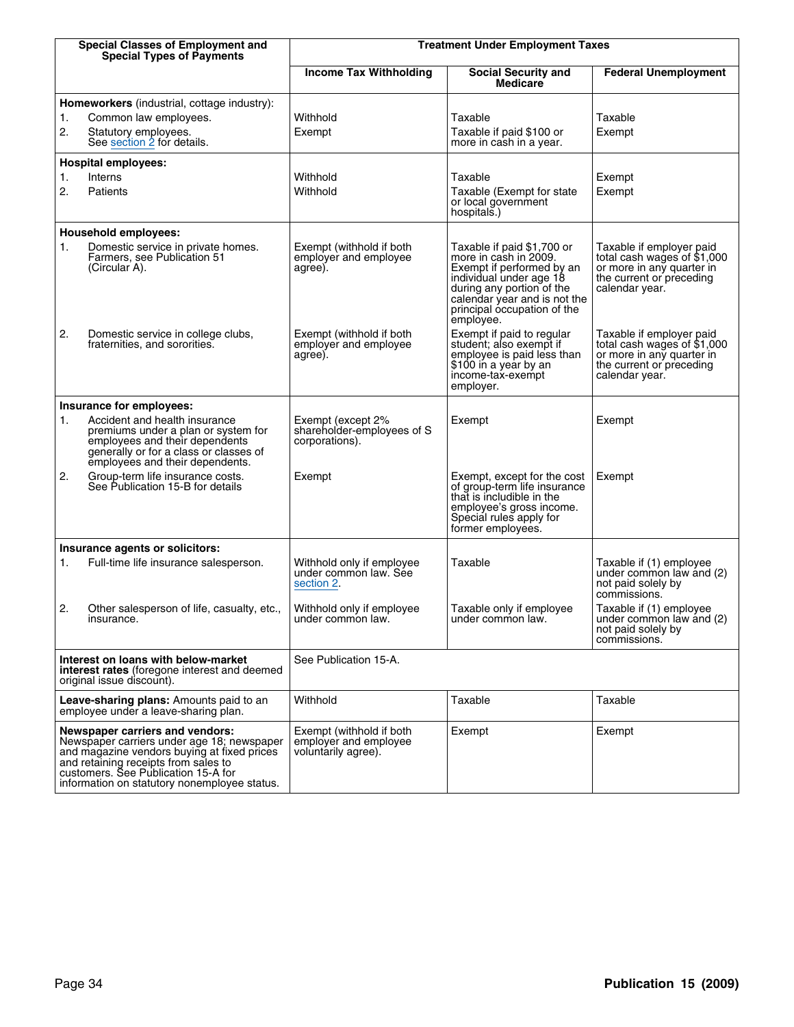| Special Classes of Employment and Special Types of Payments | Treatment Under Employment Taxes | | |
|---|---|---|---|
| | **Income Tax Withholding** | **Social Security and Medicare** | **Federal Unemployment** |
| **Homeworkers** (industrial, cottage industry): | | | |
| 1. Common law employees. | Withhold | Taxable | Taxable |
| 2. Statutory employees. See section 2 for details. | Exempt | Taxable if paid $100 or more in cash in a year. | Exempt |
| **Hospital employees:** | | | |
| 1. Interns | Withhold | Taxable | Exempt |
| 2. Patients | Withhold | Taxable (Exempt for state or local government hospitals.) | Exempt |
| **Household employees:** | | | |
| 1. Domestic service in private homes. Farmers, see Publication 51 (Circular A). | Exempt (withhold if both employer and employee agree). | Taxable if paid $1,700 or more in cash in 2009. Exempt if performed by an individual under age 18 during any portion of the calendar year and is not the principal occupation of the employee. | Taxable if employer paid total cash wages of $1,000 or more in any quarter in the current or preceding calendar year. |
| 2. Domestic service in college clubs, fraternities, and sororities. | Exempt (withhold if both employer and employee agree). | Exempt if paid to regular student; also exempt if employee is paid less than $100 in a year by an income-tax-exempt employer. | Taxable if employer paid total cash wages of $1,000 or more in any quarter in the current or preceding calendar year. |
| **Insurance for employees:** | | | |
| 1. Accident and health insurance premiums under a plan or system for employees and their dependents generally or for a class or classes of employees and their dependents. | Exempt (except 2% shareholder-employees of S corporations). | Exempt | Exempt |
| 2. Group-term life insurance costs. See Publication 15-B for details | Exempt | Exempt, except for the cost of group-term life insurance that is includible in the employee's gross income. Special rules apply for former employees. | Exempt |
| **Insurance agents or solicitors:** | | | |
| 1. Full-time life insurance salesperson. | Withhold only if employee under common law. See section 2. | Taxable | Taxable if (1) employee under common law and (2) not paid solely by commissions. |
| 2. Other salesperson of life, casualty, etc., insurance. | Withhold only if employee under common law. | Taxable only if employee under common law. | Taxable if (1) employee under common law and (2) not paid solely by commissions. |
| **Interest on loans with below-market interest rates** (foregone interest and deemed original issue discount). | See Publication 15-A. | | |
| **Leave-sharing plans:** Amounts paid to an employee under a leave-sharing plan. | Withhold | Taxable | Taxable |
| **Newspaper carriers and vendors:** Newspaper carriers under age 18; newspaper and magazine vendors buying at fixed prices and retaining receipts from sales to customers. See Publication 15-A for information on statutory nonemployee status. | Exempt (withhold if both employer and employee voluntarily agree). | Exempt | Exempt |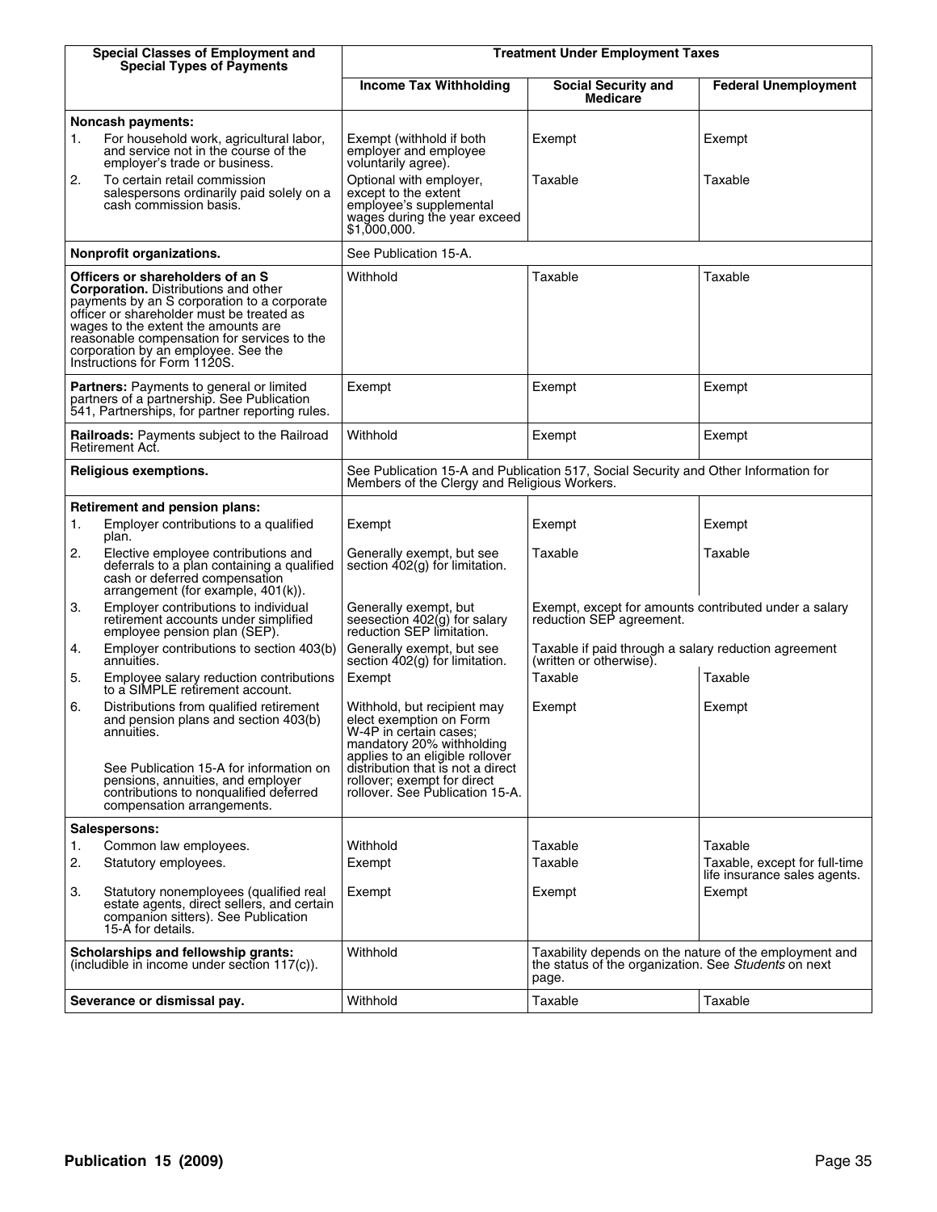| Special Classes of Employment and Special Types of Payments | Treatment Under Employment Taxes | | |
|---|---|---|---|
| | **Income Tax Withholding** | **Social Security and Medicare** | **Federal Unemployment** |
| **Noncash payments:** | | | |
| 1. For household work, agricultural labor, and service not in the course of the employer's trade or business. | Exempt (withhold if both employer and employee voluntarily agree). | Exempt | Exempt |
| 2. To certain retail commission salespersons ordinarily paid solely on a cash commission basis. | Optional with employer, except to the extent employee's supplemental wages during the year exceed $1,000,000. | Taxable | Taxable |
| **Nonprofit organizations.** | See Publication 15-A. | | |
| **Officers or shareholders of an S Corporation.** Distributions and other payments by an S corporation to a corporate officer or shareholder must be treated as wages to the extent the amounts are reasonable compensation for services to the corporation by an employee. See the Instructions for Form 1120S. | Withhold | Taxable | Taxable |
| **Partners:** Payments to general or limited partners of a partnership. See Publication 541, Partnerships, for partner reporting rules. | Exempt | Exempt | Exempt |
| **Railroads:** Payments subject to the Railroad Retirement Act. | Withhold | Exempt | Exempt |
| **Religious exemptions.** | See Publication 15-A and Publication 517, Social Security and Other Information for Members of the Clergy and Religious Workers. | | |
| **Retirement and pension plans:** | | | |
| 1. Employer contributions to a qualified plan. | Exempt | Exempt | Exempt |
| 2. Elective employee contributions and deferrals to a plan containing a qualified cash or deferred compensation arrangement (for example, 401(k)). | Generally exempt, but see section 402(g) for limitation. | Taxable | Taxable |
| 3. Employer contributions to individual retirement accounts under simplified employee pension plan (SEP). | Generally exempt, but seesection 402(g) for salary reduction SEP limitation. | Exempt, except for amounts contributed under a salary reduction SEP agreement. | |
| 4. Employer contributions to section 403(b) annuities. | Generally exempt, but see section 402(g) for limitation. | Taxable if paid through a salary reduction agreement (written or otherwise). | |
| 5. Employee salary reduction contributions to a SIMPLE retirement account. | Exempt | Taxable | Taxable |
| 6. Distributions from qualified retirement and pension plans and section 403(b) annuities.<br><br>See Publication 15-A for information on pensions, annuities, and employer contributions to nonqualified deferred compensation arrangements. | Withhold, but recipient may elect exemption on Form W-4P in certain cases; mandatory 20% withholding applies to an eligible rollover distribution that is not a direct rollover; exempt for direct rollover. See Publication 15-A. | Exempt | Exempt |
| **Salespersons:** | | | |
| 1. Common law employees. | Withhold | Taxable | Taxable |
| 2. Statutory employees. | Exempt | Taxable | Taxable, except for full-time life insurance sales agents. |
| 3. Statutory nonemployees (qualified real estate agents, direct sellers, and certain companion sitters). See Publication 15-A for details. | Exempt | Exempt | Exempt |
| **Scholarships and fellowship grants:** (includible in income under section 117(c)). | Withhold | Taxability depends on the nature of the employment and the status of the organization. See *Students* on next page. | |
| **Severance or dismissal pay.** | Withhold | Taxable | Taxable |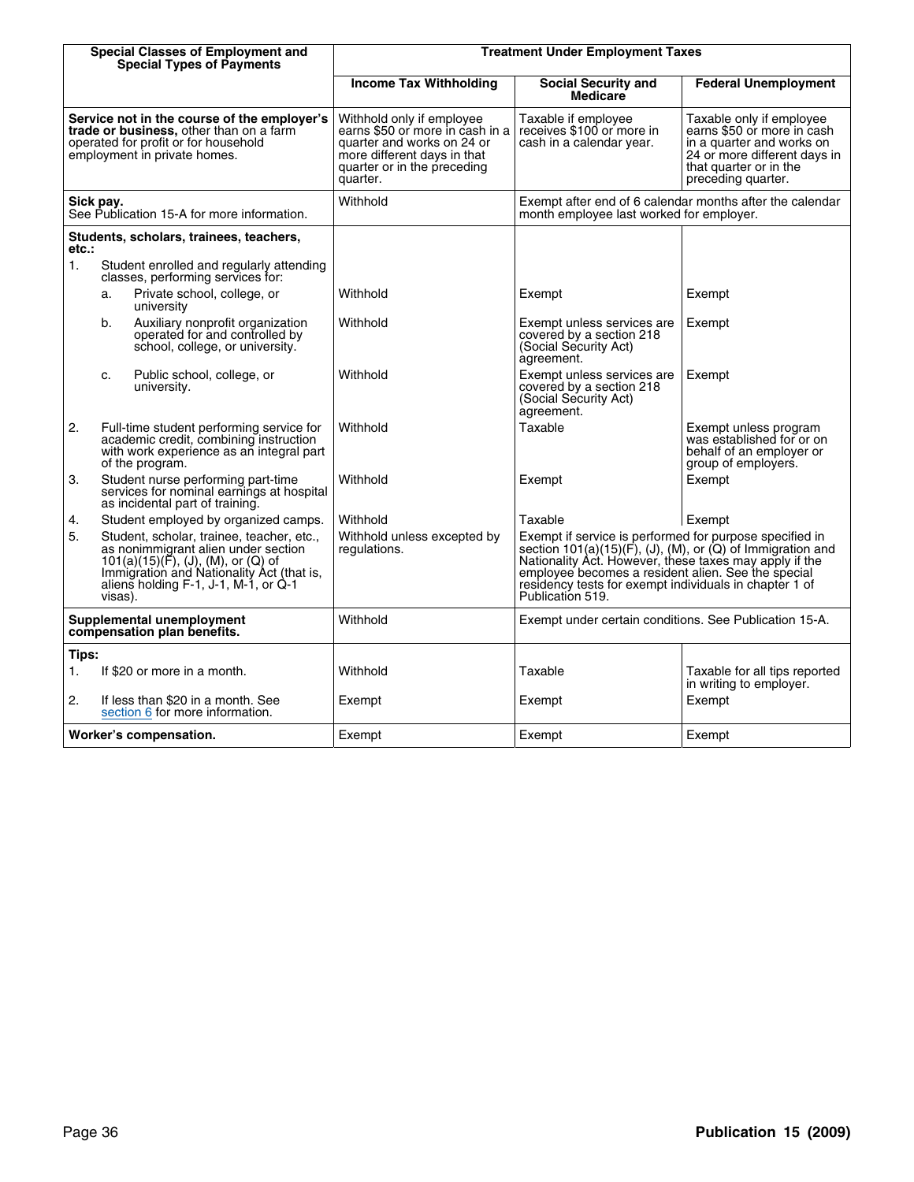| Special Classes of Employment and Special Types of Payments | Treatment Under Employment Taxes | | |
|---|---|---|---|
| | **Income Tax Withholding** | **Social Security and Medicare** | **Federal Unemployment** |
| **Service not in the course of the employer's trade or business,** other than on a farm operated for profit or for household employment in private homes. | Withhold only if employee earns $50 or more in cash in a quarter and works on 24 or more different days in that quarter or in the preceding quarter. | Taxable if employee receives $100 or more in cash in a calendar year. | Taxable only if employee earns $50 or more in cash in a quarter and works on 24 or more different days in that quarter or in the preceding quarter. |
| **Sick pay.** See Publication 15-A for more information. | Withhold | Exempt after end of 6 calendar months after the calendar month employee last worked for employer. | |
| **Students, scholars, trainees, teachers, etc.:** | | | |
| 1. Student enrolled and regularly attending classes, performing services for: | | | |
| a. Private school, college, or university | Withhold | Exempt | Exempt |
| b. Auxiliary nonprofit organization operated for and controlled by school, college, or university. | Withhold | Exempt unless services are covered by a section 218 (Social Security Act) agreement. | Exempt |
| c. Public school, college, or university. | Withhold | Exempt unless services are covered by a section 218 (Social Security Act) agreement. | Exempt |
| 2. Full-time student performing service for academic credit, combining instruction with work experience as an integral part of the program. | Withhold | Taxable | Exempt unless program was established for or on behalf of an employer or group of employers. |
| 3. Student nurse performing part-time services for nominal earnings at hospital as incidental part of training. | Withhold | Exempt | Exempt |
| 4. Student employed by organized camps. | Withhold | Taxable | Exempt |
| 5. Student, scholar, trainee, teacher, etc., as nonimmigrant alien under section 101(a)(15)(F), (J), (M), or (Q) of Immigration and Nationality Act (that is, aliens holding F-1, J-1, M-1, or Q-1 visas). | Withhold unless excepted by regulations. | Exempt if service is performed for purpose specified in section 101(a)(15)(F), (J), (M), or (Q) of Immigration and Nationality Act. However, these taxes may apply if the employee becomes a resident alien. See the special residency tests for exempt individuals in chapter 1 of Publication 519. | |
| **Supplemental unemployment compensation plan benefits.** | Withhold | Exempt under certain conditions. See Publication 15-A. | |
| **Tips:** | | | |
| 1. If $20 or more in a month. | Withhold | Taxable | Taxable for all tips reported in writing to employer. |
| 2. If less than $20 in a month. See section 6 for more information. | Exempt | Exempt | Exempt |
| **Worker's compensation.** | Exempt | Exempt | Exempt |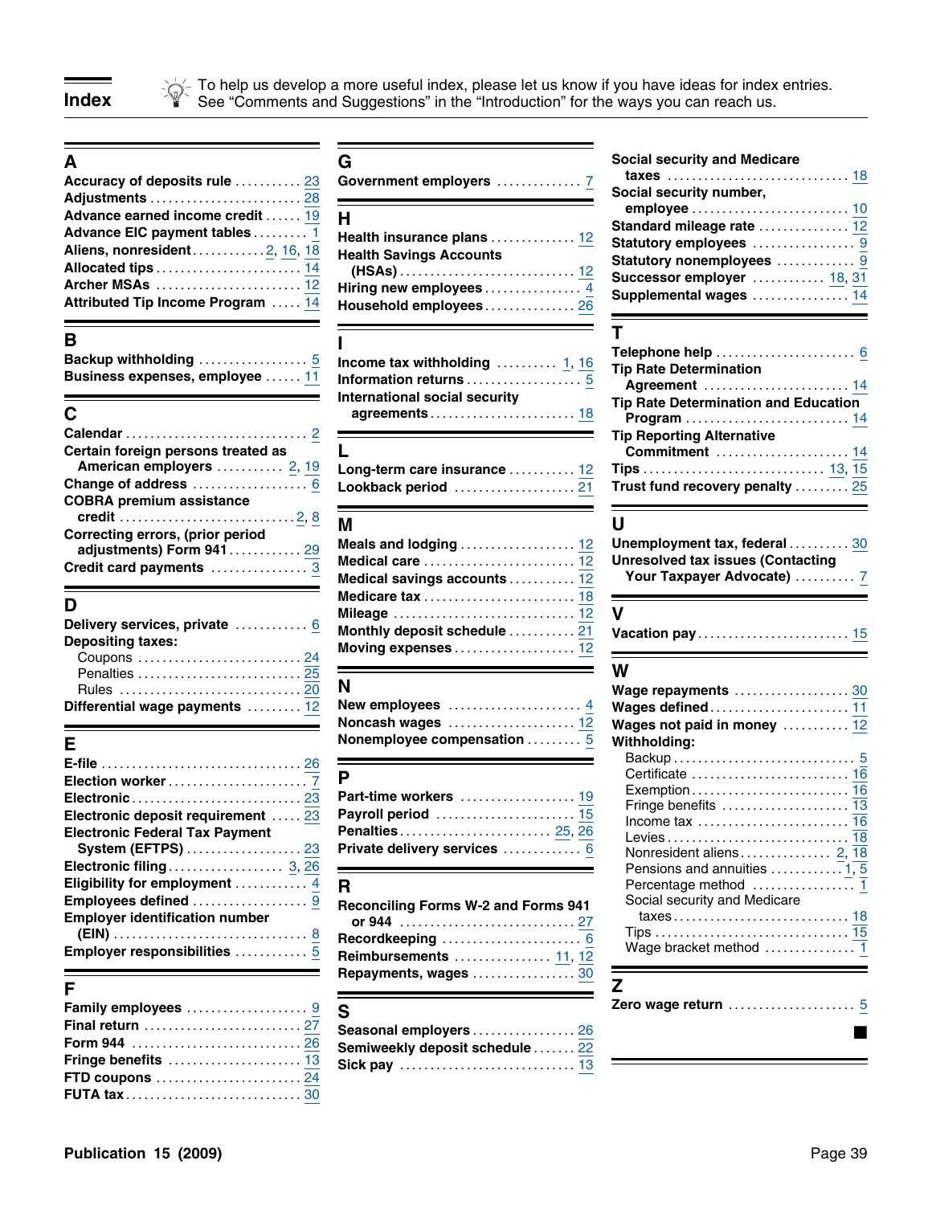# Index

To help us develop a more useful index, please let us know if you have ideas for index entries. See "Comments and Suggestions" in the "Introduction" for the ways you can reach us.

## A

- **Accuracy of deposits rule** ... 23
- **Adjustments** ... 28
- **Advance earned income credit** ... 19
- **Advance EIC payment tables** ... 1
- **Aliens, nonresident** ... 2, 16, 18
- **Allocated tips** ... 14
- **Archer MSAs** ... 12
- **Attributed Tip Income Program** ... 14

## B

- **Backup withholding** ... 5
- **Business expenses, employee** ... 11

## C

- **Calendar** ... 2
- **Certain foreign persons treated as American employers** ... 2, 19
- **Change of address** ... 6
- **COBRA premium assistance credit** ... 2, 8
- **Correcting errors, (prior period adjustments) Form 941** ... 29
- **Credit card payments** ... 3

## D

- **Delivery services, private** ... 6
- **Depositing taxes:**
  - Coupons ... 24
  - Penalties ... 25
  - Rules ... 20
- **Differential wage payments** ... 12

## E

- **E-file** ... 26
- **Election worker** ... 7
- **Electronic** ... 23
- **Electronic deposit requirement** ... 23
- **Electronic Federal Tax Payment System (EFTPS)** ... 23
- **Electronic filing** ... 3, 26
- **Eligibility for employment** ... 4
- **Employees defined** ... 9
- **Employer identification number (EIN)** ... 8
- **Employer responsibilities** ... 5

## F

- **Family employees** ... 9
- **Final return** ... 27
- **Form 944** ... 26
- **Fringe benefits** ... 13
- **FTD coupons** ... 24
- **FUTA tax** ... 30

## G

- **Government employers** ... 7

## H

- **Health insurance plans** ... 12
- **Health Savings Accounts (HSAs)** ... 12
- **Hiring new employees** ... 4
- **Household employees** ... 26

## I

- **Income tax withholding** ... 1, 16
- **Information returns** ... 5
- **International social security agreements** ... 18

## L

- **Long-term care insurance** ... 12
- **Lookback period** ... 21

## M

- **Meals and lodging** ... 12
- **Medical care** ... 12
- **Medical savings accounts** ... 12
- **Medicare tax** ... 18
- **Mileage** ... 12
- **Monthly deposit schedule** ... 21
- **Moving expenses** ... 12

## N

- **New employees** ... 4
- **Noncash wages** ... 12
- **Nonemployee compensation** ... 5

## P

- **Part-time workers** ... 19
- **Payroll period** ... 15
- **Penalties** ... 25, 26
- **Private delivery services** ... 6

## R

- **Reconciling Forms W-2 and Forms 941 or 944** ... 27
- **Recordkeeping** ... 6
- **Reimbursements** ... 11, 12
- **Repayments, wages** ... 30

## S

- **Seasonal employers** ... 26
- **Semiweekly deposit schedule** ... 22
- **Sick pay** ... 13
- **Social security and Medicare taxes** ... 18
- **Social security number, employee** ... 10
- **Standard mileage rate** ... 12
- **Statutory employees** ... 9
- **Statutory nonemployees** ... 9
- **Successor employer** ... 18, 31
- **Supplemental wages** ... 14

## T

- **Telephone help** ... 6
- **Tip Rate Determination Agreement** ... 14
- **Tip Rate Determination and Education Program** ... 14
- **Tip Reporting Alternative Commitment** ... 14
- **Tips** ... 13, 15
- **Trust fund recovery penalty** ... 25

## U

- **Unemployment tax, federal** ... 30
- **Unresolved tax issues (Contacting Your Taxpayer Advocate)** ... 7

## V

- **Vacation pay** ... 15

## W

- **Wage repayments** ... 30
- **Wages defined** ... 11
- **Wages not paid in money** ... 12
- **Withholding:**
  - Backup ... 5
  - Certificate ... 16
  - Exemption ... 16
  - Fringe benefits ... 13
  - Income tax ... 16
  - Levies ... 18
  - Nonresident aliens ... 2, 18
  - Pensions and annuities ... 1, 5
  - Percentage method ... 1
  - Social security and Medicare taxes ... 18
  - Tips ... 15
  - Wage bracket method ... 1

## Z

- **Zero wage return** ... 5

■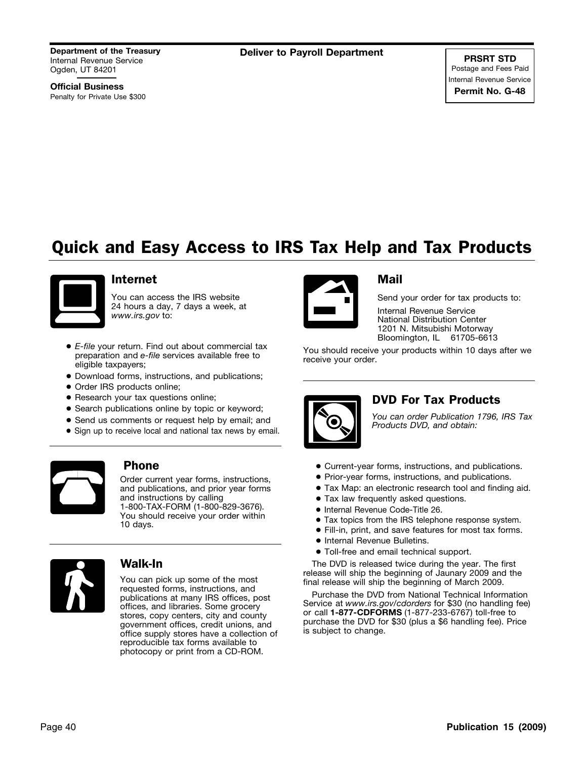**Department of the Treasury**
Internal Revenue Service
Ogden, UT 84201

**Official Business**
Penalty for Private Use $300

**Deliver to Payroll Department**

**PRSRT STD**
Postage and Fees Paid
Internal Revenue Service
**Permit No. G-48**

# Quick and Easy Access to IRS Tax Help and Tax Products

## Internet

You can access the IRS website 24 hours a day, 7 days a week, at *www.irs.gov* to:

- *E-file* your return. Find out about commercial tax preparation and *e-file* services available free to eligible taxpayers;
- Download forms, instructions, and publications;
- Order IRS products online;
- Research your tax questions online;
- Search publications online by topic or keyword;
- Send us comments or request help by email; and
- Sign up to receive local and national tax news by email.

## Phone

Order current year forms, instructions, and publications, and prior year forms and instructions by calling 1-800-TAX-FORM (1-800-829-3676). You should receive your order within 10 days.

## Walk-In

You can pick up some of the most requested forms, instructions, and publications at many IRS offices, post offices, and libraries. Some grocery stores, copy centers, city and county government offices, credit unions, and office supply stores have a collection of reproducible tax forms available to photocopy or print from a CD-ROM.

## Mail

Send your order for tax products to:

Internal Revenue Service
National Distribution Center
1201 N. Mitsubishi Motorway
Bloomington, IL 61705-6613

You should receive your products within 10 days after we receive your order.

## DVD For Tax Products

*You can order Publication 1796, IRS Tax Products DVD, and obtain:*

- Current-year forms, instructions, and publications.
- Prior-year forms, instructions, and publications.
- Tax Map: an electronic research tool and finding aid.
- Tax law frequently asked questions.
- Internal Revenue Code-Title 26.
- Tax topics from the IRS telephone response system.
- Fill-in, print, and save features for most tax forms.
- Internal Revenue Bulletins.
- Toll-free and email technical support.

The DVD is released twice during the year. The first release will ship the beginning of Jaunary 2009 and the final release will ship the beginning of March 2009.

Purchase the DVD from National Technical Information Service at *www.irs.gov/cdorders* for $30 (no handling fee) or call **1-877-CDFORMS** (1-877-233-6767) toll-free to purchase the DVD for $30 (plus a $6 handling fee). Price is subject to change.